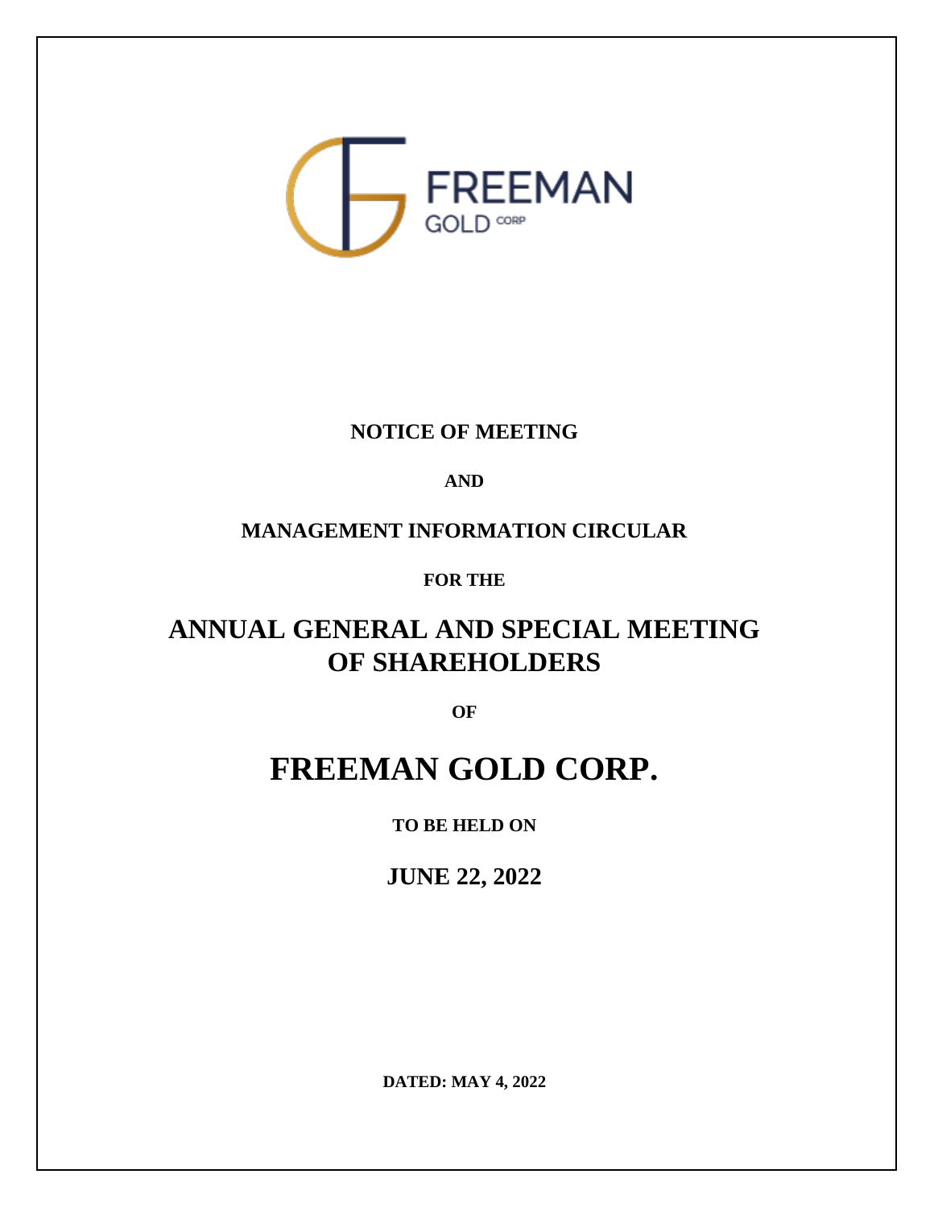FREEMAN GOLD CORP

**NOTICE OF MEETING**

**AND**

**MANAGEMENT INFORMATION CIRCULAR**

**FOR THE**

# ANNUAL GENERAL AND SPECIAL MEETING OF SHAREHOLDERS

**OF**

# FREEMAN GOLD CORP.

**TO BE HELD ON**

## JUNE 22, 2022

**DATED: MAY 4, 2022**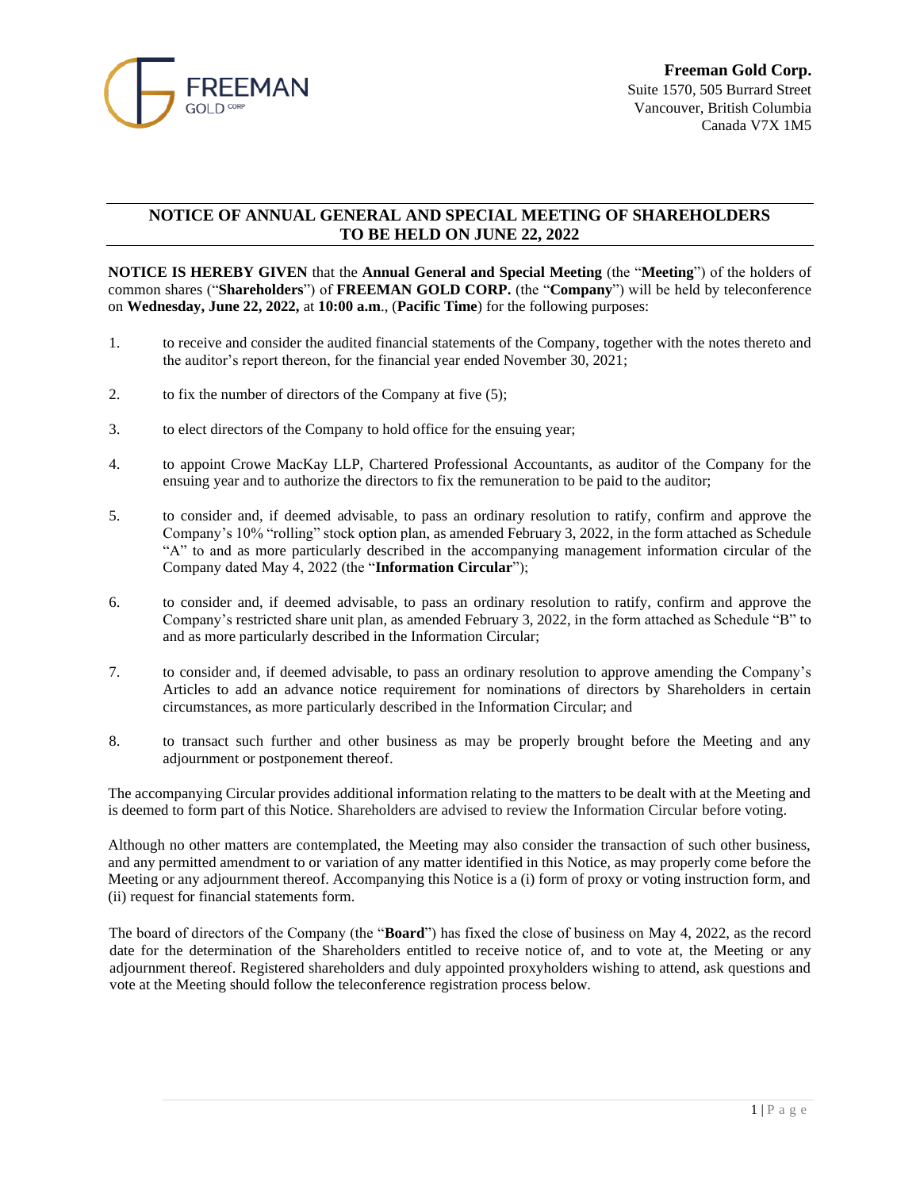**Freeman Gold Corp.**
Suite 1570, 505 Burrard Street
Vancouver, British Columbia
Canada V7X 1M5

## NOTICE OF ANNUAL GENERAL AND SPECIAL MEETING OF SHAREHOLDERS TO BE HELD ON JUNE 22, 2022

**NOTICE IS HEREBY GIVEN** that the **Annual General and Special Meeting** (the "**Meeting**") of the holders of common shares ("**Shareholders**") of **FREEMAN GOLD CORP.** (the "**Company**") will be held by teleconference on **Wednesday, June 22, 2022,** at **10:00 a.m**., (**Pacific Time**) for the following purposes:

1. to receive and consider the audited financial statements of the Company, together with the notes thereto and the auditor's report thereon, for the financial year ended November 30, 2021;
2. to fix the number of directors of the Company at five (5);
3. to elect directors of the Company to hold office for the ensuing year;
4. to appoint Crowe MacKay LLP, Chartered Professional Accountants, as auditor of the Company for the ensuing year and to authorize the directors to fix the remuneration to be paid to the auditor;
5. to consider and, if deemed advisable, to pass an ordinary resolution to ratify, confirm and approve the Company's 10% "rolling" stock option plan, as amended February 3, 2022, in the form attached as Schedule "A" to and as more particularly described in the accompanying management information circular of the Company dated May 4, 2022 (the "**Information Circular**");
6. to consider and, if deemed advisable, to pass an ordinary resolution to ratify, confirm and approve the Company's restricted share unit plan, as amended February 3, 2022, in the form attached as Schedule "B" to and as more particularly described in the Information Circular;
7. to consider and, if deemed advisable, to pass an ordinary resolution to approve amending the Company's Articles to add an advance notice requirement for nominations of directors by Shareholders in certain circumstances, as more particularly described in the Information Circular; and
8. to transact such further and other business as may be properly brought before the Meeting and any adjournment or postponement thereof.

The accompanying Circular provides additional information relating to the matters to be dealt with at the Meeting and is deemed to form part of this Notice. Shareholders are advised to review the Information Circular before voting.

Although no other matters are contemplated, the Meeting may also consider the transaction of such other business, and any permitted amendment to or variation of any matter identified in this Notice, as may properly come before the Meeting or any adjournment thereof. Accompanying this Notice is a (i) form of proxy or voting instruction form, and (ii) request for financial statements form.

The board of directors of the Company (the "**Board**") has fixed the close of business on May 4, 2022, as the record date for the determination of the Shareholders entitled to receive notice of, and to vote at, the Meeting or any adjournment thereof. Registered shareholders and duly appointed proxyholders wishing to attend, ask questions and vote at the Meeting should follow the teleconference registration process below.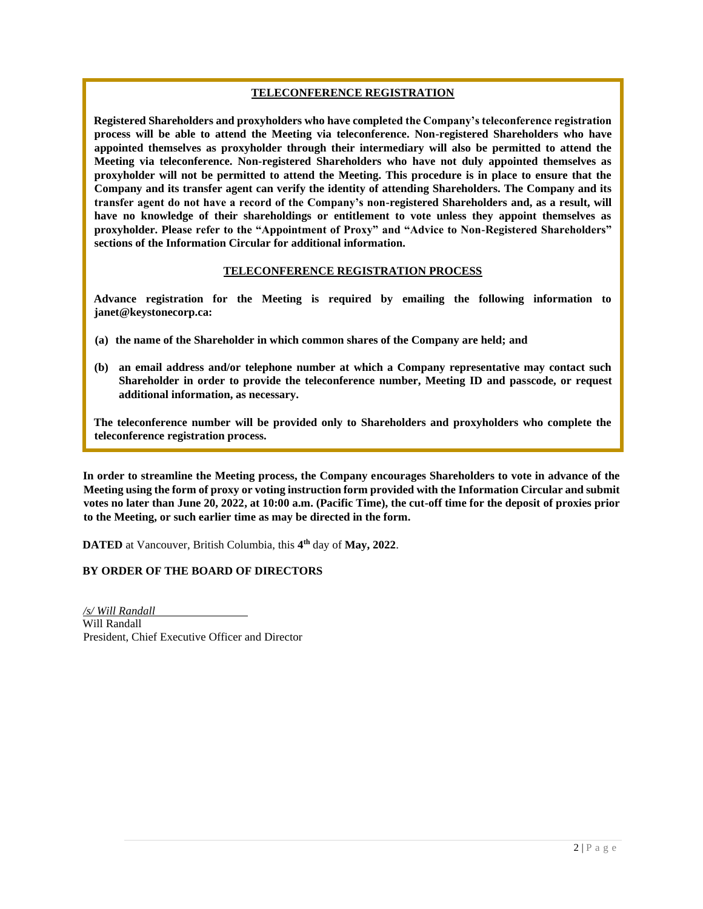**TELECONFERENCE REGISTRATION**

**Registered Shareholders and proxyholders who have completed the Company's teleconference registration process will be able to attend the Meeting via teleconference. Non-registered Shareholders who have appointed themselves as proxyholder through their intermediary will also be permitted to attend the Meeting via teleconference. Non-registered Shareholders who have not duly appointed themselves as proxyholder will not be permitted to attend the Meeting. This procedure is in place to ensure that the Company and its transfer agent can verify the identity of attending Shareholders. The Company and its transfer agent do not have a record of the Company's non-registered Shareholders and, as a result, will have no knowledge of their shareholdings or entitlement to vote unless they appoint themselves as proxyholder. Please refer to the "Appointment of Proxy" and "Advice to Non-Registered Shareholders" sections of the Information Circular for additional information.**

**TELECONFERENCE REGISTRATION PROCESS**

**Advance registration for the Meeting is required by emailing the following information to janet@keystonecorp.ca:**

**(a) the name of the Shareholder in which common shares of the Company are held; and**

**(b) an email address and/or telephone number at which a Company representative may contact such Shareholder in order to provide the teleconference number, Meeting ID and passcode, or request additional information, as necessary.**

**The teleconference number will be provided only to Shareholders and proxyholders who complete the teleconference registration process.**

**In order to streamline the Meeting process, the Company encourages Shareholders to vote in advance of the Meeting using the form of proxy or voting instruction form provided with the Information Circular and submit votes no later than June 20, 2022, at 10:00 a.m. (Pacific Time), the cut-off time for the deposit of proxies prior to the Meeting, or such earlier time as may be directed in the form.**

**DATED** at Vancouver, British Columbia, this **4th** day of **May, 2022**.

**BY ORDER OF THE BOARD OF DIRECTORS**

*/s/ Will Randall*
Will Randall
President, Chief Executive Officer and Director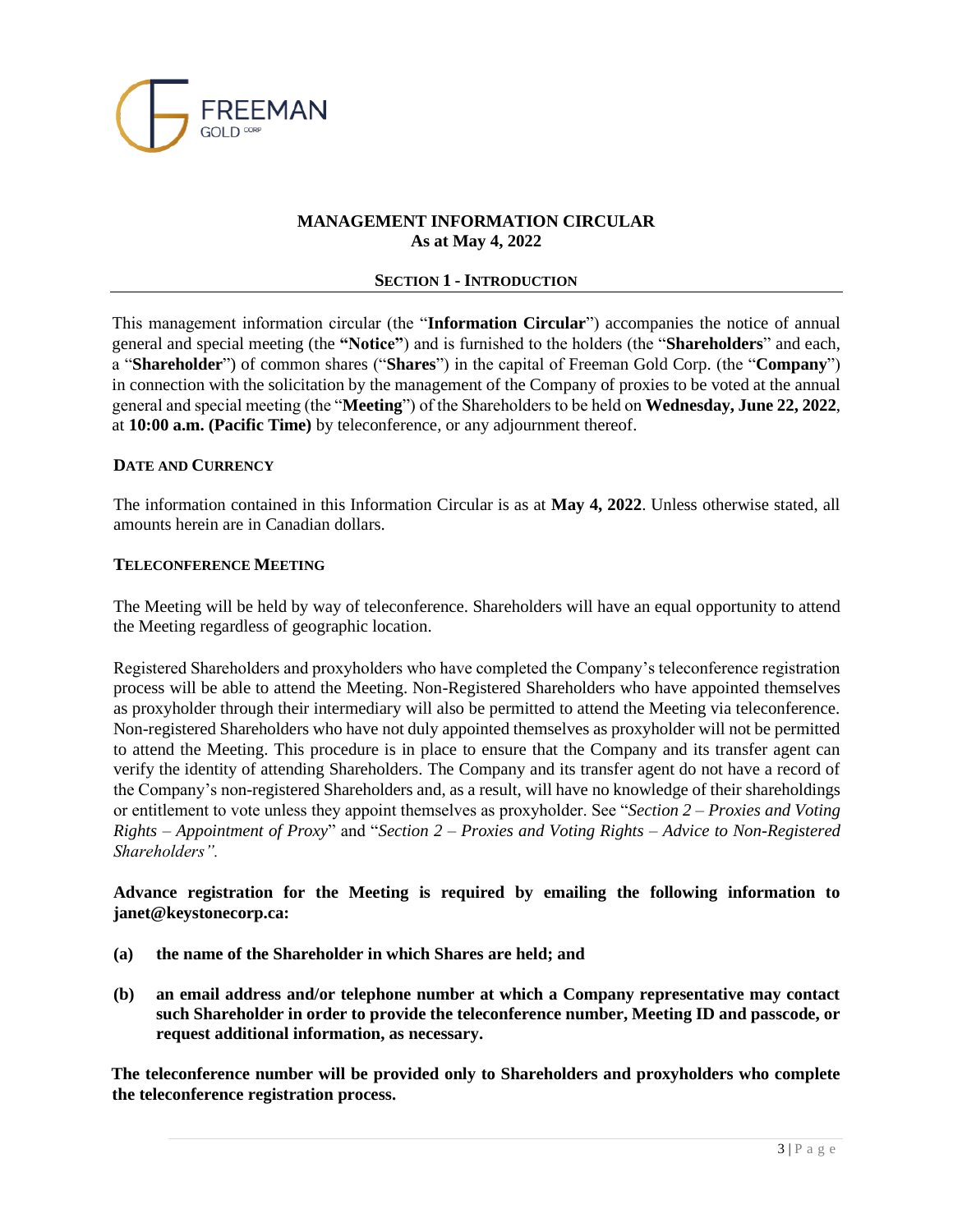# MANAGEMENT INFORMATION CIRCULAR
# As at May 4, 2022

## SECTION 1 - INTRODUCTION

This management information circular (the "**Information Circular**") accompanies the notice of annual general and special meeting (the **"Notice"**) and is furnished to the holders (the "**Shareholders**" and each, a "**Shareholder**") of common shares ("**Shares**") in the capital of Freeman Gold Corp. (the "**Company**") in connection with the solicitation by the management of the Company of proxies to be voted at the annual general and special meeting (the "**Meeting**") of the Shareholders to be held on **Wednesday, June 22, 2022**, at **10:00 a.m. (Pacific Time)** by teleconference, or any adjournment thereof.

### DATE AND CURRENCY

The information contained in this Information Circular is as at **May 4, 2022**. Unless otherwise stated, all amounts herein are in Canadian dollars.

### TELECONFERENCE MEETING

The Meeting will be held by way of teleconference. Shareholders will have an equal opportunity to attend the Meeting regardless of geographic location.

Registered Shareholders and proxyholders who have completed the Company's teleconference registration process will be able to attend the Meeting. Non-Registered Shareholders who have appointed themselves as proxyholder through their intermediary will also be permitted to attend the Meeting via teleconference. Non-registered Shareholders who have not duly appointed themselves as proxyholder will not be permitted to attend the Meeting. This procedure is in place to ensure that the Company and its transfer agent can verify the identity of attending Shareholders. The Company and its transfer agent do not have a record of the Company's non-registered Shareholders and, as a result, will have no knowledge of their shareholdings or entitlement to vote unless they appoint themselves as proxyholder. See "*Section 2 – Proxies and Voting Rights – Appointment of Proxy*" and "*Section 2 – Proxies and Voting Rights – Advice to Non-Registered Shareholders".*

**Advance registration for the Meeting is required by emailing the following information to janet@keystonecorp.ca:**

**(a) the name of the Shareholder in which Shares are held; and**

**(b) an email address and/or telephone number at which a Company representative may contact such Shareholder in order to provide the teleconference number, Meeting ID and passcode, or request additional information, as necessary.**

**The teleconference number will be provided only to Shareholders and proxyholders who complete the teleconference registration process.**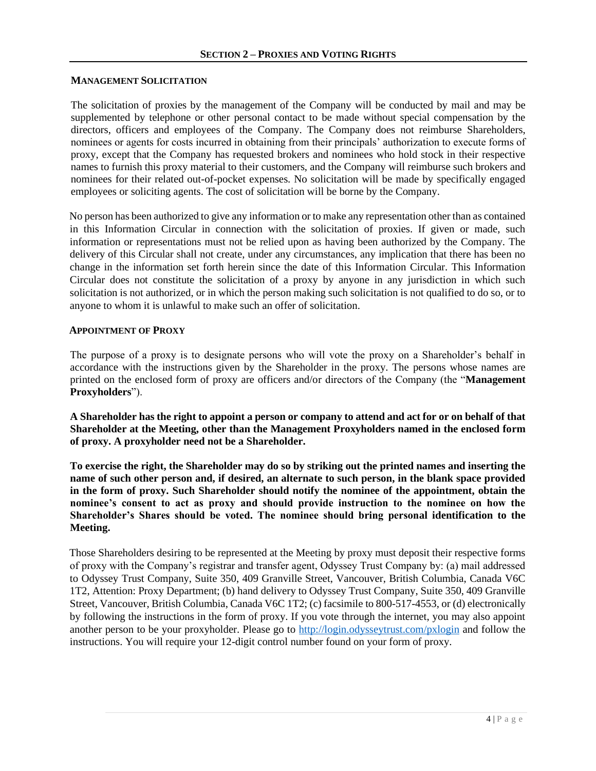## SECTION 2 – PROXIES AND VOTING RIGHTS

### MANAGEMENT SOLICITATION

The solicitation of proxies by the management of the Company will be conducted by mail and may be supplemented by telephone or other personal contact to be made without special compensation by the directors, officers and employees of the Company. The Company does not reimburse Shareholders, nominees or agents for costs incurred in obtaining from their principals' authorization to execute forms of proxy, except that the Company has requested brokers and nominees who hold stock in their respective names to furnish this proxy material to their customers, and the Company will reimburse such brokers and nominees for their related out-of-pocket expenses. No solicitation will be made by specifically engaged employees or soliciting agents. The cost of solicitation will be borne by the Company.

No person has been authorized to give any information or to make any representation other than as contained in this Information Circular in connection with the solicitation of proxies. If given or made, such information or representations must not be relied upon as having been authorized by the Company. The delivery of this Circular shall not create, under any circumstances, any implication that there has been no change in the information set forth herein since the date of this Information Circular. This Information Circular does not constitute the solicitation of a proxy by anyone in any jurisdiction in which such solicitation is not authorized, or in which the person making such solicitation is not qualified to do so, or to anyone to whom it is unlawful to make such an offer of solicitation.

### APPOINTMENT OF PROXY

The purpose of a proxy is to designate persons who will vote the proxy on a Shareholder's behalf in accordance with the instructions given by the Shareholder in the proxy. The persons whose names are printed on the enclosed form of proxy are officers and/or directors of the Company (the "**Management Proxyholders**").

**A Shareholder has the right to appoint a person or company to attend and act for or on behalf of that Shareholder at the Meeting, other than the Management Proxyholders named in the enclosed form of proxy. A proxyholder need not be a Shareholder.**

**To exercise the right, the Shareholder may do so by striking out the printed names and inserting the name of such other person and, if desired, an alternate to such person, in the blank space provided in the form of proxy. Such Shareholder should notify the nominee of the appointment, obtain the nominee's consent to act as proxy and should provide instruction to the nominee on how the Shareholder's Shares should be voted. The nominee should bring personal identification to the Meeting.**

Those Shareholders desiring to be represented at the Meeting by proxy must deposit their respective forms of proxy with the Company's registrar and transfer agent, Odyssey Trust Company by: (a) mail addressed to Odyssey Trust Company, Suite 350, 409 Granville Street, Vancouver, British Columbia, Canada V6C 1T2, Attention: Proxy Department; (b) hand delivery to Odyssey Trust Company, Suite 350, 409 Granville Street, Vancouver, British Columbia, Canada V6C 1T2; (c) facsimile to 800-517-4553, or (d) electronically by following the instructions in the form of proxy. If you vote through the internet, you may also appoint another person to be your proxyholder. Please go to http://login.odysseytrust.com/pxlogin and follow the instructions. You will require your 12-digit control number found on your form of proxy.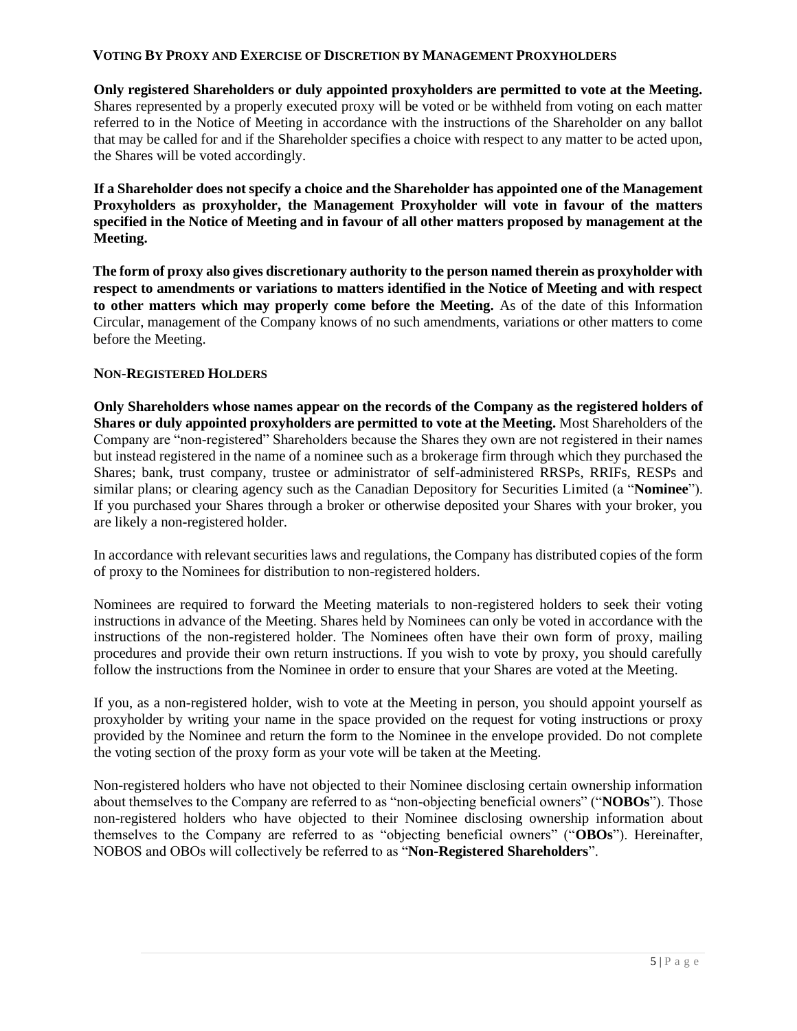### VOTING BY PROXY AND EXERCISE OF DISCRETION BY MANAGEMENT PROXYHOLDERS

**Only registered Shareholders or duly appointed proxyholders are permitted to vote at the Meeting.** Shares represented by a properly executed proxy will be voted or be withheld from voting on each matter referred to in the Notice of Meeting in accordance with the instructions of the Shareholder on any ballot that may be called for and if the Shareholder specifies a choice with respect to any matter to be acted upon, the Shares will be voted accordingly.

**If a Shareholder does not specify a choice and the Shareholder has appointed one of the Management Proxyholders as proxyholder, the Management Proxyholder will vote in favour of the matters specified in the Notice of Meeting and in favour of all other matters proposed by management at the Meeting.**

**The form of proxy also gives discretionary authority to the person named therein as proxyholder with respect to amendments or variations to matters identified in the Notice of Meeting and with respect to other matters which may properly come before the Meeting.** As of the date of this Information Circular, management of the Company knows of no such amendments, variations or other matters to come before the Meeting.

### NON-REGISTERED HOLDERS

**Only Shareholders whose names appear on the records of the Company as the registered holders of Shares or duly appointed proxyholders are permitted to vote at the Meeting.** Most Shareholders of the Company are "non-registered" Shareholders because the Shares they own are not registered in their names but instead registered in the name of a nominee such as a brokerage firm through which they purchased the Shares; bank, trust company, trustee or administrator of self-administered RRSPs, RRIFs, RESPs and similar plans; or clearing agency such as the Canadian Depository for Securities Limited (a "**Nominee**"). If you purchased your Shares through a broker or otherwise deposited your Shares with your broker, you are likely a non-registered holder.

In accordance with relevant securities laws and regulations, the Company has distributed copies of the form of proxy to the Nominees for distribution to non-registered holders.

Nominees are required to forward the Meeting materials to non-registered holders to seek their voting instructions in advance of the Meeting. Shares held by Nominees can only be voted in accordance with the instructions of the non-registered holder. The Nominees often have their own form of proxy, mailing procedures and provide their own return instructions. If you wish to vote by proxy, you should carefully follow the instructions from the Nominee in order to ensure that your Shares are voted at the Meeting.

If you, as a non-registered holder, wish to vote at the Meeting in person, you should appoint yourself as proxyholder by writing your name in the space provided on the request for voting instructions or proxy provided by the Nominee and return the form to the Nominee in the envelope provided. Do not complete the voting section of the proxy form as your vote will be taken at the Meeting.

Non-registered holders who have not objected to their Nominee disclosing certain ownership information about themselves to the Company are referred to as "non-objecting beneficial owners" ("**NOBOs**"). Those non-registered holders who have objected to their Nominee disclosing ownership information about themselves to the Company are referred to as "objecting beneficial owners" ("**OBOs**"). Hereinafter, NOBOS and OBOs will collectively be referred to as "**Non-Registered Shareholders**".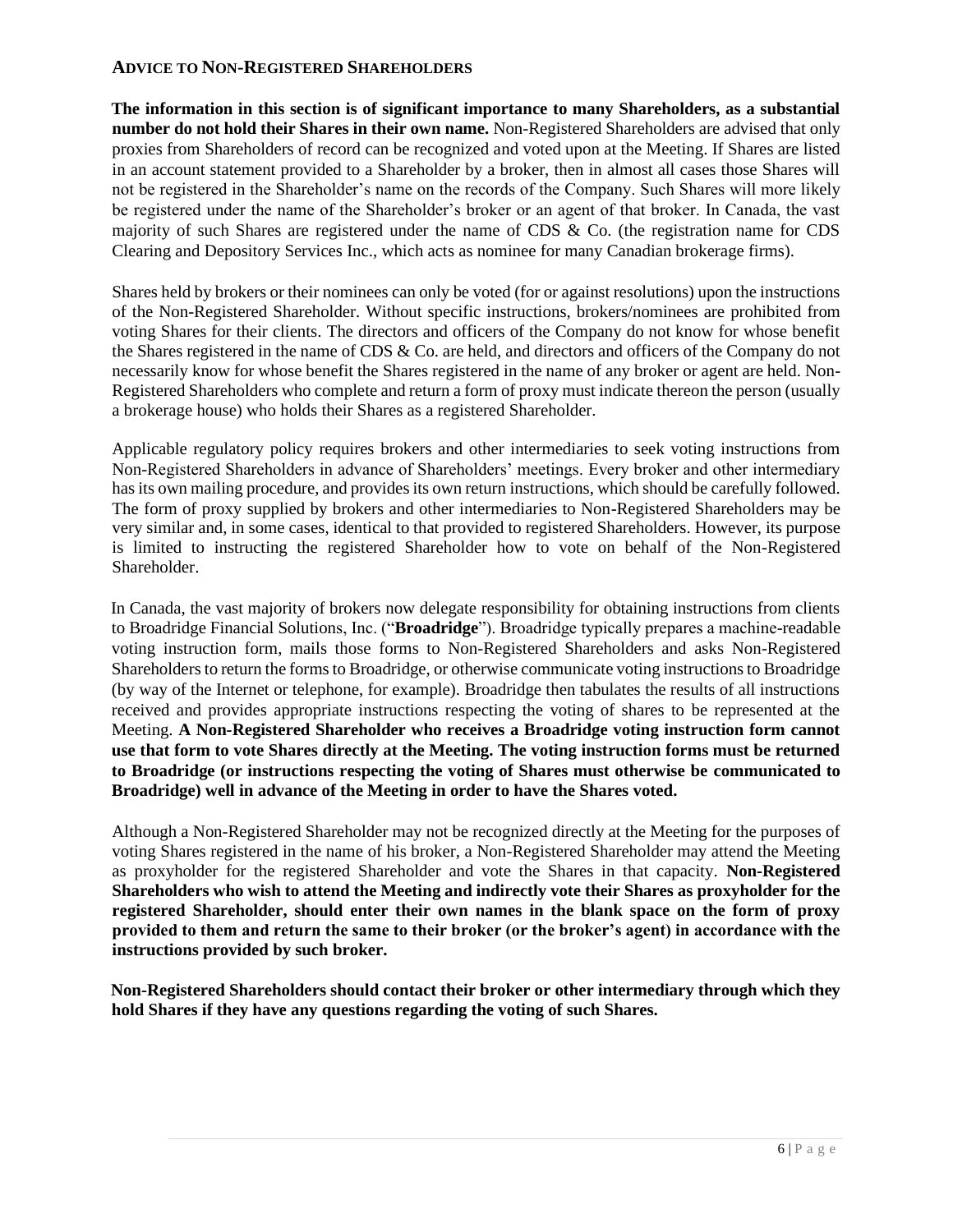## ADVICE TO NON-REGISTERED SHAREHOLDERS

**The information in this section is of significant importance to many Shareholders, as a substantial number do not hold their Shares in their own name.** Non-Registered Shareholders are advised that only proxies from Shareholders of record can be recognized and voted upon at the Meeting. If Shares are listed in an account statement provided to a Shareholder by a broker, then in almost all cases those Shares will not be registered in the Shareholder's name on the records of the Company. Such Shares will more likely be registered under the name of the Shareholder's broker or an agent of that broker. In Canada, the vast majority of such Shares are registered under the name of CDS & Co. (the registration name for CDS Clearing and Depository Services Inc., which acts as nominee for many Canadian brokerage firms).

Shares held by brokers or their nominees can only be voted (for or against resolutions) upon the instructions of the Non-Registered Shareholder. Without specific instructions, brokers/nominees are prohibited from voting Shares for their clients. The directors and officers of the Company do not know for whose benefit the Shares registered in the name of CDS & Co. are held, and directors and officers of the Company do not necessarily know for whose benefit the Shares registered in the name of any broker or agent are held. Non-Registered Shareholders who complete and return a form of proxy must indicate thereon the person (usually a brokerage house) who holds their Shares as a registered Shareholder.

Applicable regulatory policy requires brokers and other intermediaries to seek voting instructions from Non-Registered Shareholders in advance of Shareholders' meetings. Every broker and other intermediary has its own mailing procedure, and provides its own return instructions, which should be carefully followed. The form of proxy supplied by brokers and other intermediaries to Non-Registered Shareholders may be very similar and, in some cases, identical to that provided to registered Shareholders. However, its purpose is limited to instructing the registered Shareholder how to vote on behalf of the Non-Registered Shareholder.

In Canada, the vast majority of brokers now delegate responsibility for obtaining instructions from clients to Broadridge Financial Solutions, Inc. ("**Broadridge**"). Broadridge typically prepares a machine-readable voting instruction form, mails those forms to Non-Registered Shareholders and asks Non-Registered Shareholders to return the forms to Broadridge, or otherwise communicate voting instructions to Broadridge (by way of the Internet or telephone, for example). Broadridge then tabulates the results of all instructions received and provides appropriate instructions respecting the voting of shares to be represented at the Meeting. **A Non-Registered Shareholder who receives a Broadridge voting instruction form cannot use that form to vote Shares directly at the Meeting. The voting instruction forms must be returned to Broadridge (or instructions respecting the voting of Shares must otherwise be communicated to Broadridge) well in advance of the Meeting in order to have the Shares voted.**

Although a Non-Registered Shareholder may not be recognized directly at the Meeting for the purposes of voting Shares registered in the name of his broker, a Non-Registered Shareholder may attend the Meeting as proxyholder for the registered Shareholder and vote the Shares in that capacity. **Non-Registered Shareholders who wish to attend the Meeting and indirectly vote their Shares as proxyholder for the registered Shareholder, should enter their own names in the blank space on the form of proxy provided to them and return the same to their broker (or the broker's agent) in accordance with the instructions provided by such broker.**

**Non-Registered Shareholders should contact their broker or other intermediary through which they hold Shares if they have any questions regarding the voting of such Shares.**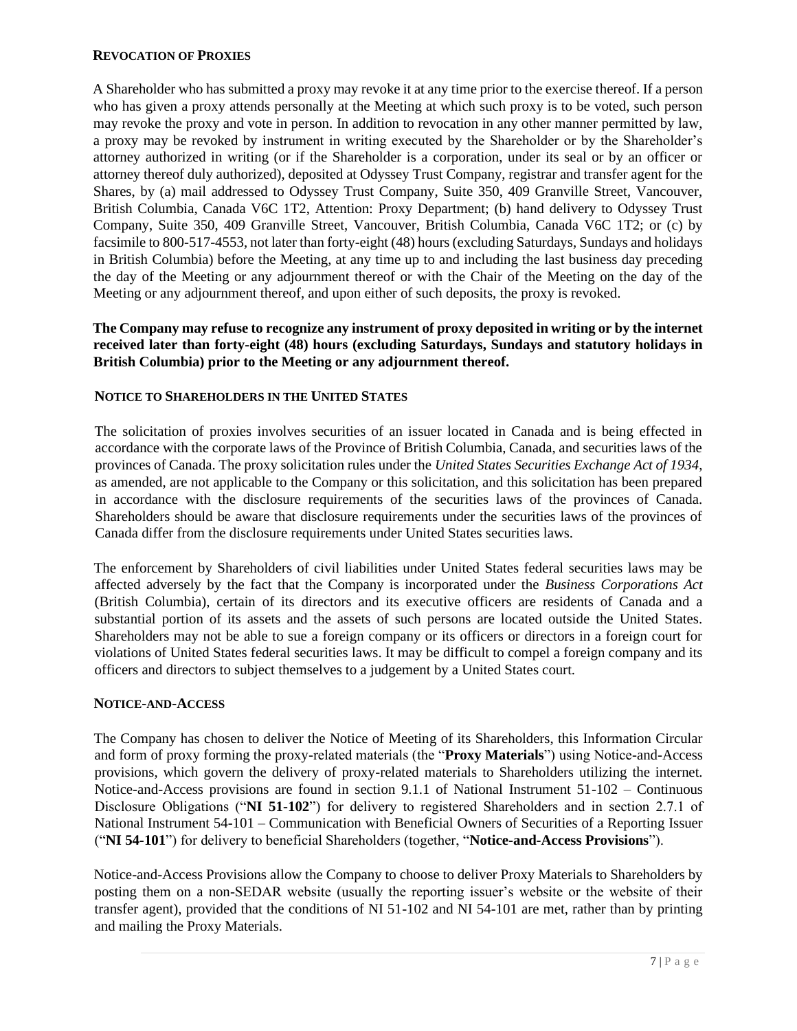## REVOCATION OF PROXIES

A Shareholder who has submitted a proxy may revoke it at any time prior to the exercise thereof. If a person who has given a proxy attends personally at the Meeting at which such proxy is to be voted, such person may revoke the proxy and vote in person. In addition to revocation in any other manner permitted by law, a proxy may be revoked by instrument in writing executed by the Shareholder or by the Shareholder's attorney authorized in writing (or if the Shareholder is a corporation, under its seal or by an officer or attorney thereof duly authorized), deposited at Odyssey Trust Company, registrar and transfer agent for the Shares, by (a) mail addressed to Odyssey Trust Company, Suite 350, 409 Granville Street, Vancouver, British Columbia, Canada V6C 1T2, Attention: Proxy Department; (b) hand delivery to Odyssey Trust Company, Suite 350, 409 Granville Street, Vancouver, British Columbia, Canada V6C 1T2; or (c) by facsimile to 800-517-4553, not later than forty-eight (48) hours (excluding Saturdays, Sundays and holidays in British Columbia) before the Meeting, at any time up to and including the last business day preceding the day of the Meeting or any adjournment thereof or with the Chair of the Meeting on the day of the Meeting or any adjournment thereof, and upon either of such deposits, the proxy is revoked.

**The Company may refuse to recognize any instrument of proxy deposited in writing or by the internet received later than forty-eight (48) hours (excluding Saturdays, Sundays and statutory holidays in British Columbia) prior to the Meeting or any adjournment thereof.**

## NOTICE TO SHAREHOLDERS IN THE UNITED STATES

The solicitation of proxies involves securities of an issuer located in Canada and is being effected in accordance with the corporate laws of the Province of British Columbia, Canada, and securities laws of the provinces of Canada. The proxy solicitation rules under the *United States Securities Exchange Act of 1934*, as amended, are not applicable to the Company or this solicitation, and this solicitation has been prepared in accordance with the disclosure requirements of the securities laws of the provinces of Canada. Shareholders should be aware that disclosure requirements under the securities laws of the provinces of Canada differ from the disclosure requirements under United States securities laws.

The enforcement by Shareholders of civil liabilities under United States federal securities laws may be affected adversely by the fact that the Company is incorporated under the *Business Corporations Act* (British Columbia), certain of its directors and its executive officers are residents of Canada and a substantial portion of its assets and the assets of such persons are located outside the United States. Shareholders may not be able to sue a foreign company or its officers or directors in a foreign court for violations of United States federal securities laws. It may be difficult to compel a foreign company and its officers and directors to subject themselves to a judgement by a United States court.

## NOTICE-AND-ACCESS

The Company has chosen to deliver the Notice of Meeting of its Shareholders, this Information Circular and form of proxy forming the proxy-related materials (the "**Proxy Materials**") using Notice-and-Access provisions, which govern the delivery of proxy-related materials to Shareholders utilizing the internet. Notice-and-Access provisions are found in section 9.1.1 of National Instrument 51-102 – Continuous Disclosure Obligations ("**NI 51-102**") for delivery to registered Shareholders and in section 2.7.1 of National Instrument 54-101 – Communication with Beneficial Owners of Securities of a Reporting Issuer ("**NI 54-101**") for delivery to beneficial Shareholders (together, "**Notice-and-Access Provisions**").

Notice-and-Access Provisions allow the Company to choose to deliver Proxy Materials to Shareholders by posting them on a non-SEDAR website (usually the reporting issuer's website or the website of their transfer agent), provided that the conditions of NI 51-102 and NI 54-101 are met, rather than by printing and mailing the Proxy Materials.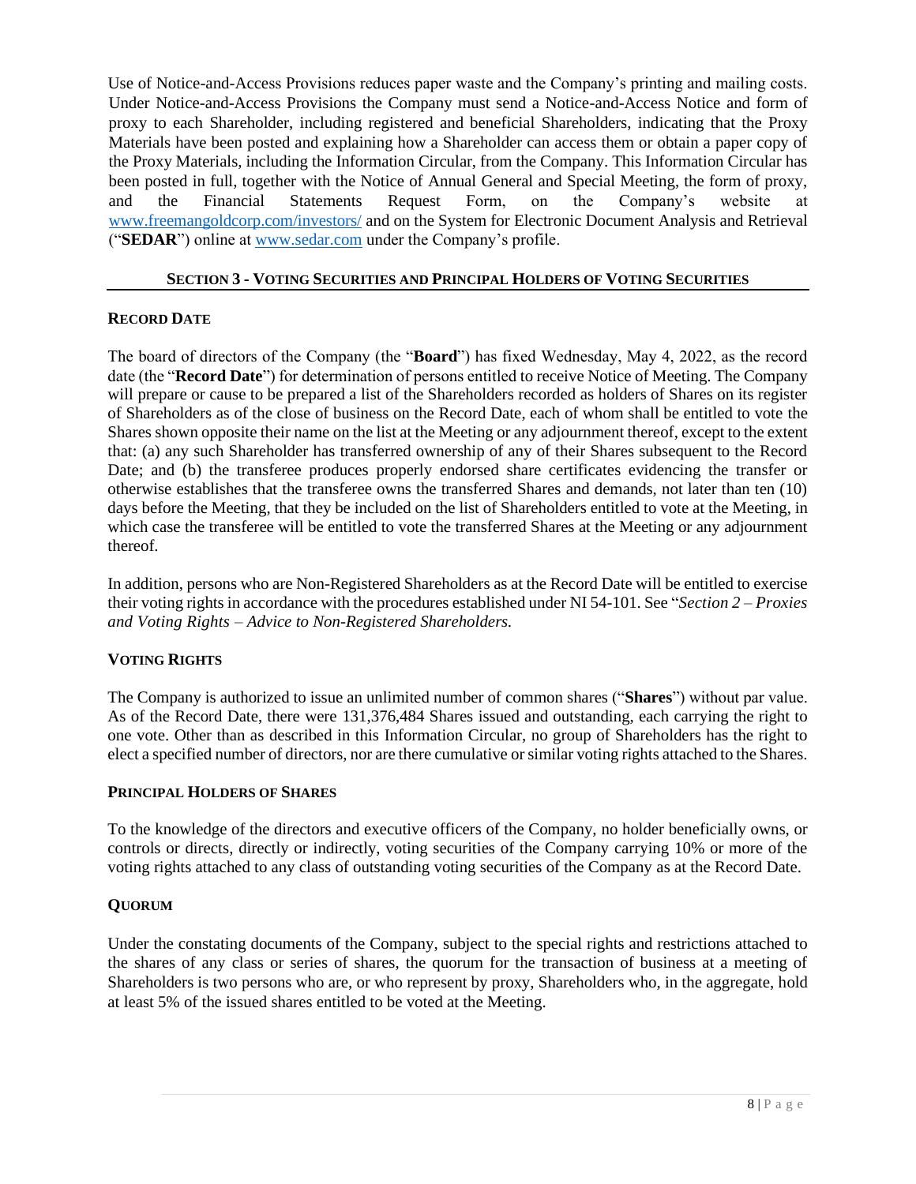Use of Notice-and-Access Provisions reduces paper waste and the Company's printing and mailing costs. Under Notice-and-Access Provisions the Company must send a Notice-and-Access Notice and form of proxy to each Shareholder, including registered and beneficial Shareholders, indicating that the Proxy Materials have been posted and explaining how a Shareholder can access them or obtain a paper copy of the Proxy Materials, including the Information Circular, from the Company. This Information Circular has been posted in full, together with the Notice of Annual General and Special Meeting, the form of proxy, and the Financial Statements Request Form, on the Company's website at www.freemangoldcorp.com/investors/ and on the System for Electronic Document Analysis and Retrieval ("**SEDAR**") online at www.sedar.com under the Company's profile.

## SECTION 3 - VOTING SECURITIES AND PRINCIPAL HOLDERS OF VOTING SECURITIES

### RECORD DATE

The board of directors of the Company (the "**Board**") has fixed Wednesday, May 4, 2022, as the record date (the "**Record Date**") for determination of persons entitled to receive Notice of Meeting. The Company will prepare or cause to be prepared a list of the Shareholders recorded as holders of Shares on its register of Shareholders as of the close of business on the Record Date, each of whom shall be entitled to vote the Shares shown opposite their name on the list at the Meeting or any adjournment thereof, except to the extent that: (a) any such Shareholder has transferred ownership of any of their Shares subsequent to the Record Date; and (b) the transferee produces properly endorsed share certificates evidencing the transfer or otherwise establishes that the transferee owns the transferred Shares and demands, not later than ten (10) days before the Meeting, that they be included on the list of Shareholders entitled to vote at the Meeting, in which case the transferee will be entitled to vote the transferred Shares at the Meeting or any adjournment thereof.

In addition, persons who are Non-Registered Shareholders as at the Record Date will be entitled to exercise their voting rights in accordance with the procedures established under NI 54-101. See "*Section 2 – Proxies and Voting Rights – Advice to Non-Registered Shareholders.*

### VOTING RIGHTS

The Company is authorized to issue an unlimited number of common shares ("**Shares**") without par value. As of the Record Date, there were 131,376,484 Shares issued and outstanding, each carrying the right to one vote. Other than as described in this Information Circular, no group of Shareholders has the right to elect a specified number of directors, nor are there cumulative or similar voting rights attached to the Shares.

### PRINCIPAL HOLDERS OF SHARES

To the knowledge of the directors and executive officers of the Company, no holder beneficially owns, or controls or directs, directly or indirectly, voting securities of the Company carrying 10% or more of the voting rights attached to any class of outstanding voting securities of the Company as at the Record Date.

### QUORUM

Under the constating documents of the Company, subject to the special rights and restrictions attached to the shares of any class or series of shares, the quorum for the transaction of business at a meeting of Shareholders is two persons who are, or who represent by proxy, Shareholders who, in the aggregate, hold at least 5% of the issued shares entitled to be voted at the Meeting.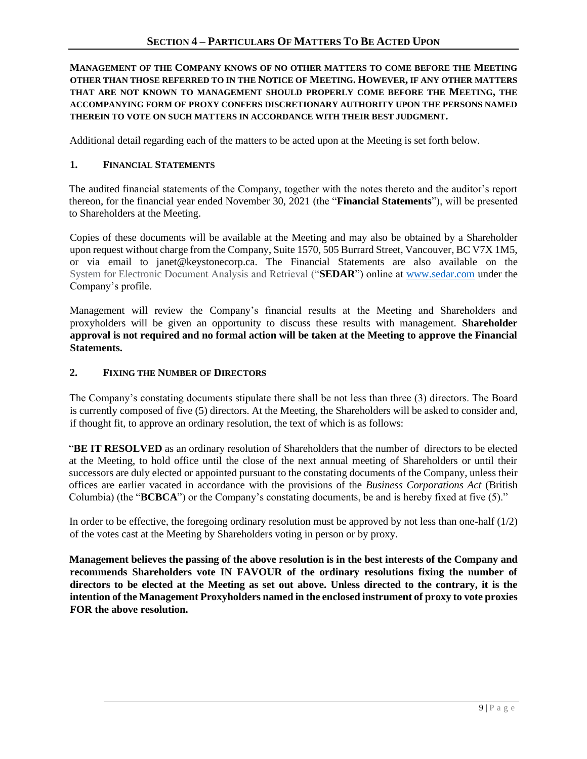## SECTION 4 – PARTICULARS OF MATTERS TO BE ACTED UPON

**MANAGEMENT OF THE COMPANY KNOWS OF NO OTHER MATTERS TO COME BEFORE THE MEETING OTHER THAN THOSE REFERRED TO IN THE NOTICE OF MEETING. HOWEVER, IF ANY OTHER MATTERS THAT ARE NOT KNOWN TO MANAGEMENT SHOULD PROPERLY COME BEFORE THE MEETING, THE ACCOMPANYING FORM OF PROXY CONFERS DISCRETIONARY AUTHORITY UPON THE PERSONS NAMED THEREIN TO VOTE ON SUCH MATTERS IN ACCORDANCE WITH THEIR BEST JUDGMENT.**

Additional detail regarding each of the matters to be acted upon at the Meeting is set forth below.

### 1. FINANCIAL STATEMENTS

The audited financial statements of the Company, together with the notes thereto and the auditor's report thereon, for the financial year ended November 30, 2021 (the "**Financial Statements**"), will be presented to Shareholders at the Meeting.

Copies of these documents will be available at the Meeting and may also be obtained by a Shareholder upon request without charge from the Company, Suite 1570, 505 Burrard Street, Vancouver, BC V7X 1M5, or via email to janet@keystonecorp.ca. The Financial Statements are also available on the System for Electronic Document Analysis and Retrieval ("**SEDAR**") online at www.sedar.com under the Company's profile.

Management will review the Company's financial results at the Meeting and Shareholders and proxyholders will be given an opportunity to discuss these results with management. **Shareholder approval is not required and no formal action will be taken at the Meeting to approve the Financial Statements.**

### 2. FIXING THE NUMBER OF DIRECTORS

The Company's constating documents stipulate there shall be not less than three (3) directors. The Board is currently composed of five (5) directors. At the Meeting, the Shareholders will be asked to consider and, if thought fit, to approve an ordinary resolution, the text of which is as follows:

"**BE IT RESOLVED** as an ordinary resolution of Shareholders that the number of directors to be elected at the Meeting, to hold office until the close of the next annual meeting of Shareholders or until their successors are duly elected or appointed pursuant to the constating documents of the Company, unless their offices are earlier vacated in accordance with the provisions of the *Business Corporations Act* (British Columbia) (the "**BCBCA**") or the Company's constating documents, be and is hereby fixed at five (5)."

In order to be effective, the foregoing ordinary resolution must be approved by not less than one-half (1/2) of the votes cast at the Meeting by Shareholders voting in person or by proxy.

**Management believes the passing of the above resolution is in the best interests of the Company and recommends Shareholders vote IN FAVOUR of the ordinary resolutions fixing the number of directors to be elected at the Meeting as set out above. Unless directed to the contrary, it is the intention of the Management Proxyholders named in the enclosed instrument of proxy to vote proxies FOR the above resolution.**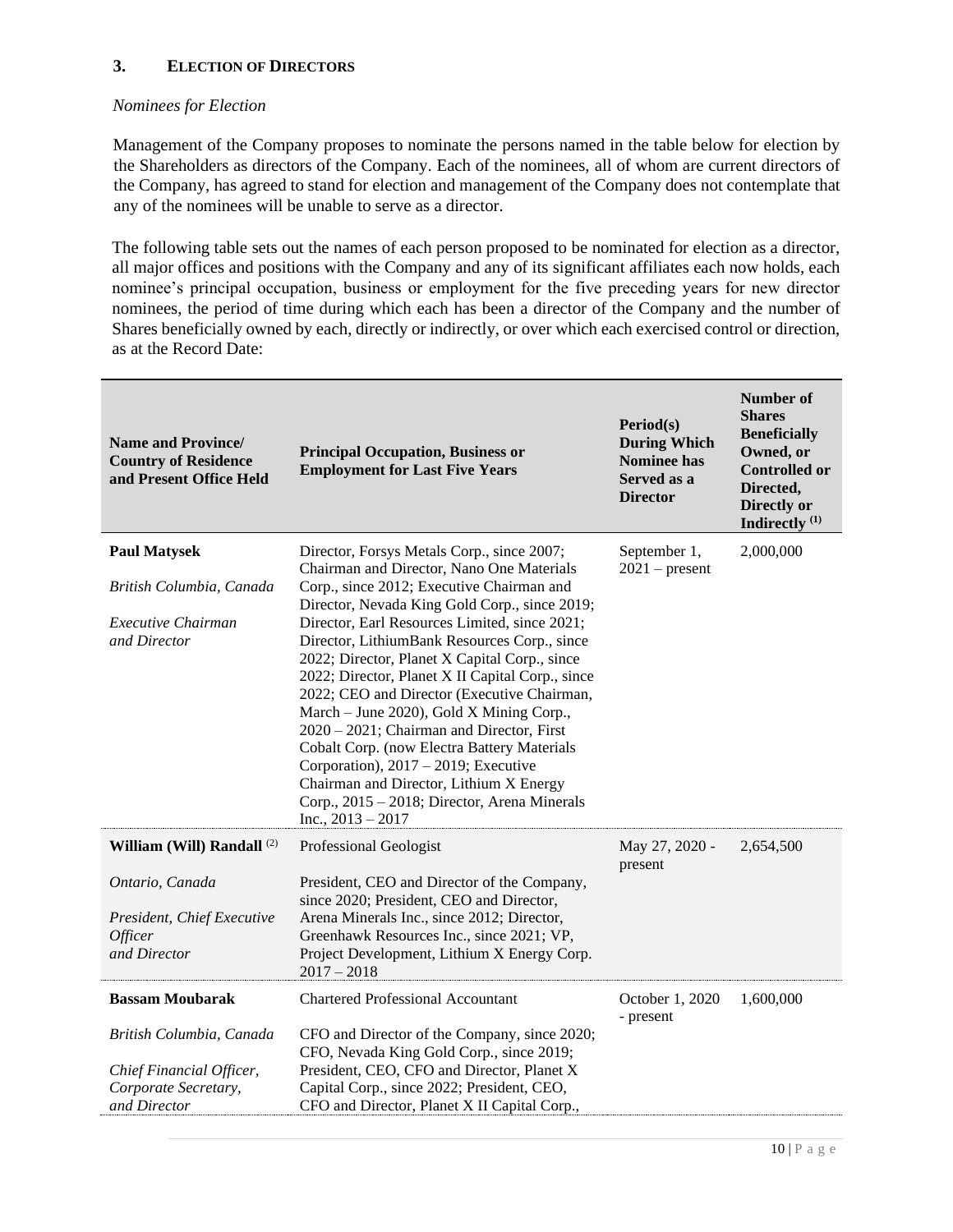### 3. ELECTION OF DIRECTORS

*Nominees for Election*

Management of the Company proposes to nominate the persons named in the table below for election by the Shareholders as directors of the Company. Each of the nominees, all of whom are current directors of the Company, has agreed to stand for election and management of the Company does not contemplate that any of the nominees will be unable to serve as a director.

The following table sets out the names of each person proposed to be nominated for election as a director, all major offices and positions with the Company and any of its significant affiliates each now holds, each nominee's principal occupation, business or employment for the five preceding years for new director nominees, the period of time during which each has been a director of the Company and the number of Shares beneficially owned by each, directly or indirectly, or over which each exercised control or direction, as at the Record Date:

| Name and Province/ Country of Residence and Present Office Held | Principal Occupation, Business or Employment for Last Five Years | Period(s) During Which Nominee has Served as a Director | Number of Shares Beneficially Owned, or Controlled or Directed, Directly or Indirectly (1) |
|---|---|---|---|
| **Paul Matysek**<br><br>*British Columbia, Canada*<br><br>*Executive Chairman and Director* | Director, Forsys Metals Corp., since 2007; Chairman and Director, Nano One Materials Corp., since 2012; Executive Chairman and Director, Nevada King Gold Corp., since 2019; Director, Earl Resources Limited, since 2021; Director, LithiumBank Resources Corp., since 2022; Director, Planet X Capital Corp., since 2022; Director, Planet X II Capital Corp., since 2022; CEO and Director (Executive Chairman, March – June 2020), Gold X Mining Corp., 2020 – 2021; Chairman and Director, First Cobalt Corp. (now Electra Battery Materials Corporation), 2017 – 2019; Executive Chairman and Director, Lithium X Energy Corp., 2015 – 2018; Director, Arena Minerals Inc., 2013 – 2017 | September 1, 2021 – present | 2,000,000 |
| **William (Will) Randall** (2)<br><br>*Ontario, Canada*<br><br>*President, Chief Executive Officer and Director* | Professional Geologist<br><br>President, CEO and Director of the Company, since 2020; President, CEO and Director, Arena Minerals Inc., since 2012; Director, Greenhawk Resources Inc., since 2021; VP, Project Development, Lithium X Energy Corp. 2017 – 2018 | May 27, 2020 - present | 2,654,500 |
| **Bassam Moubarak**<br><br>*British Columbia, Canada*<br><br>*Chief Financial Officer, Corporate Secretary, and Director* | Chartered Professional Accountant<br><br>CFO and Director of the Company, since 2020; CFO, Nevada King Gold Corp., since 2019; President, CEO, CFO and Director, Planet X Capital Corp., since 2022; President, CEO, CFO and Director, Planet X II Capital Corp., | October 1, 2020 - present | 1,600,000 |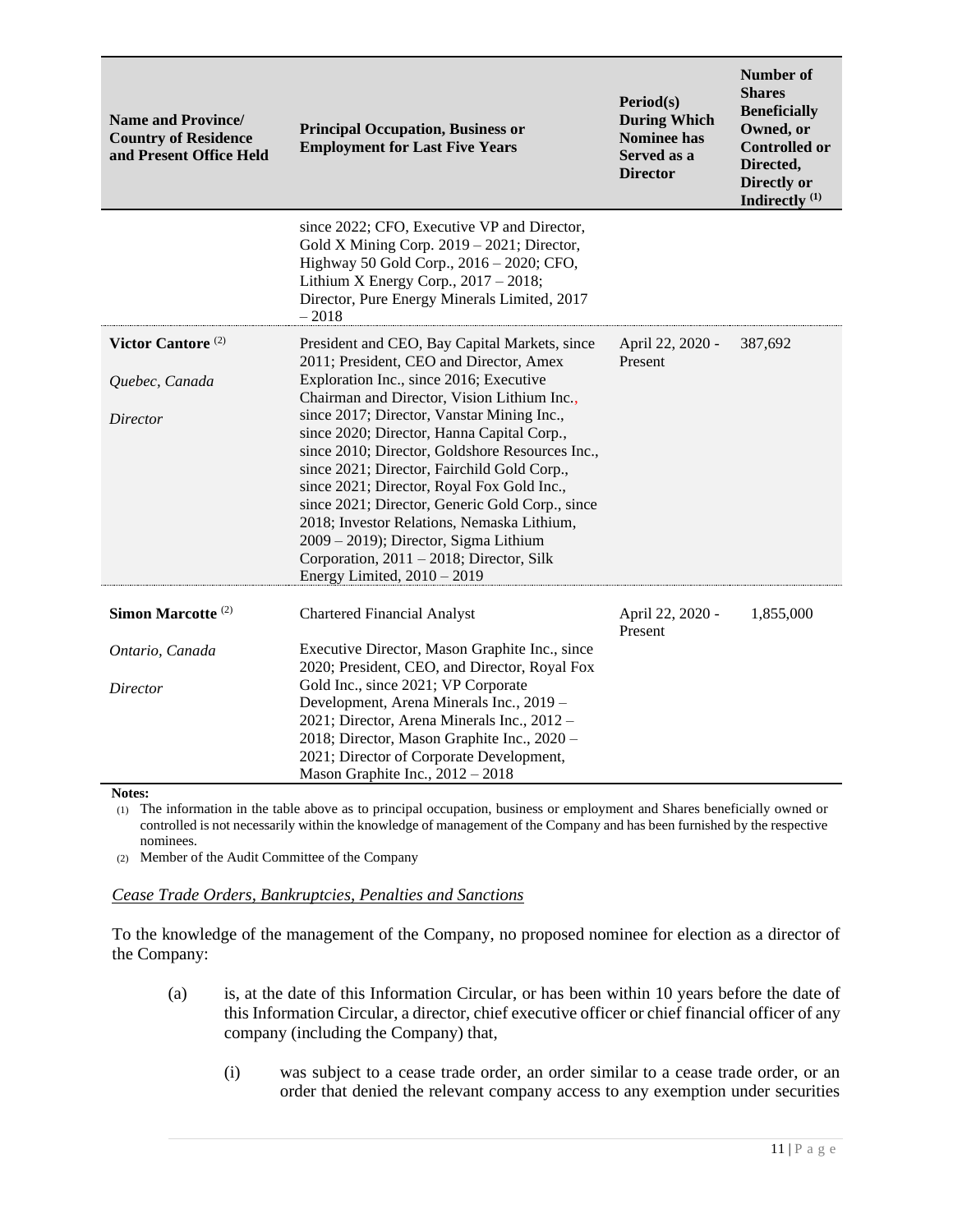| Name and Province/ Country of Residence and Present Office Held | Principal Occupation, Business or Employment for Last Five Years | Period(s) During Which Nominee has Served as a Director | Number of Shares Beneficially Owned, or Controlled or Directed, Directly or Indirectly [(1)] |
|---|---|---|---|
| | since 2022; CFO, Executive VP and Director, Gold X Mining Corp. 2019 – 2021; Director, Highway 50 Gold Corp., 2016 – 2020; CFO, Lithium X Energy Corp., 2017 – 2018; Director, Pure Energy Minerals Limited, 2017 – 2018 | | |
| **Victor Cantore** [(2)]<br><br>*Quebec, Canada*<br><br>*Director* | President and CEO, Bay Capital Markets, since 2011; President, CEO and Director, Amex Exploration Inc., since 2016; Executive Chairman and Director, Vision Lithium Inc., since 2017; Director, Vanstar Mining Inc., since 2020; Director, Hanna Capital Corp., since 2010; Director, Goldshore Resources Inc., since 2021; Director, Fairchild Gold Corp., since 2021; Director, Royal Fox Gold Inc., since 2021; Director, Generic Gold Corp., since 2018; Investor Relations, Nemaska Lithium, 2009 – 2019); Director, Sigma Lithium Corporation, 2011 – 2018; Director, Silk Energy Limited, 2010 – 2019 | April 22, 2020 - Present | 387,692 |
| **Simon Marcotte** [(2)]<br><br>*Ontario, Canada*<br><br>*Director* | Chartered Financial Analyst<br><br>Executive Director, Mason Graphite Inc., since 2020; President, CEO, and Director, Royal Fox Gold Inc., since 2021; VP Corporate Development, Arena Minerals Inc., 2019 – 2021; Director, Arena Minerals Inc., 2012 – 2018; Director, Mason Graphite Inc., 2020 – 2021; Director of Corporate Development, Mason Graphite Inc., 2012 – 2018 | April 22, 2020 - Present | 1,855,000 |

**Notes:**

(1) The information in the table above as to principal occupation, business or employment and Shares beneficially owned or controlled is not necessarily within the knowledge of management of the Company and has been furnished by the respective nominees.

(2) Member of the Audit Committee of the Company

*Cease Trade Orders, Bankruptcies, Penalties and Sanctions*

To the knowledge of the management of the Company, no proposed nominee for election as a director of the Company:

(a) is, at the date of this Information Circular, or has been within 10 years before the date of this Information Circular, a director, chief executive officer or chief financial officer of any company (including the Company) that,

(i) was subject to a cease trade order, an order similar to a cease trade order, or an order that denied the relevant company access to any exemption under securities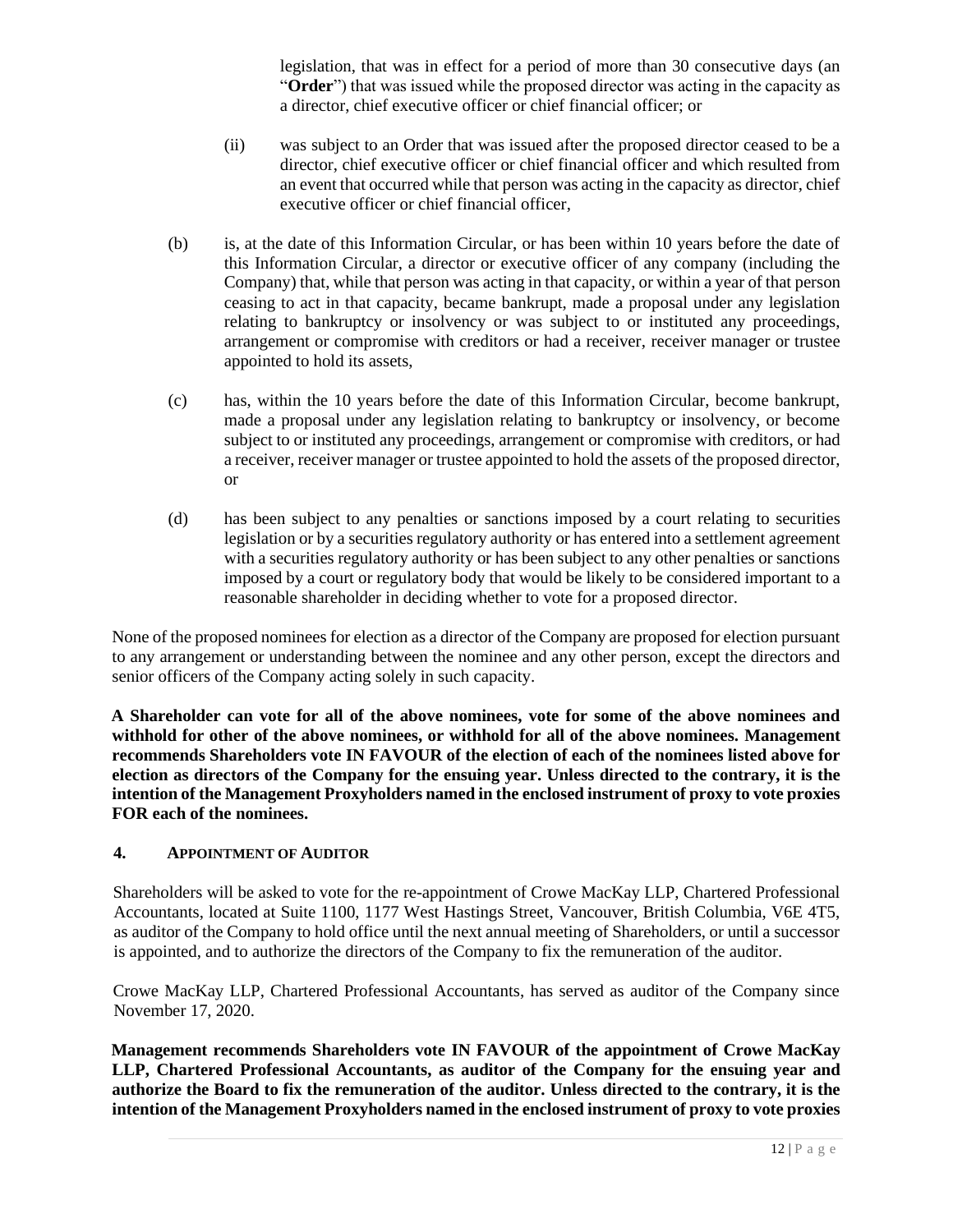legislation, that was in effect for a period of more than 30 consecutive days (an "**Order**") that was issued while the proposed director was acting in the capacity as a director, chief executive officer or chief financial officer; or

(ii) was subject to an Order that was issued after the proposed director ceased to be a director, chief executive officer or chief financial officer and which resulted from an event that occurred while that person was acting in the capacity as director, chief executive officer or chief financial officer,

(b) is, at the date of this Information Circular, or has been within 10 years before the date of this Information Circular, a director or executive officer of any company (including the Company) that, while that person was acting in that capacity, or within a year of that person ceasing to act in that capacity, became bankrupt, made a proposal under any legislation relating to bankruptcy or insolvency or was subject to or instituted any proceedings, arrangement or compromise with creditors or had a receiver, receiver manager or trustee appointed to hold its assets,

(c) has, within the 10 years before the date of this Information Circular, become bankrupt, made a proposal under any legislation relating to bankruptcy or insolvency, or become subject to or instituted any proceedings, arrangement or compromise with creditors, or had a receiver, receiver manager or trustee appointed to hold the assets of the proposed director, or

(d) has been subject to any penalties or sanctions imposed by a court relating to securities legislation or by a securities regulatory authority or has entered into a settlement agreement with a securities regulatory authority or has been subject to any other penalties or sanctions imposed by a court or regulatory body that would be likely to be considered important to a reasonable shareholder in deciding whether to vote for a proposed director.

None of the proposed nominees for election as a director of the Company are proposed for election pursuant to any arrangement or understanding between the nominee and any other person, except the directors and senior officers of the Company acting solely in such capacity.

**A Shareholder can vote for all of the above nominees, vote for some of the above nominees and withhold for other of the above nominees, or withhold for all of the above nominees. Management recommends Shareholders vote IN FAVOUR of the election of each of the nominees listed above for election as directors of the Company for the ensuing year. Unless directed to the contrary, it is the intention of the Management Proxyholders named in the enclosed instrument of proxy to vote proxies FOR each of the nominees.**

## 4. APPOINTMENT OF AUDITOR

Shareholders will be asked to vote for the re-appointment of Crowe MacKay LLP, Chartered Professional Accountants, located at Suite 1100, 1177 West Hastings Street, Vancouver, British Columbia, V6E 4T5, as auditor of the Company to hold office until the next annual meeting of Shareholders, or until a successor is appointed, and to authorize the directors of the Company to fix the remuneration of the auditor.

Crowe MacKay LLP, Chartered Professional Accountants, has served as auditor of the Company since November 17, 2020.

**Management recommends Shareholders vote IN FAVOUR of the appointment of Crowe MacKay LLP, Chartered Professional Accountants, as auditor of the Company for the ensuing year and authorize the Board to fix the remuneration of the auditor. Unless directed to the contrary, it is the intention of the Management Proxyholders named in the enclosed instrument of proxy to vote proxies**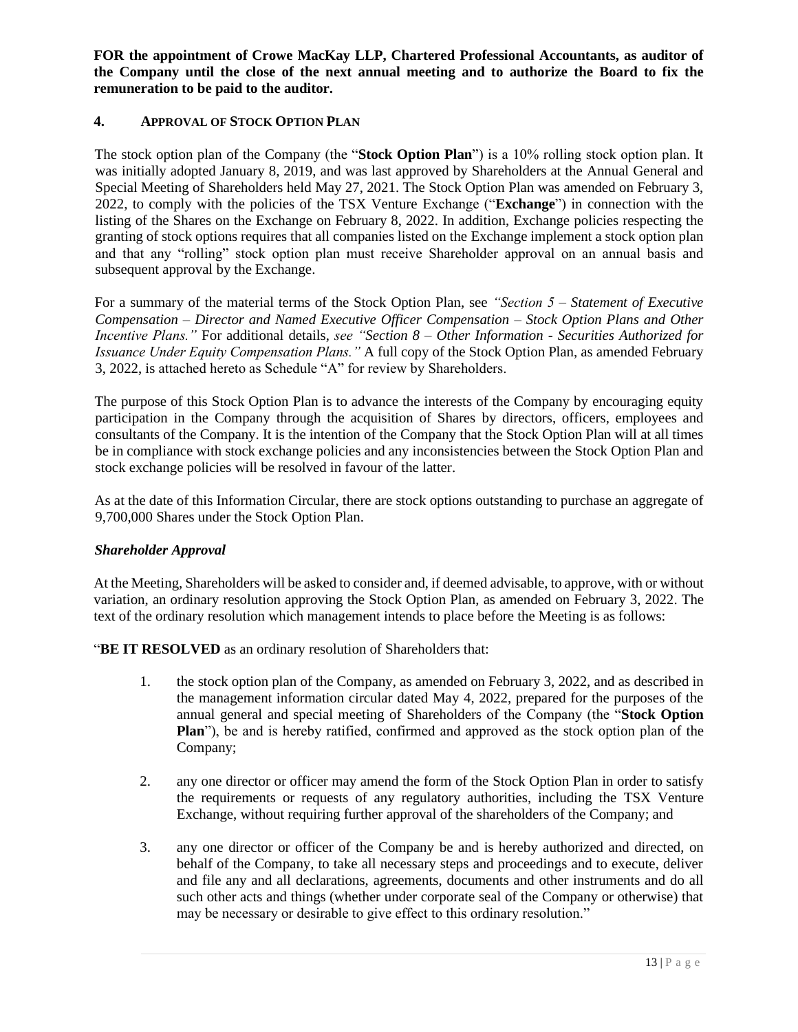**FOR the appointment of Crowe MacKay LLP, Chartered Professional Accountants, as auditor of the Company until the close of the next annual meeting and to authorize the Board to fix the remuneration to be paid to the auditor.**

## 4. APPROVAL OF STOCK OPTION PLAN

The stock option plan of the Company (the "**Stock Option Plan**") is a 10% rolling stock option plan. It was initially adopted January 8, 2019, and was last approved by Shareholders at the Annual General and Special Meeting of Shareholders held May 27, 2021. The Stock Option Plan was amended on February 3, 2022, to comply with the policies of the TSX Venture Exchange ("**Exchange**") in connection with the listing of the Shares on the Exchange on February 8, 2022. In addition, Exchange policies respecting the granting of stock options requires that all companies listed on the Exchange implement a stock option plan and that any "rolling" stock option plan must receive Shareholder approval on an annual basis and subsequent approval by the Exchange.

For a summary of the material terms of the Stock Option Plan, see *"Section 5 – Statement of Executive Compensation – Director and Named Executive Officer Compensation – Stock Option Plans and Other Incentive Plans."* For additional details, *see "Section 8 – Other Information - Securities Authorized for Issuance Under Equity Compensation Plans."* A full copy of the Stock Option Plan, as amended February 3, 2022, is attached hereto as Schedule "A" for review by Shareholders.

The purpose of this Stock Option Plan is to advance the interests of the Company by encouraging equity participation in the Company through the acquisition of Shares by directors, officers, employees and consultants of the Company. It is the intention of the Company that the Stock Option Plan will at all times be in compliance with stock exchange policies and any inconsistencies between the Stock Option Plan and stock exchange policies will be resolved in favour of the latter.

As at the date of this Information Circular, there are stock options outstanding to purchase an aggregate of 9,700,000 Shares under the Stock Option Plan.

### *Shareholder Approval*

At the Meeting, Shareholders will be asked to consider and, if deemed advisable, to approve, with or without variation, an ordinary resolution approving the Stock Option Plan, as amended on February 3, 2022. The text of the ordinary resolution which management intends to place before the Meeting is as follows:

"**BE IT RESOLVED** as an ordinary resolution of Shareholders that:

1. the stock option plan of the Company, as amended on February 3, 2022, and as described in the management information circular dated May 4, 2022, prepared for the purposes of the annual general and special meeting of Shareholders of the Company (the "**Stock Option Plan**"), be and is hereby ratified, confirmed and approved as the stock option plan of the Company;

2. any one director or officer may amend the form of the Stock Option Plan in order to satisfy the requirements or requests of any regulatory authorities, including the TSX Venture Exchange, without requiring further approval of the shareholders of the Company; and

3. any one director or officer of the Company be and is hereby authorized and directed, on behalf of the Company, to take all necessary steps and proceedings and to execute, deliver and file any and all declarations, agreements, documents and other instruments and do all such other acts and things (whether under corporate seal of the Company or otherwise) that may be necessary or desirable to give effect to this ordinary resolution."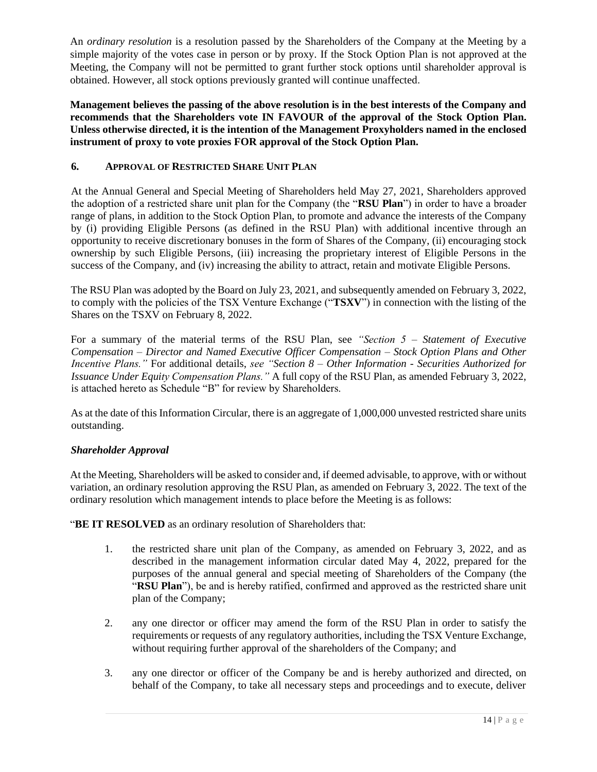An *ordinary resolution* is a resolution passed by the Shareholders of the Company at the Meeting by a simple majority of the votes case in person or by proxy. If the Stock Option Plan is not approved at the Meeting, the Company will not be permitted to grant further stock options until shareholder approval is obtained. However, all stock options previously granted will continue unaffected.

**Management believes the passing of the above resolution is in the best interests of the Company and recommends that the Shareholders vote IN FAVOUR of the approval of the Stock Option Plan. Unless otherwise directed, it is the intention of the Management Proxyholders named in the enclosed instrument of proxy to vote proxies FOR approval of the Stock Option Plan.**

## 6. APPROVAL OF RESTRICTED SHARE UNIT PLAN

At the Annual General and Special Meeting of Shareholders held May 27, 2021, Shareholders approved the adoption of a restricted share unit plan for the Company (the "**RSU Plan**") in order to have a broader range of plans, in addition to the Stock Option Plan, to promote and advance the interests of the Company by (i) providing Eligible Persons (as defined in the RSU Plan) with additional incentive through an opportunity to receive discretionary bonuses in the form of Shares of the Company, (ii) encouraging stock ownership by such Eligible Persons, (iii) increasing the proprietary interest of Eligible Persons in the success of the Company, and (iv) increasing the ability to attract, retain and motivate Eligible Persons.

The RSU Plan was adopted by the Board on July 23, 2021, and subsequently amended on February 3, 2022, to comply with the policies of the TSX Venture Exchange ("**TSXV**") in connection with the listing of the Shares on the TSXV on February 8, 2022.

For a summary of the material terms of the RSU Plan, see *"Section 5 – Statement of Executive Compensation – Director and Named Executive Officer Compensation – Stock Option Plans and Other Incentive Plans."* For additional details, *see "Section 8 – Other Information - Securities Authorized for Issuance Under Equity Compensation Plans."* A full copy of the RSU Plan, as amended February 3, 2022, is attached hereto as Schedule "B" for review by Shareholders.

As at the date of this Information Circular, there is an aggregate of 1,000,000 unvested restricted share units outstanding.

### *Shareholder Approval*

At the Meeting, Shareholders will be asked to consider and, if deemed advisable, to approve, with or without variation, an ordinary resolution approving the RSU Plan, as amended on February 3, 2022. The text of the ordinary resolution which management intends to place before the Meeting is as follows:

"**BE IT RESOLVED** as an ordinary resolution of Shareholders that:

1. the restricted share unit plan of the Company, as amended on February 3, 2022, and as described in the management information circular dated May 4, 2022, prepared for the purposes of the annual general and special meeting of Shareholders of the Company (the "**RSU Plan**"), be and is hereby ratified, confirmed and approved as the restricted share unit plan of the Company;

2. any one director or officer may amend the form of the RSU Plan in order to satisfy the requirements or requests of any regulatory authorities, including the TSX Venture Exchange, without requiring further approval of the shareholders of the Company; and

3. any one director or officer of the Company be and is hereby authorized and directed, on behalf of the Company, to take all necessary steps and proceedings and to execute, deliver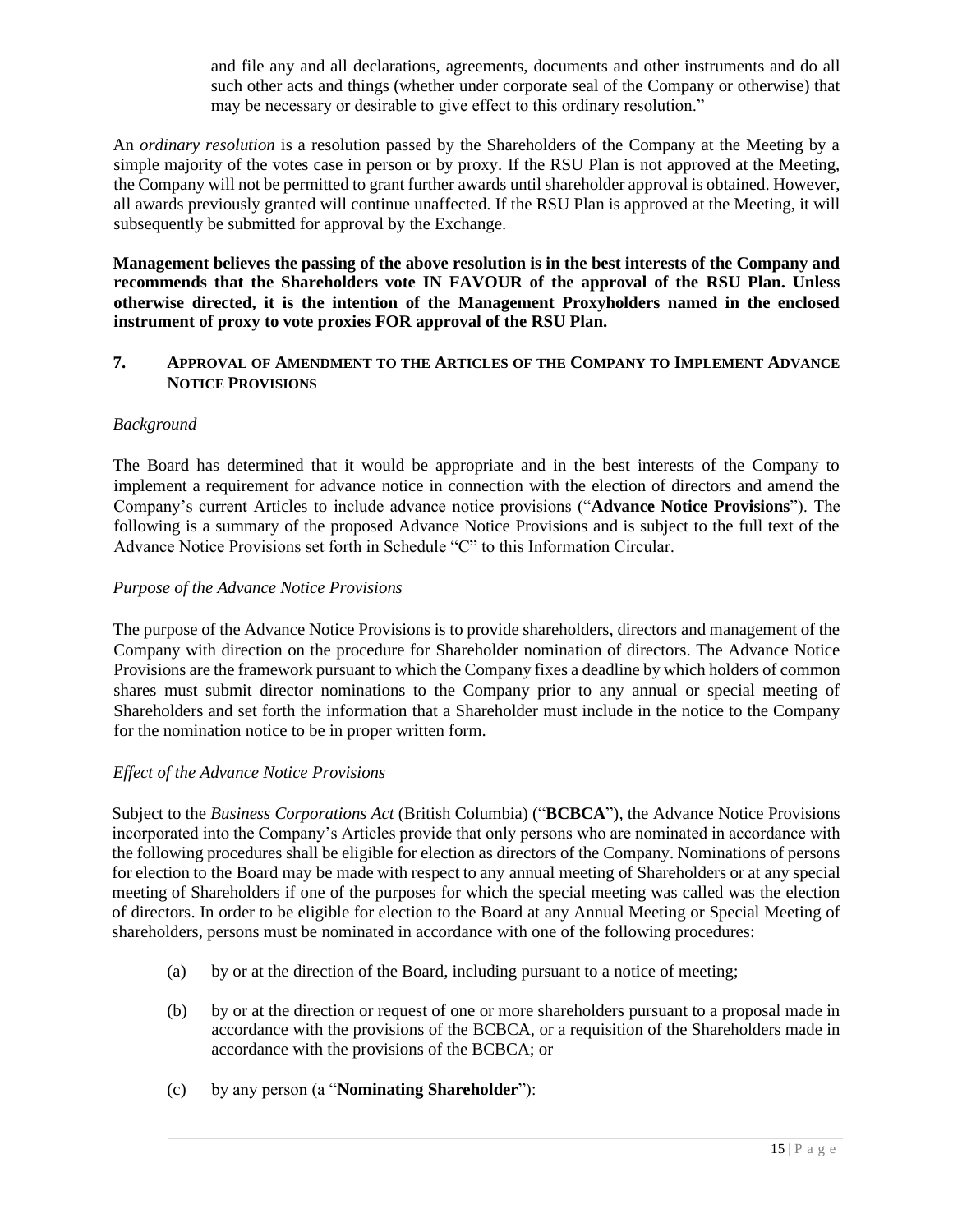and file any and all declarations, agreements, documents and other instruments and do all such other acts and things (whether under corporate seal of the Company or otherwise) that may be necessary or desirable to give effect to this ordinary resolution."

An *ordinary resolution* is a resolution passed by the Shareholders of the Company at the Meeting by a simple majority of the votes case in person or by proxy. If the RSU Plan is not approved at the Meeting, the Company will not be permitted to grant further awards until shareholder approval is obtained. However, all awards previously granted will continue unaffected. If the RSU Plan is approved at the Meeting, it will subsequently be submitted for approval by the Exchange.

**Management believes the passing of the above resolution is in the best interests of the Company and recommends that the Shareholders vote IN FAVOUR of the approval of the RSU Plan. Unless otherwise directed, it is the intention of the Management Proxyholders named in the enclosed instrument of proxy to vote proxies FOR approval of the RSU Plan.**

## 7. APPROVAL OF AMENDMENT TO THE ARTICLES OF THE COMPANY TO IMPLEMENT ADVANCE NOTICE PROVISIONS

*Background*

The Board has determined that it would be appropriate and in the best interests of the Company to implement a requirement for advance notice in connection with the election of directors and amend the Company's current Articles to include advance notice provisions ("**Advance Notice Provisions**"). The following is a summary of the proposed Advance Notice Provisions and is subject to the full text of the Advance Notice Provisions set forth in Schedule "C" to this Information Circular.

*Purpose of the Advance Notice Provisions*

The purpose of the Advance Notice Provisions is to provide shareholders, directors and management of the Company with direction on the procedure for Shareholder nomination of directors. The Advance Notice Provisions are the framework pursuant to which the Company fixes a deadline by which holders of common shares must submit director nominations to the Company prior to any annual or special meeting of Shareholders and set forth the information that a Shareholder must include in the notice to the Company for the nomination notice to be in proper written form.

*Effect of the Advance Notice Provisions*

Subject to the *Business Corporations Act* (British Columbia) ("**BCBCA**"), the Advance Notice Provisions incorporated into the Company's Articles provide that only persons who are nominated in accordance with the following procedures shall be eligible for election as directors of the Company. Nominations of persons for election to the Board may be made with respect to any annual meeting of Shareholders or at any special meeting of Shareholders if one of the purposes for which the special meeting was called was the election of directors. In order to be eligible for election to the Board at any Annual Meeting or Special Meeting of shareholders, persons must be nominated in accordance with one of the following procedures:

(a) by or at the direction of the Board, including pursuant to a notice of meeting;

(b) by or at the direction or request of one or more shareholders pursuant to a proposal made in accordance with the provisions of the BCBCA, or a requisition of the Shareholders made in accordance with the provisions of the BCBCA; or

(c) by any person (a "**Nominating Shareholder**"):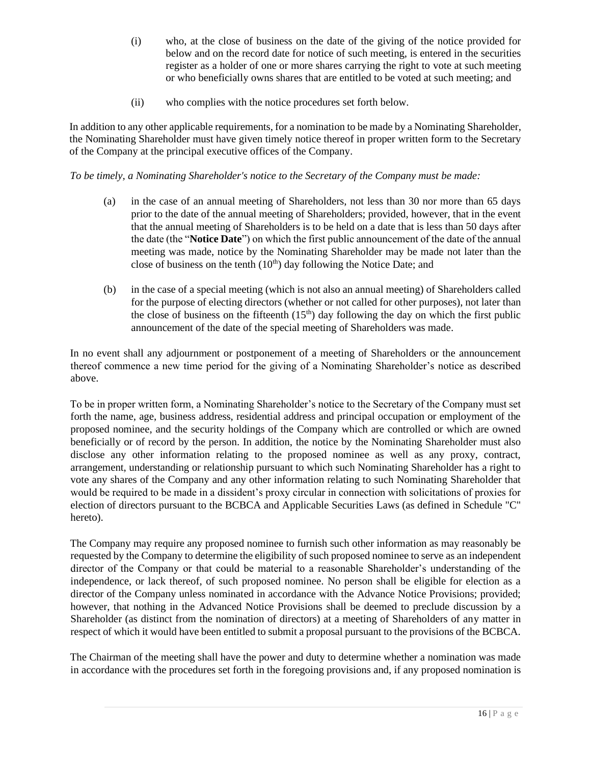(i) who, at the close of business on the date of the giving of the notice provided for below and on the record date for notice of such meeting, is entered in the securities register as a holder of one or more shares carrying the right to vote at such meeting or who beneficially owns shares that are entitled to be voted at such meeting; and

(ii) who complies with the notice procedures set forth below.

In addition to any other applicable requirements, for a nomination to be made by a Nominating Shareholder, the Nominating Shareholder must have given timely notice thereof in proper written form to the Secretary of the Company at the principal executive offices of the Company.

*To be timely, a Nominating Shareholder's notice to the Secretary of the Company must be made:*

(a) in the case of an annual meeting of Shareholders, not less than 30 nor more than 65 days prior to the date of the annual meeting of Shareholders; provided, however, that in the event that the annual meeting of Shareholders is to be held on a date that is less than 50 days after the date (the "**Notice Date**") on which the first public announcement of the date of the annual meeting was made, notice by the Nominating Shareholder may be made not later than the close of business on the tenth (10th) day following the Notice Date; and

(b) in the case of a special meeting (which is not also an annual meeting) of Shareholders called for the purpose of electing directors (whether or not called for other purposes), not later than the close of business on the fifteenth (15th) day following the day on which the first public announcement of the date of the special meeting of Shareholders was made.

In no event shall any adjournment or postponement of a meeting of Shareholders or the announcement thereof commence a new time period for the giving of a Nominating Shareholder's notice as described above.

To be in proper written form, a Nominating Shareholder's notice to the Secretary of the Company must set forth the name, age, business address, residential address and principal occupation or employment of the proposed nominee, and the security holdings of the Company which are controlled or which are owned beneficially or of record by the person. In addition, the notice by the Nominating Shareholder must also disclose any other information relating to the proposed nominee as well as any proxy, contract, arrangement, understanding or relationship pursuant to which such Nominating Shareholder has a right to vote any shares of the Company and any other information relating to such Nominating Shareholder that would be required to be made in a dissident's proxy circular in connection with solicitations of proxies for election of directors pursuant to the BCBCA and Applicable Securities Laws (as defined in Schedule "C" hereto).

The Company may require any proposed nominee to furnish such other information as may reasonably be requested by the Company to determine the eligibility of such proposed nominee to serve as an independent director of the Company or that could be material to a reasonable Shareholder's understanding of the independence, or lack thereof, of such proposed nominee. No person shall be eligible for election as a director of the Company unless nominated in accordance with the Advance Notice Provisions; provided; however, that nothing in the Advanced Notice Provisions shall be deemed to preclude discussion by a Shareholder (as distinct from the nomination of directors) at a meeting of Shareholders of any matter in respect of which it would have been entitled to submit a proposal pursuant to the provisions of the BCBCA.

The Chairman of the meeting shall have the power and duty to determine whether a nomination was made in accordance with the procedures set forth in the foregoing provisions and, if any proposed nomination is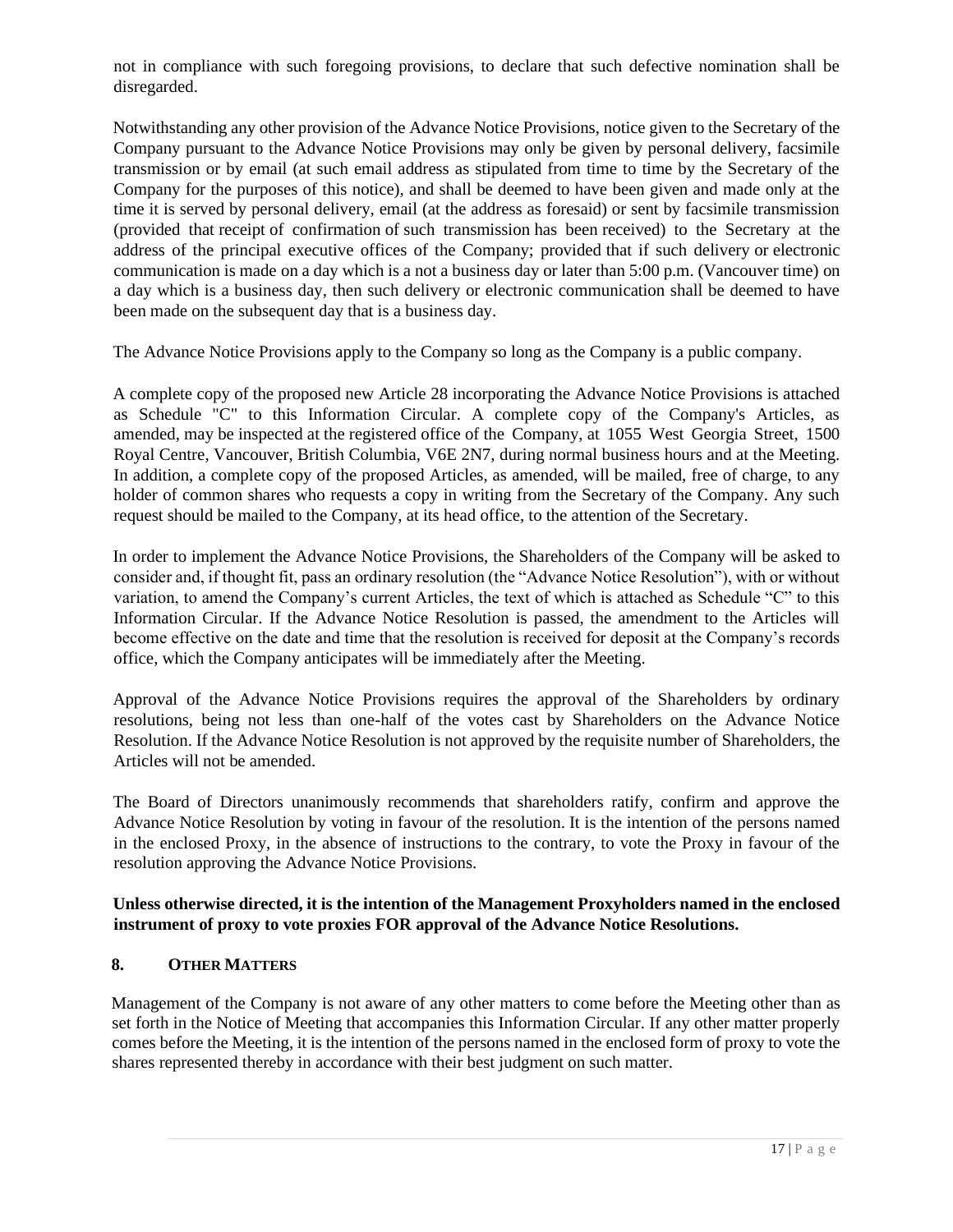not in compliance with such foregoing provisions, to declare that such defective nomination shall be disregarded.

Notwithstanding any other provision of the Advance Notice Provisions, notice given to the Secretary of the Company pursuant to the Advance Notice Provisions may only be given by personal delivery, facsimile transmission or by email (at such email address as stipulated from time to time by the Secretary of the Company for the purposes of this notice), and shall be deemed to have been given and made only at the time it is served by personal delivery, email (at the address as foresaid) or sent by facsimile transmission (provided that receipt of confirmation of such transmission has been received) to the Secretary at the address of the principal executive offices of the Company; provided that if such delivery or electronic communication is made on a day which is a not a business day or later than 5:00 p.m. (Vancouver time) on a day which is a business day, then such delivery or electronic communication shall be deemed to have been made on the subsequent day that is a business day.

The Advance Notice Provisions apply to the Company so long as the Company is a public company.

A complete copy of the proposed new Article 28 incorporating the Advance Notice Provisions is attached as Schedule "C" to this Information Circular. A complete copy of the Company's Articles, as amended, may be inspected at the registered office of the Company, at 1055 West Georgia Street, 1500 Royal Centre, Vancouver, British Columbia, V6E 2N7, during normal business hours and at the Meeting. In addition, a complete copy of the proposed Articles, as amended, will be mailed, free of charge, to any holder of common shares who requests a copy in writing from the Secretary of the Company. Any such request should be mailed to the Company, at its head office, to the attention of the Secretary.

In order to implement the Advance Notice Provisions, the Shareholders of the Company will be asked to consider and, if thought fit, pass an ordinary resolution (the "Advance Notice Resolution"), with or without variation, to amend the Company's current Articles, the text of which is attached as Schedule "C" to this Information Circular. If the Advance Notice Resolution is passed, the amendment to the Articles will become effective on the date and time that the resolution is received for deposit at the Company's records office, which the Company anticipates will be immediately after the Meeting.

Approval of the Advance Notice Provisions requires the approval of the Shareholders by ordinary resolutions, being not less than one-half of the votes cast by Shareholders on the Advance Notice Resolution. If the Advance Notice Resolution is not approved by the requisite number of Shareholders, the Articles will not be amended.

The Board of Directors unanimously recommends that shareholders ratify, confirm and approve the Advance Notice Resolution by voting in favour of the resolution. It is the intention of the persons named in the enclosed Proxy, in the absence of instructions to the contrary, to vote the Proxy in favour of the resolution approving the Advance Notice Provisions.

**Unless otherwise directed, it is the intention of the Management Proxyholders named in the enclosed instrument of proxy to vote proxies FOR approval of the Advance Notice Resolutions.**

## 8. OTHER MATTERS

Management of the Company is not aware of any other matters to come before the Meeting other than as set forth in the Notice of Meeting that accompanies this Information Circular. If any other matter properly comes before the Meeting, it is the intention of the persons named in the enclosed form of proxy to vote the shares represented thereby in accordance with their best judgment on such matter.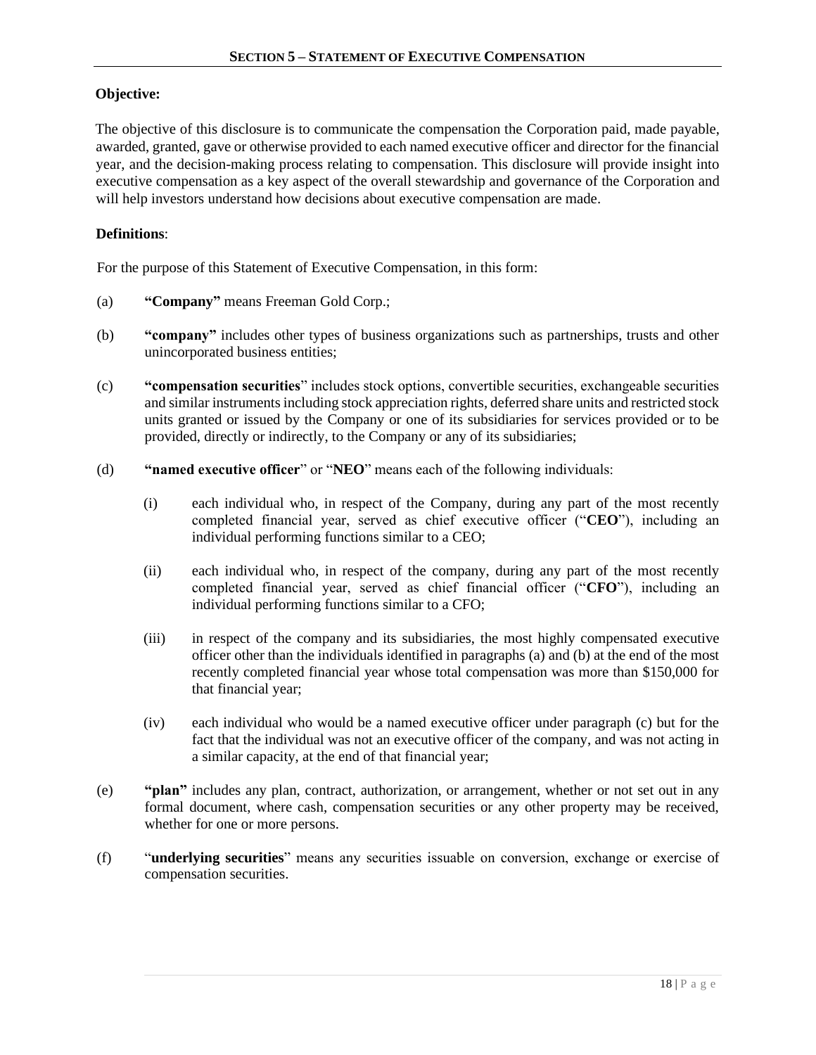## SECTION 5 – STATEMENT OF EXECUTIVE COMPENSATION

**Objective:**

The objective of this disclosure is to communicate the compensation the Corporation paid, made payable, awarded, granted, gave or otherwise provided to each named executive officer and director for the financial year, and the decision-making process relating to compensation. This disclosure will provide insight into executive compensation as a key aspect of the overall stewardship and governance of the Corporation and will help investors understand how decisions about executive compensation are made.

**Definitions**:

For the purpose of this Statement of Executive Compensation, in this form:

(a) **"Company"** means Freeman Gold Corp.;

(b) **"company"** includes other types of business organizations such as partnerships, trusts and other unincorporated business entities;

(c) **"compensation securities**" includes stock options, convertible securities, exchangeable securities and similar instruments including stock appreciation rights, deferred share units and restricted stock units granted or issued by the Company or one of its subsidiaries for services provided or to be provided, directly or indirectly, to the Company or any of its subsidiaries;

(d) **"named executive officer**" or "**NEO**" means each of the following individuals:

  (i) each individual who, in respect of the Company, during any part of the most recently completed financial year, served as chief executive officer ("**CEO**"), including an individual performing functions similar to a CEO;

  (ii) each individual who, in respect of the company, during any part of the most recently completed financial year, served as chief financial officer ("**CFO**"), including an individual performing functions similar to a CFO;

  (iii) in respect of the company and its subsidiaries, the most highly compensated executive officer other than the individuals identified in paragraphs (a) and (b) at the end of the most recently completed financial year whose total compensation was more than $150,000 for that financial year;

  (iv) each individual who would be a named executive officer under paragraph (c) but for the fact that the individual was not an executive officer of the company, and was not acting in a similar capacity, at the end of that financial year;

(e) **"plan"** includes any plan, contract, authorization, or arrangement, whether or not set out in any formal document, where cash, compensation securities or any other property may be received, whether for one or more persons.

(f) "**underlying securities**" means any securities issuable on conversion, exchange or exercise of compensation securities.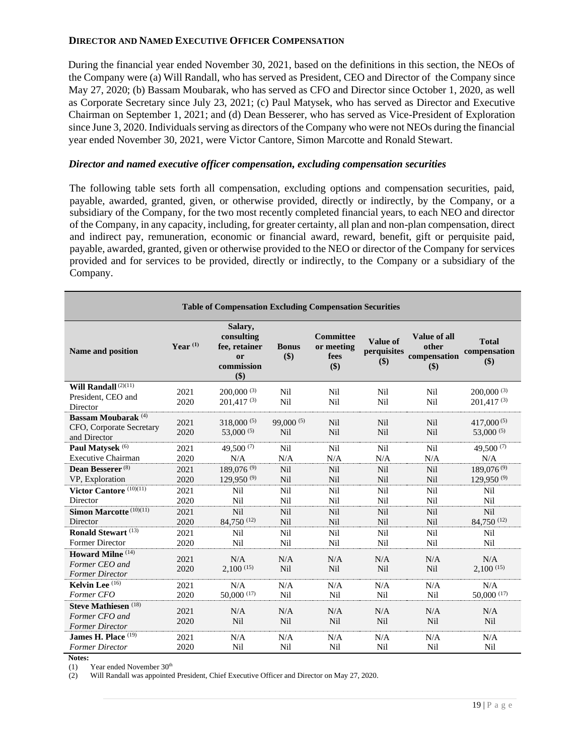#### DIRECTOR AND NAMED EXECUTIVE OFFICER COMPENSATION

During the financial year ended November 30, 2021, based on the definitions in this section, the NEOs of the Company were (a) Will Randall, who has served as President, CEO and Director of the Company since May 27, 2020; (b) Bassam Moubarak, who has served as CFO and Director since October 1, 2020, as well as Corporate Secretary since July 23, 2021; (c) Paul Matysek, who has served as Director and Executive Chairman on September 1, 2021; and (d) Dean Besserer, who has served as Vice-President of Exploration since June 3, 2020. Individuals serving as directors of the Company who were not NEOs during the financial year ended November 30, 2021, were Victor Cantore, Simon Marcotte and Ronald Stewart.

***Director and named executive officer compensation, excluding compensation securities***

The following table sets forth all compensation, excluding options and compensation securities, paid, payable, awarded, granted, given, or otherwise provided, directly or indirectly, by the Company, or a subsidiary of the Company, for the two most recently completed financial years, to each NEO and director of the Company, in any capacity, including, for greater certainty, all plan and non-plan compensation, direct and indirect pay, remuneration, economic or financial award, reward, benefit, gift or perquisite paid, payable, awarded, granted, given or otherwise provided to the NEO or director of the Company for services provided and for services to be provided, directly or indirectly, to the Company or a subsidiary of the Company.

**Table of Compensation Excluding Compensation Securities**

| Name and position | Year (1) | Salary, consulting fee, retainer or commission ($) | Bonus ($) | Committee or meeting fees ($) | Value of perquisites ($) | Value of all other compensation ($) | Total compensation ($) |
|---|---|---|---|---|---|---|---|
| **Will Randall** (2)(11)<br>President, CEO and Director | 2021<br>2020 | 200,000 (3)<br>201,417 (3) | Nil<br>Nil | Nil<br>Nil | Nil<br>Nil | Nil<br>Nil | 200,000 (3)<br>201,417 (3) |
| **Bassam Moubarak** (4)<br>CFO, Corporate Secretary and Director | 2021<br>2020 | 318,000 (5)<br>53,000 (5) | 99,000 (5)<br>Nil | Nil<br>Nil | Nil<br>Nil | Nil<br>Nil | 417,000 (5)<br>53,000 (5) |
| **Paul Matysek** (6)<br>Executive Chairman | 2021<br>2020 | 49,500 (7)<br>N/A | Nil<br>N/A | Nil<br>N/A | Nil<br>N/A | Nil<br>N/A | 49,500 (7)<br>N/A |
| **Dean Besserer** (8)<br>VP, Exploration | 2021<br>2020 | 189,076 (9)<br>129,950 (9) | Nil<br>Nil | Nil<br>Nil | Nil<br>Nil | Nil<br>Nil | 189,076 (9)<br>129,950 (9) |
| **Victor Cantore** (10)(11)<br>Director | 2021<br>2020 | Nil<br>Nil | Nil<br>Nil | Nil<br>Nil | Nil<br>Nil | Nil<br>Nil | Nil<br>Nil |
| **Simon Marcotte** (10)(11)<br>Director | 2021<br>2020 | Nil<br>84,750 (12) | Nil<br>Nil | Nil<br>Nil | Nil<br>Nil | Nil<br>Nil | Nil<br>84,750 (12) |
| **Ronald Stewart** (13)<br>Former Director | 2021<br>2020 | Nil<br>Nil | Nil<br>Nil | Nil<br>Nil | Nil<br>Nil | Nil<br>Nil | Nil<br>Nil |
| **Howard Milne** (14)<br>*Former CEO and Former Director* | 2021<br>2020 | N/A<br>2,100 (15) | N/A<br>Nil | N/A<br>Nil | N/A<br>Nil | N/A<br>Nil | N/A<br>2,100 (15) |
| **Kelvin Lee** (16)<br>*Former CFO* | 2021<br>2020 | N/A<br>50,000 (17) | N/A<br>Nil | N/A<br>Nil | N/A<br>Nil | N/A<br>Nil | N/A<br>50,000 (17) |
| **Steve Mathiesen** (18)<br>*Former CFO and Former Director* | 2021<br>2020 | N/A<br>Nil | N/A<br>Nil | N/A<br>Nil | N/A<br>Nil | N/A<br>Nil | N/A<br>Nil |
| **James H. Place** (19)<br>*Former Director* | 2021<br>2020 | N/A<br>Nil | N/A<br>Nil | N/A<br>Nil | N/A<br>Nil | N/A<br>Nil | N/A<br>Nil |

**Notes:**

(1) Year ended November 30th

(2) Will Randall was appointed President, Chief Executive Officer and Director on May 27, 2020.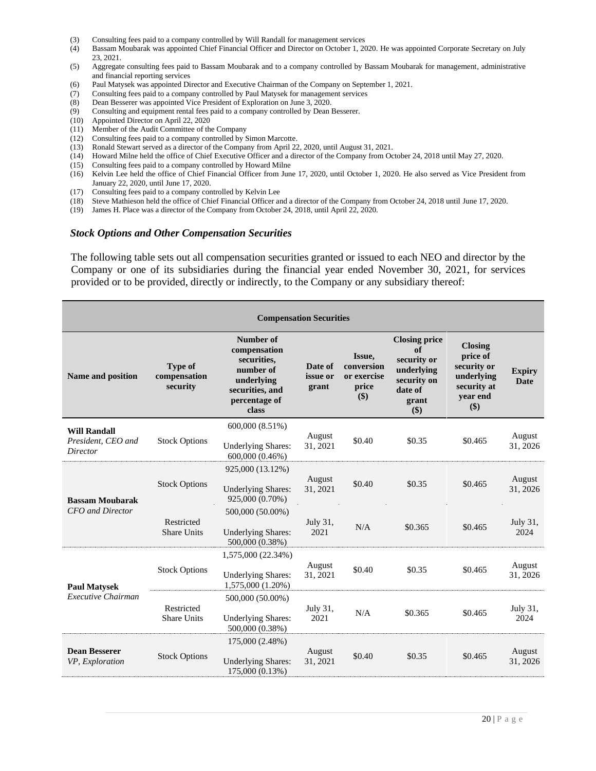(3) Consulting fees paid to a company controlled by Will Randall for management services
(4) Bassam Moubarak was appointed Chief Financial Officer and Director on October 1, 2020. He was appointed Corporate Secretary on July 23, 2021.
(5) Aggregate consulting fees paid to Bassam Moubarak and to a company controlled by Bassam Moubarak for management, administrative and financial reporting services
(6) Paul Matysek was appointed Director and Executive Chairman of the Company on September 1, 2021.
(7) Consulting fees paid to a company controlled by Paul Matysek for management services
(8) Dean Besserer was appointed Vice President of Exploration on June 3, 2020.
(9) Consulting and equipment rental fees paid to a company controlled by Dean Besserer.
(10) Appointed Director on April 22, 2020
(11) Member of the Audit Committee of the Company
(12) Consulting fees paid to a company controlled by Simon Marcotte.
(13) Ronald Stewart served as a director of the Company from April 22, 2020, until August 31, 2021.
(14) Howard Milne held the office of Chief Executive Officer and a director of the Company from October 24, 2018 until May 27, 2020.
(15) Consulting fees paid to a company controlled by Howard Milne
(16) Kelvin Lee held the office of Chief Financial Officer from June 17, 2020, until October 1, 2020. He also served as Vice President from January 22, 2020, until June 17, 2020.
(17) Consulting fees paid to a company controlled by Kelvin Lee
(18) Steve Mathieson held the office of Chief Financial Officer and a director of the Company from October 24, 2018 until June 17, 2020.
(19) James H. Place was a director of the Company from October 24, 2018, until April 22, 2020.

### *Stock Options and Other Compensation Securities*

The following table sets out all compensation securities granted or issued to each NEO and director by the Company or one of its subsidiaries during the financial year ended November 30, 2021, for services provided or to be provided, directly or indirectly, to the Company or any subsidiary thereof:

| **Compensation Securities** | | | | | | | |
|---|---|---|---|---|---|---|---|
| **Name and position** | **Type of compensation security** | **Number of compensation securities, number of underlying securities, and percentage of class** | **Date of issue or grant** | **Issue, conversion or exercise price ($)** | **Closing price of security or underlying security on date of grant ($)** | **Closing price of security or underlying security at year end ($)** | **Expiry Date** |
| **Will Randall** *President, CEO and Director* | Stock Options | 600,000 (8.51%) Underlying Shares: 600,000 (0.46%) | August 31, 2021 | $0.40 | $0.35 | $0.465 | August 31, 2026 |
| **Bassam Moubarak** *CFO and Director* | Stock Options | 925,000 (13.12%) Underlying Shares: 925,000 (0.70%) | August 31, 2021 | $0.40 | $0.35 | $0.465 | August 31, 2026 |
| | Restricted Share Units | 500,000 (50.00%) Underlying Shares: 500,000 (0.38%) | July 31, 2021 | N/A | $0.365 | $0.465 | July 31, 2024 |
| **Paul Matysek** *Executive Chairman* | Stock Options | 1,575,000 (22.34%) Underlying Shares: 1,575,000 (1.20%) | August 31, 2021 | $0.40 | $0.35 | $0.465 | August 31, 2026 |
| | Restricted Share Units | 500,000 (50.00%) Underlying Shares: 500,000 (0.38%) | July 31, 2021 | N/A | $0.365 | $0.465 | July 31, 2024 |
| **Dean Besserer** *VP, Exploration* | Stock Options | 175,000 (2.48%) Underlying Shares: 175,000 (0.13%) | August 31, 2021 | $0.40 | $0.35 | $0.465 | August 31, 2026 |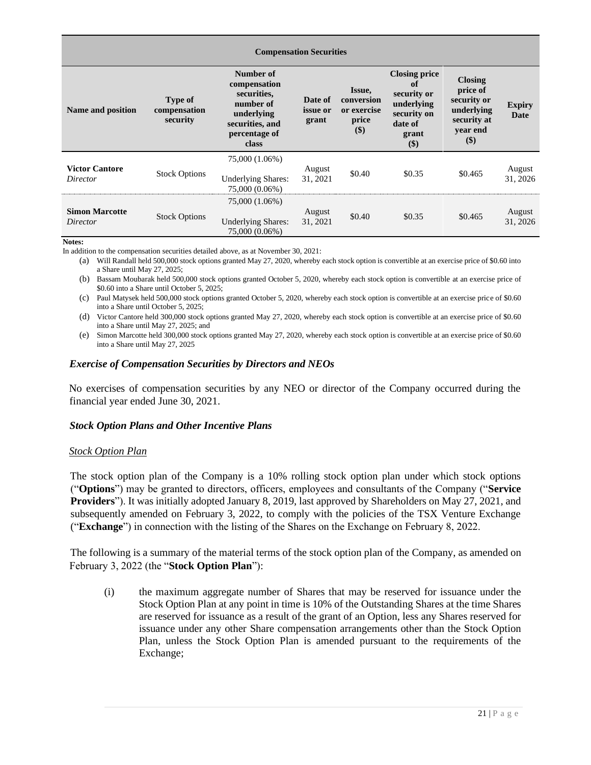| Compensation Securities | | | | | | | |
|---|---|---|---|---|---|---|---|
| **Name and position** | **Type of compensation security** | **Number of compensation securities, number of underlying securities, and percentage of class** | **Date of issue or grant** | **Issue, conversion or exercise price ($)** | **Closing price of security or underlying security on date of grant ($)** | **Closing price of security or underlying security at year end ($)** | **Expiry Date** |
| **Victor Cantore** *Director* | Stock Options | 75,000 (1.06%)<br><br>Underlying Shares: 75,000 (0.06%) | August 31, 2021 | $0.40 | $0.35 | $0.465 | August 31, 2026 |
| **Simon Marcotte** *Director* | Stock Options | 75,000 (1.06%)<br><br>Underlying Shares: 75,000 (0.06%) | August 31, 2021 | $0.40 | $0.35 | $0.465 | August 31, 2026 |

**Notes:**

In addition to the compensation securities detailed above, as at November 30, 2021:

(a) Will Randall held 500,000 stock options granted May 27, 2020, whereby each stock option is convertible at an exercise price of $0.60 into a Share until May 27, 2025;

(b) Bassam Moubarak held 500,000 stock options granted October 5, 2020, whereby each stock option is convertible at an exercise price of $0.60 into a Share until October 5, 2025;

(c) Paul Matysek held 500,000 stock options granted October 5, 2020, whereby each stock option is convertible at an exercise price of $0.60 into a Share until October 5, 2025;

(d) Victor Cantore held 300,000 stock options granted May 27, 2020, whereby each stock option is convertible at an exercise price of $0.60 into a Share until May 27, 2025; and

(e) Simon Marcotte held 300,000 stock options granted May 27, 2020, whereby each stock option is convertible at an exercise price of $0.60 into a Share until May 27, 2025

### *Exercise of Compensation Securities by Directors and NEOs*

No exercises of compensation securities by any NEO or director of the Company occurred during the financial year ended June 30, 2021.

### *Stock Option Plans and Other Incentive Plans*

#### Stock Option Plan

The stock option plan of the Company is a 10% rolling stock option plan under which stock options ("**Options**") may be granted to directors, officers, employees and consultants of the Company ("**Service Providers**"). It was initially adopted January 8, 2019, last approved by Shareholders on May 27, 2021, and subsequently amended on February 3, 2022, to comply with the policies of the TSX Venture Exchange ("**Exchange**") in connection with the listing of the Shares on the Exchange on February 8, 2022.

The following is a summary of the material terms of the stock option plan of the Company, as amended on February 3, 2022 (the "**Stock Option Plan**"):

(i) the maximum aggregate number of Shares that may be reserved for issuance under the Stock Option Plan at any point in time is 10% of the Outstanding Shares at the time Shares are reserved for issuance as a result of the grant of an Option, less any Shares reserved for issuance under any other Share compensation arrangements other than the Stock Option Plan, unless the Stock Option Plan is amended pursuant to the requirements of the Exchange;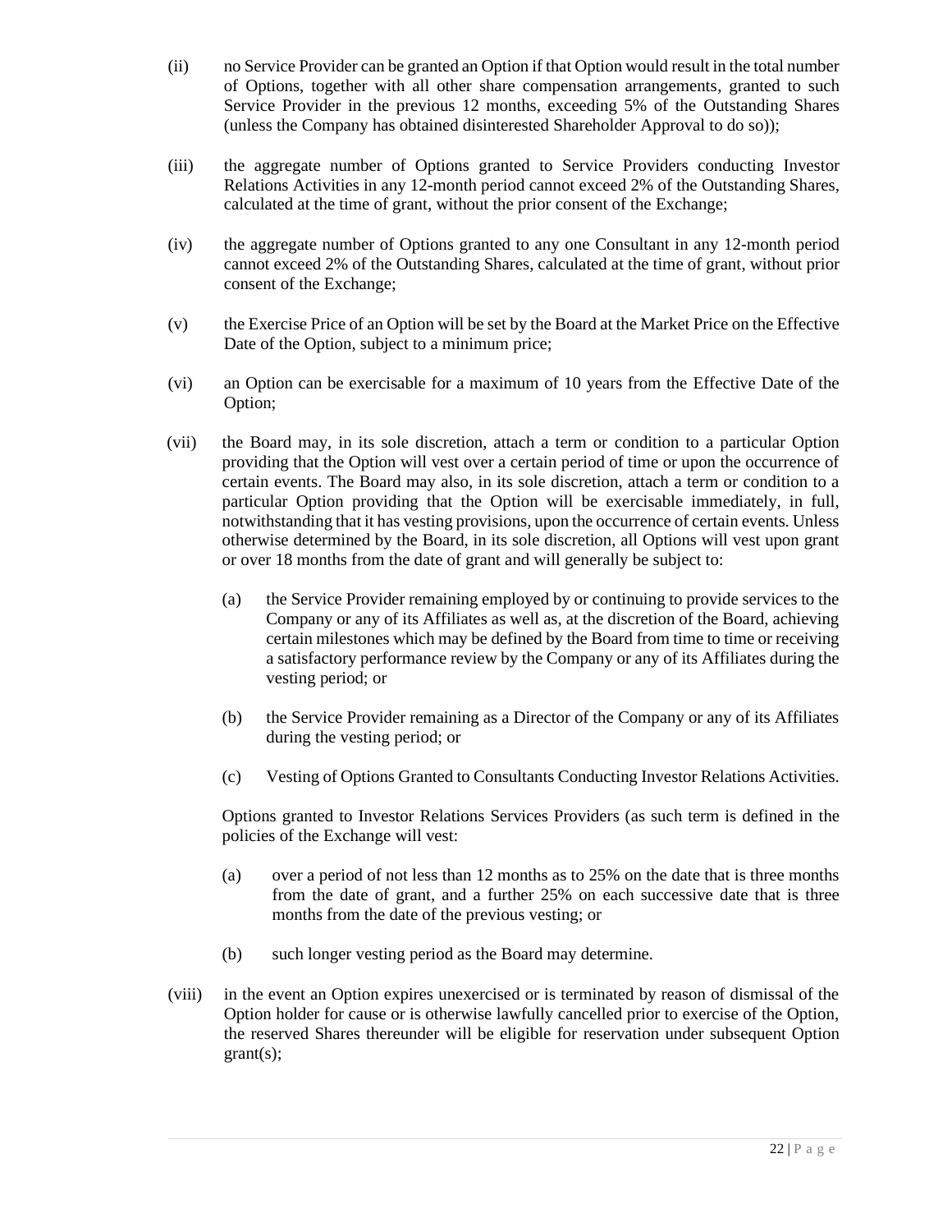(ii) no Service Provider can be granted an Option if that Option would result in the total number of Options, together with all other share compensation arrangements, granted to such Service Provider in the previous 12 months, exceeding 5% of the Outstanding Shares (unless the Company has obtained disinterested Shareholder Approval to do so));

(iii) the aggregate number of Options granted to Service Providers conducting Investor Relations Activities in any 12-month period cannot exceed 2% of the Outstanding Shares, calculated at the time of grant, without the prior consent of the Exchange;

(iv) the aggregate number of Options granted to any one Consultant in any 12-month period cannot exceed 2% of the Outstanding Shares, calculated at the time of grant, without prior consent of the Exchange;

(v) the Exercise Price of an Option will be set by the Board at the Market Price on the Effective Date of the Option, subject to a minimum price;

(vi) an Option can be exercisable for a maximum of 10 years from the Effective Date of the Option;

(vii) the Board may, in its sole discretion, attach a term or condition to a particular Option providing that the Option will vest over a certain period of time or upon the occurrence of certain events. The Board may also, in its sole discretion, attach a term or condition to a particular Option providing that the Option will be exercisable immediately, in full, notwithstanding that it has vesting provisions, upon the occurrence of certain events. Unless otherwise determined by the Board, in its sole discretion, all Options will vest upon grant or over 18 months from the date of grant and will generally be subject to:

   (a) the Service Provider remaining employed by or continuing to provide services to the Company or any of its Affiliates as well as, at the discretion of the Board, achieving certain milestones which may be defined by the Board from time to time or receiving a satisfactory performance review by the Company or any of its Affiliates during the vesting period; or

   (b) the Service Provider remaining as a Director of the Company or any of its Affiliates during the vesting period; or

   (c) Vesting of Options Granted to Consultants Conducting Investor Relations Activities.

   Options granted to Investor Relations Services Providers (as such term is defined in the policies of the Exchange will vest:

   (a) over a period of not less than 12 months as to 25% on the date that is three months from the date of grant, and a further 25% on each successive date that is three months from the date of the previous vesting; or

   (b) such longer vesting period as the Board may determine.

(viii) in the event an Option expires unexercised or is terminated by reason of dismissal of the Option holder for cause or is otherwise lawfully cancelled prior to exercise of the Option, the reserved Shares thereunder will be eligible for reservation under subsequent Option grant(s);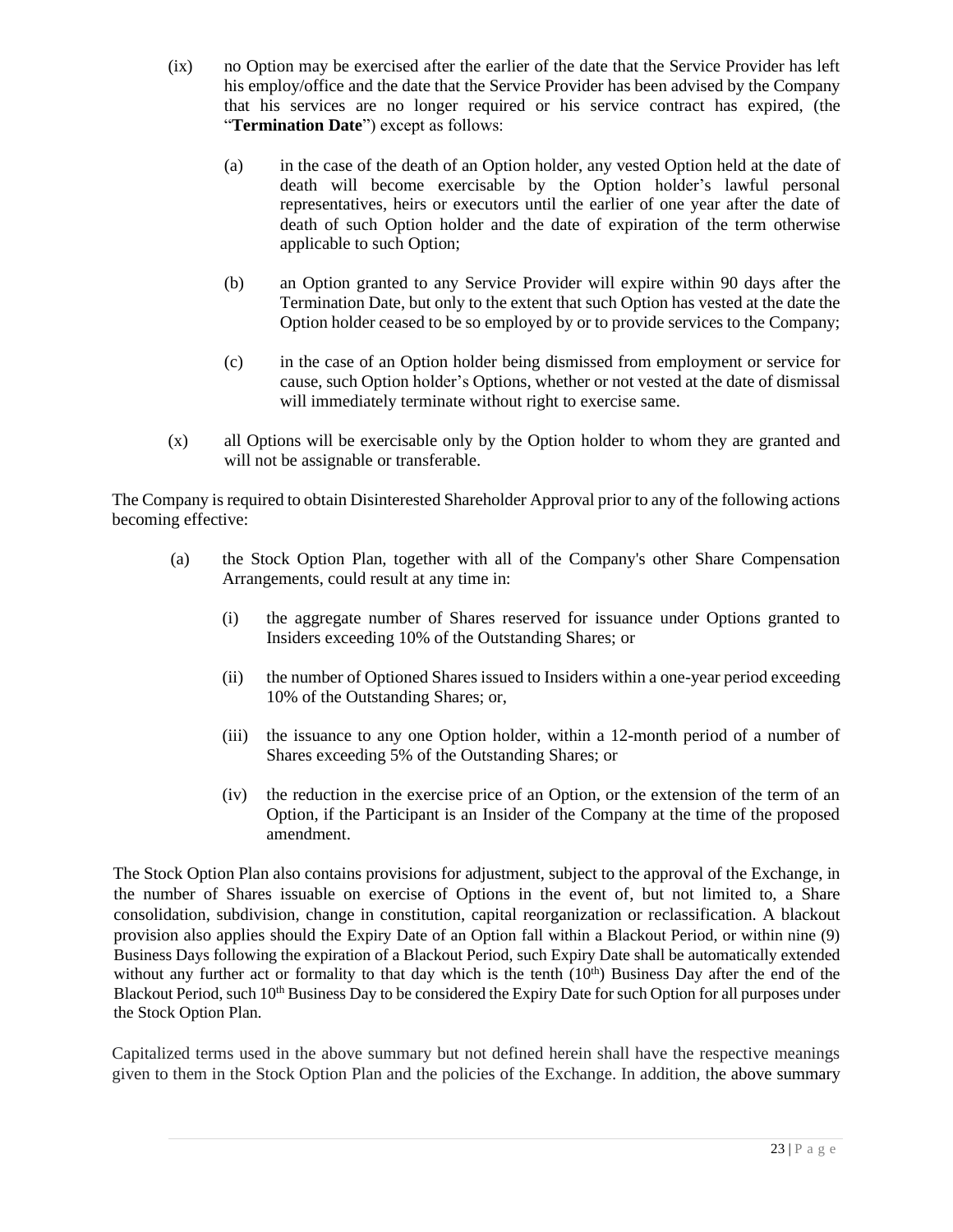(ix) no Option may be exercised after the earlier of the date that the Service Provider has left his employ/office and the date that the Service Provider has been advised by the Company that his services are no longer required or his service contract has expired, (the "**Termination Date**") except as follows:

   (a) in the case of the death of an Option holder, any vested Option held at the date of death will become exercisable by the Option holder's lawful personal representatives, heirs or executors until the earlier of one year after the date of death of such Option holder and the date of expiration of the term otherwise applicable to such Option;

   (b) an Option granted to any Service Provider will expire within 90 days after the Termination Date, but only to the extent that such Option has vested at the date the Option holder ceased to be so employed by or to provide services to the Company;

   (c) in the case of an Option holder being dismissed from employment or service for cause, such Option holder's Options, whether or not vested at the date of dismissal will immediately terminate without right to exercise same.

(x) all Options will be exercisable only by the Option holder to whom they are granted and will not be assignable or transferable.

The Company is required to obtain Disinterested Shareholder Approval prior to any of the following actions becoming effective:

(a) the Stock Option Plan, together with all of the Company's other Share Compensation Arrangements, could result at any time in:

   (i) the aggregate number of Shares reserved for issuance under Options granted to Insiders exceeding 10% of the Outstanding Shares; or

   (ii) the number of Optioned Shares issued to Insiders within a one-year period exceeding 10% of the Outstanding Shares; or,

   (iii) the issuance to any one Option holder, within a 12-month period of a number of Shares exceeding 5% of the Outstanding Shares; or

   (iv) the reduction in the exercise price of an Option, or the extension of the term of an Option, if the Participant is an Insider of the Company at the time of the proposed amendment.

The Stock Option Plan also contains provisions for adjustment, subject to the approval of the Exchange, in the number of Shares issuable on exercise of Options in the event of, but not limited to, a Share consolidation, subdivision, change in constitution, capital reorganization or reclassification. A blackout provision also applies should the Expiry Date of an Option fall within a Blackout Period, or within nine (9) Business Days following the expiration of a Blackout Period, such Expiry Date shall be automatically extended without any further act or formality to that day which is the tenth (10th) Business Day after the end of the Blackout Period, such 10th Business Day to be considered the Expiry Date for such Option for all purposes under the Stock Option Plan.

Capitalized terms used in the above summary but not defined herein shall have the respective meanings given to them in the Stock Option Plan and the policies of the Exchange. In addition, the above summary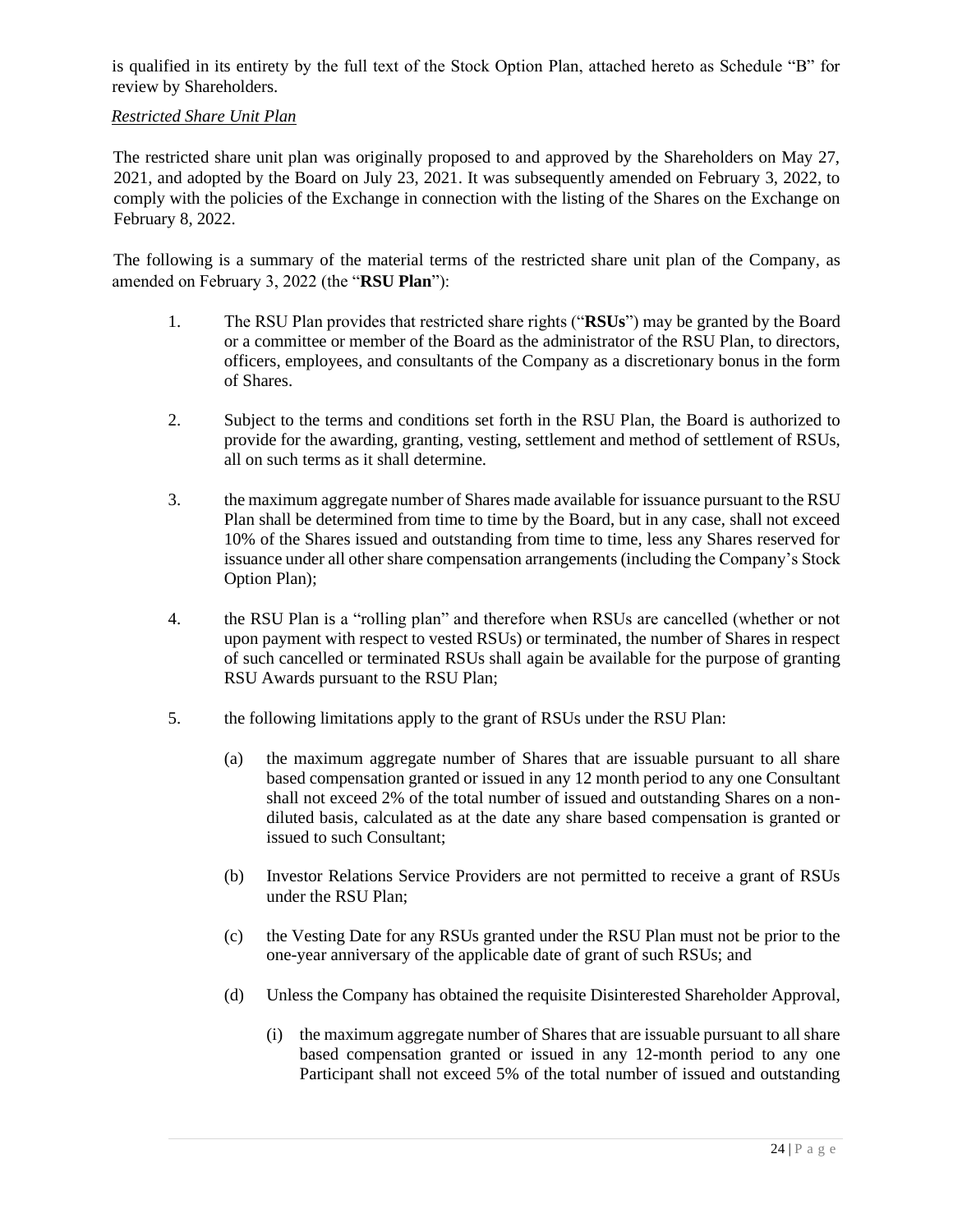is qualified in its entirety by the full text of the Stock Option Plan, attached hereto as Schedule "B" for review by Shareholders.

*Restricted Share Unit Plan*

The restricted share unit plan was originally proposed to and approved by the Shareholders on May 27, 2021, and adopted by the Board on July 23, 2021. It was subsequently amended on February 3, 2022, to comply with the policies of the Exchange in connection with the listing of the Shares on the Exchange on February 8, 2022.

The following is a summary of the material terms of the restricted share unit plan of the Company, as amended on February 3, 2022 (the "**RSU Plan**"):

1. The RSU Plan provides that restricted share rights ("**RSUs**") may be granted by the Board or a committee or member of the Board as the administrator of the RSU Plan, to directors, officers, employees, and consultants of the Company as a discretionary bonus in the form of Shares.

2. Subject to the terms and conditions set forth in the RSU Plan, the Board is authorized to provide for the awarding, granting, vesting, settlement and method of settlement of RSUs, all on such terms as it shall determine.

3. the maximum aggregate number of Shares made available for issuance pursuant to the RSU Plan shall be determined from time to time by the Board, but in any case, shall not exceed 10% of the Shares issued and outstanding from time to time, less any Shares reserved for issuance under all other share compensation arrangements (including the Company's Stock Option Plan);

4. the RSU Plan is a "rolling plan" and therefore when RSUs are cancelled (whether or not upon payment with respect to vested RSUs) or terminated, the number of Shares in respect of such cancelled or terminated RSUs shall again be available for the purpose of granting RSU Awards pursuant to the RSU Plan;

5. the following limitations apply to the grant of RSUs under the RSU Plan:

   (a) the maximum aggregate number of Shares that are issuable pursuant to all share based compensation granted or issued in any 12 month period to any one Consultant shall not exceed 2% of the total number of issued and outstanding Shares on a non-diluted basis, calculated as at the date any share based compensation is granted or issued to such Consultant;

   (b) Investor Relations Service Providers are not permitted to receive a grant of RSUs under the RSU Plan;

   (c) the Vesting Date for any RSUs granted under the RSU Plan must not be prior to the one-year anniversary of the applicable date of grant of such RSUs; and

   (d) Unless the Company has obtained the requisite Disinterested Shareholder Approval,

      (i) the maximum aggregate number of Shares that are issuable pursuant to all share based compensation granted or issued in any 12-month period to any one Participant shall not exceed 5% of the total number of issued and outstanding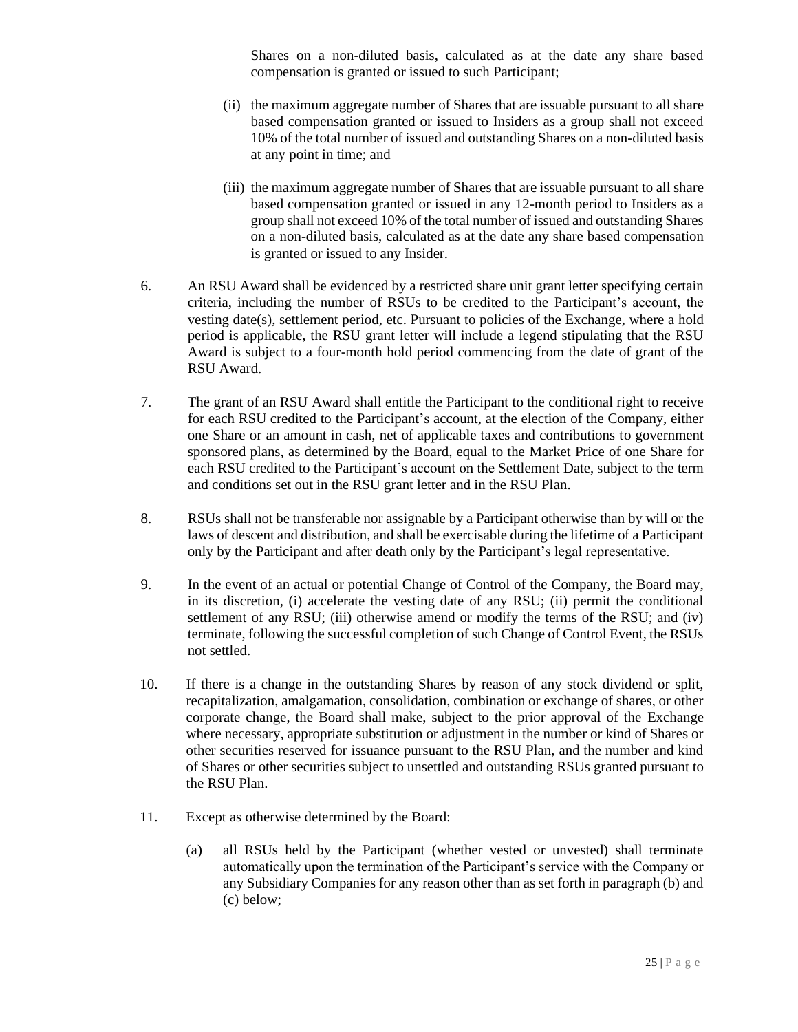Shares on a non-diluted basis, calculated as at the date any share based compensation is granted or issued to such Participant;

(ii) the maximum aggregate number of Shares that are issuable pursuant to all share based compensation granted or issued to Insiders as a group shall not exceed 10% of the total number of issued and outstanding Shares on a non-diluted basis at any point in time; and

(iii) the maximum aggregate number of Shares that are issuable pursuant to all share based compensation granted or issued in any 12-month period to Insiders as a group shall not exceed 10% of the total number of issued and outstanding Shares on a non-diluted basis, calculated as at the date any share based compensation is granted or issued to any Insider.

6. An RSU Award shall be evidenced by a restricted share unit grant letter specifying certain criteria, including the number of RSUs to be credited to the Participant's account, the vesting date(s), settlement period, etc. Pursuant to policies of the Exchange, where a hold period is applicable, the RSU grant letter will include a legend stipulating that the RSU Award is subject to a four-month hold period commencing from the date of grant of the RSU Award.

7. The grant of an RSU Award shall entitle the Participant to the conditional right to receive for each RSU credited to the Participant's account, at the election of the Company, either one Share or an amount in cash, net of applicable taxes and contributions to government sponsored plans, as determined by the Board, equal to the Market Price of one Share for each RSU credited to the Participant's account on the Settlement Date, subject to the term and conditions set out in the RSU grant letter and in the RSU Plan.

8. RSUs shall not be transferable nor assignable by a Participant otherwise than by will or the laws of descent and distribution, and shall be exercisable during the lifetime of a Participant only by the Participant and after death only by the Participant's legal representative.

9. In the event of an actual or potential Change of Control of the Company, the Board may, in its discretion, (i) accelerate the vesting date of any RSU; (ii) permit the conditional settlement of any RSU; (iii) otherwise amend or modify the terms of the RSU; and (iv) terminate, following the successful completion of such Change of Control Event, the RSUs not settled.

10. If there is a change in the outstanding Shares by reason of any stock dividend or split, recapitalization, amalgamation, consolidation, combination or exchange of shares, or other corporate change, the Board shall make, subject to the prior approval of the Exchange where necessary, appropriate substitution or adjustment in the number or kind of Shares or other securities reserved for issuance pursuant to the RSU Plan, and the number and kind of Shares or other securities subject to unsettled and outstanding RSUs granted pursuant to the RSU Plan.

11. Except as otherwise determined by the Board:

(a) all RSUs held by the Participant (whether vested or unvested) shall terminate automatically upon the termination of the Participant's service with the Company or any Subsidiary Companies for any reason other than as set forth in paragraph (b) and (c) below;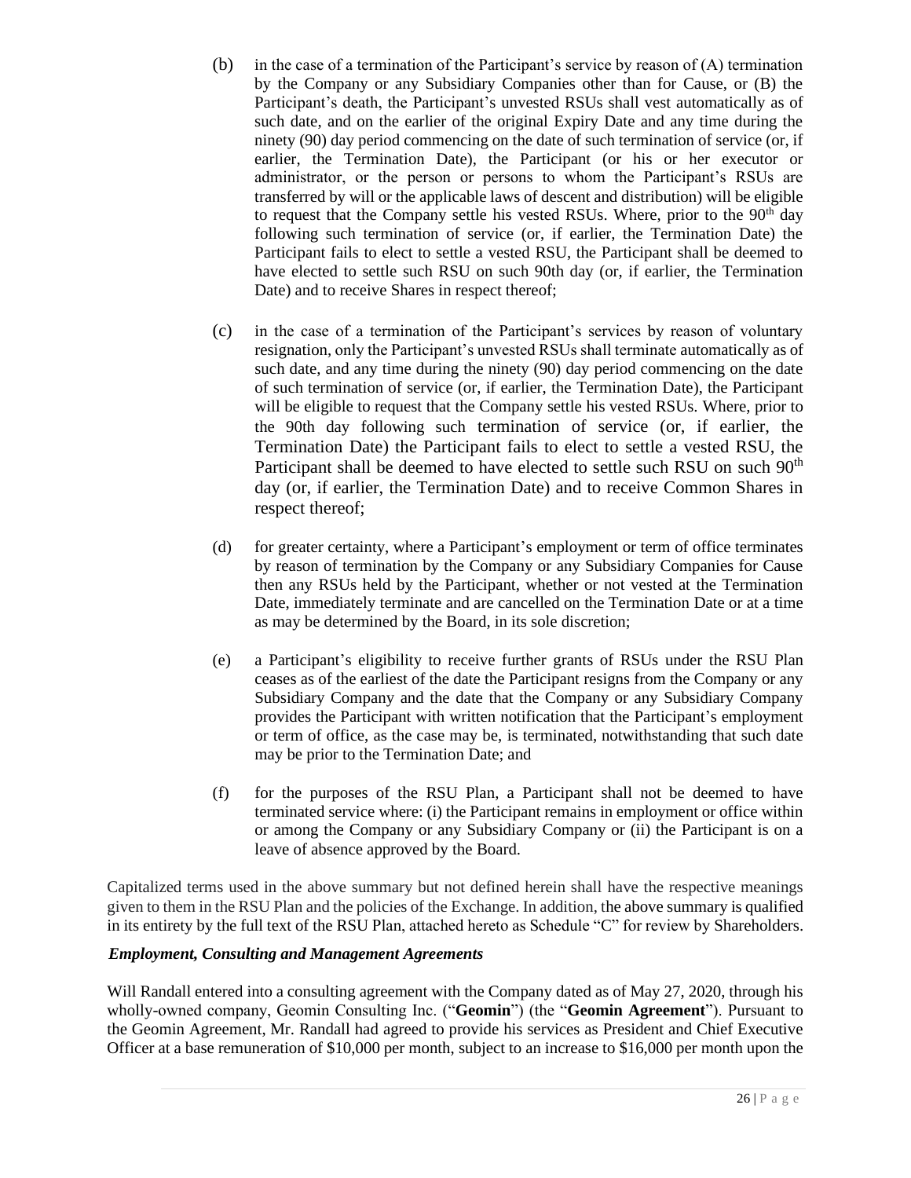(b) in the case of a termination of the Participant's service by reason of (A) termination by the Company or any Subsidiary Companies other than for Cause, or (B) the Participant's death, the Participant's unvested RSUs shall vest automatically as of such date, and on the earlier of the original Expiry Date and any time during the ninety (90) day period commencing on the date of such termination of service (or, if earlier, the Termination Date), the Participant (or his or her executor or administrator, or the person or persons to whom the Participant's RSUs are transferred by will or the applicable laws of descent and distribution) will be eligible to request that the Company settle his vested RSUs. Where, prior to the 90th day following such termination of service (or, if earlier, the Termination Date) the Participant fails to elect to settle a vested RSU, the Participant shall be deemed to have elected to settle such RSU on such 90th day (or, if earlier, the Termination Date) and to receive Shares in respect thereof;

(c) in the case of a termination of the Participant's services by reason of voluntary resignation, only the Participant's unvested RSUs shall terminate automatically as of such date, and any time during the ninety (90) day period commencing on the date of such termination of service (or, if earlier, the Termination Date), the Participant will be eligible to request that the Company settle his vested RSUs. Where, prior to the 90th day following such termination of service (or, if earlier, the Termination Date) the Participant fails to elect to settle a vested RSU, the Participant shall be deemed to have elected to settle such RSU on such 90th day (or, if earlier, the Termination Date) and to receive Common Shares in respect thereof;

(d) for greater certainty, where a Participant's employment or term of office terminates by reason of termination by the Company or any Subsidiary Companies for Cause then any RSUs held by the Participant, whether or not vested at the Termination Date, immediately terminate and are cancelled on the Termination Date or at a time as may be determined by the Board, in its sole discretion;

(e) a Participant's eligibility to receive further grants of RSUs under the RSU Plan ceases as of the earliest of the date the Participant resigns from the Company or any Subsidiary Company and the date that the Company or any Subsidiary Company provides the Participant with written notification that the Participant's employment or term of office, as the case may be, is terminated, notwithstanding that such date may be prior to the Termination Date; and

(f) for the purposes of the RSU Plan, a Participant shall not be deemed to have terminated service where: (i) the Participant remains in employment or office within or among the Company or any Subsidiary Company or (ii) the Participant is on a leave of absence approved by the Board.

Capitalized terms used in the above summary but not defined herein shall have the respective meanings given to them in the RSU Plan and the policies of the Exchange. In addition, the above summary is qualified in its entirety by the full text of the RSU Plan, attached hereto as Schedule "C" for review by Shareholders.

***Employment, Consulting and Management Agreements***

Will Randall entered into a consulting agreement with the Company dated as of May 27, 2020, through his wholly-owned company, Geomin Consulting Inc. ("**Geomin**") (the "**Geomin Agreement**"). Pursuant to the Geomin Agreement, Mr. Randall had agreed to provide his services as President and Chief Executive Officer at a base remuneration of $10,000 per month, subject to an increase to $16,000 per month upon the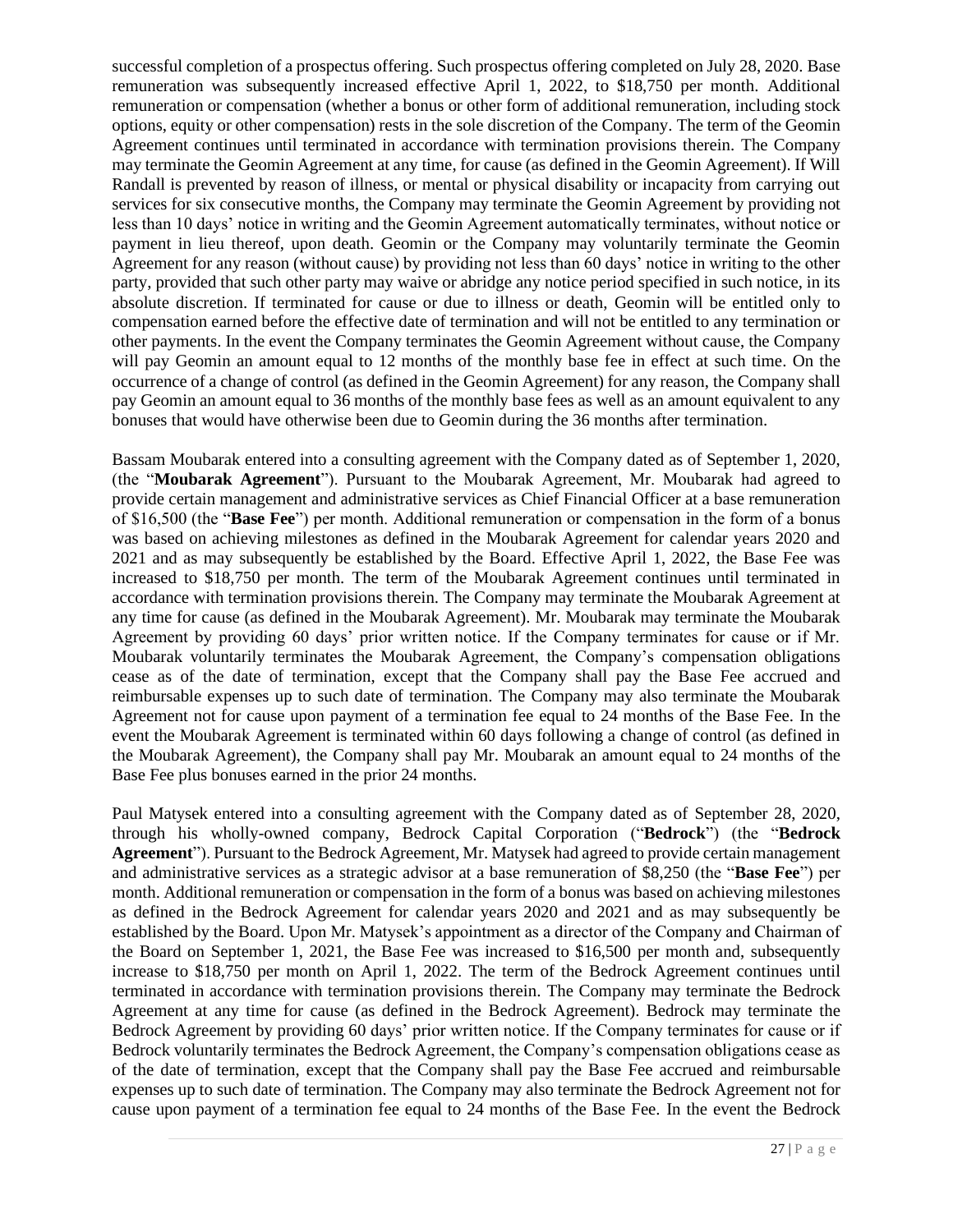successful completion of a prospectus offering. Such prospectus offering completed on July 28, 2020. Base remuneration was subsequently increased effective April 1, 2022, to $18,750 per month. Additional remuneration or compensation (whether a bonus or other form of additional remuneration, including stock options, equity or other compensation) rests in the sole discretion of the Company. The term of the Geomin Agreement continues until terminated in accordance with termination provisions therein. The Company may terminate the Geomin Agreement at any time, for cause (as defined in the Geomin Agreement). If Will Randall is prevented by reason of illness, or mental or physical disability or incapacity from carrying out services for six consecutive months, the Company may terminate the Geomin Agreement by providing not less than 10 days' notice in writing and the Geomin Agreement automatically terminates, without notice or payment in lieu thereof, upon death. Geomin or the Company may voluntarily terminate the Geomin Agreement for any reason (without cause) by providing not less than 60 days' notice in writing to the other party, provided that such other party may waive or abridge any notice period specified in such notice, in its absolute discretion. If terminated for cause or due to illness or death, Geomin will be entitled only to compensation earned before the effective date of termination and will not be entitled to any termination or other payments. In the event the Company terminates the Geomin Agreement without cause, the Company will pay Geomin an amount equal to 12 months of the monthly base fee in effect at such time. On the occurrence of a change of control (as defined in the Geomin Agreement) for any reason, the Company shall pay Geomin an amount equal to 36 months of the monthly base fees as well as an amount equivalent to any bonuses that would have otherwise been due to Geomin during the 36 months after termination.

Bassam Moubarak entered into a consulting agreement with the Company dated as of September 1, 2020, (the "**Moubarak Agreement**"). Pursuant to the Moubarak Agreement, Mr. Moubarak had agreed to provide certain management and administrative services as Chief Financial Officer at a base remuneration of $16,500 (the "**Base Fee**") per month. Additional remuneration or compensation in the form of a bonus was based on achieving milestones as defined in the Moubarak Agreement for calendar years 2020 and 2021 and as may subsequently be established by the Board. Effective April 1, 2022, the Base Fee was increased to $18,750 per month. The term of the Moubarak Agreement continues until terminated in accordance with termination provisions therein. The Company may terminate the Moubarak Agreement at any time for cause (as defined in the Moubarak Agreement). Mr. Moubarak may terminate the Moubarak Agreement by providing 60 days' prior written notice. If the Company terminates for cause or if Mr. Moubarak voluntarily terminates the Moubarak Agreement, the Company's compensation obligations cease as of the date of termination, except that the Company shall pay the Base Fee accrued and reimbursable expenses up to such date of termination. The Company may also terminate the Moubarak Agreement not for cause upon payment of a termination fee equal to 24 months of the Base Fee. In the event the Moubarak Agreement is terminated within 60 days following a change of control (as defined in the Moubarak Agreement), the Company shall pay Mr. Moubarak an amount equal to 24 months of the Base Fee plus bonuses earned in the prior 24 months.

Paul Matysek entered into a consulting agreement with the Company dated as of September 28, 2020, through his wholly-owned company, Bedrock Capital Corporation ("**Bedrock**") (the "**Bedrock Agreement**"). Pursuant to the Bedrock Agreement, Mr. Matysek had agreed to provide certain management and administrative services as a strategic advisor at a base remuneration of $8,250 (the "**Base Fee**") per month. Additional remuneration or compensation in the form of a bonus was based on achieving milestones as defined in the Bedrock Agreement for calendar years 2020 and 2021 and as may subsequently be established by the Board. Upon Mr. Matysek's appointment as a director of the Company and Chairman of the Board on September 1, 2021, the Base Fee was increased to $16,500 per month and, subsequently increase to $18,750 per month on April 1, 2022. The term of the Bedrock Agreement continues until terminated in accordance with termination provisions therein. The Company may terminate the Bedrock Agreement at any time for cause (as defined in the Bedrock Agreement). Bedrock may terminate the Bedrock Agreement by providing 60 days' prior written notice. If the Company terminates for cause or if Bedrock voluntarily terminates the Bedrock Agreement, the Company's compensation obligations cease as of the date of termination, except that the Company shall pay the Base Fee accrued and reimbursable expenses up to such date of termination. The Company may also terminate the Bedrock Agreement not for cause upon payment of a termination fee equal to 24 months of the Base Fee. In the event the Bedrock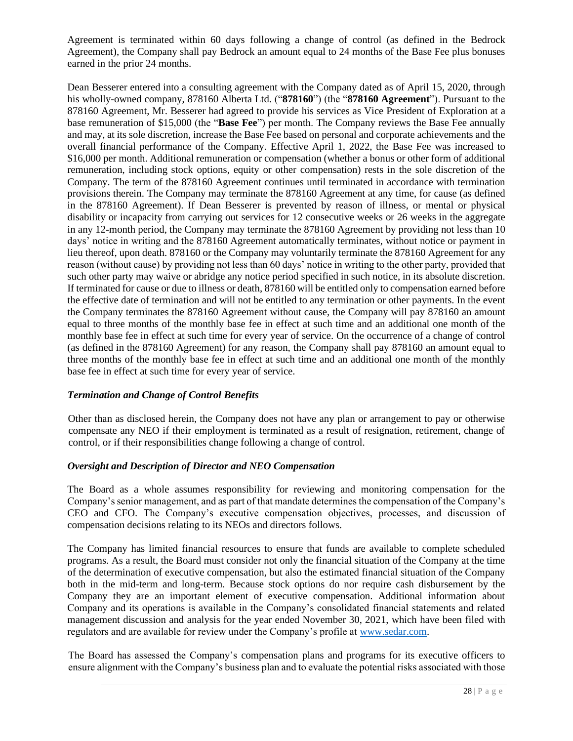Agreement is terminated within 60 days following a change of control (as defined in the Bedrock Agreement), the Company shall pay Bedrock an amount equal to 24 months of the Base Fee plus bonuses earned in the prior 24 months.

Dean Besserer entered into a consulting agreement with the Company dated as of April 15, 2020, through his wholly-owned company, 878160 Alberta Ltd. ("**878160**") (the "**878160 Agreement**"). Pursuant to the 878160 Agreement, Mr. Besserer had agreed to provide his services as Vice President of Exploration at a base remuneration of $15,000 (the "**Base Fee**") per month. The Company reviews the Base Fee annually and may, at its sole discretion, increase the Base Fee based on personal and corporate achievements and the overall financial performance of the Company. Effective April 1, 2022, the Base Fee was increased to $16,000 per month. Additional remuneration or compensation (whether a bonus or other form of additional remuneration, including stock options, equity or other compensation) rests in the sole discretion of the Company. The term of the 878160 Agreement continues until terminated in accordance with termination provisions therein. The Company may terminate the 878160 Agreement at any time, for cause (as defined in the 878160 Agreement). If Dean Besserer is prevented by reason of illness, or mental or physical disability or incapacity from carrying out services for 12 consecutive weeks or 26 weeks in the aggregate in any 12-month period, the Company may terminate the 878160 Agreement by providing not less than 10 days' notice in writing and the 878160 Agreement automatically terminates, without notice or payment in lieu thereof, upon death. 878160 or the Company may voluntarily terminate the 878160 Agreement for any reason (without cause) by providing not less than 60 days' notice in writing to the other party, provided that such other party may waive or abridge any notice period specified in such notice, in its absolute discretion. If terminated for cause or due to illness or death, 878160 will be entitled only to compensation earned before the effective date of termination and will not be entitled to any termination or other payments. In the event the Company terminates the 878160 Agreement without cause, the Company will pay 878160 an amount equal to three months of the monthly base fee in effect at such time and an additional one month of the monthly base fee in effect at such time for every year of service. On the occurrence of a change of control (as defined in the 878160 Agreement) for any reason, the Company shall pay 878160 an amount equal to three months of the monthly base fee in effect at such time and an additional one month of the monthly base fee in effect at such time for every year of service.

### *Termination and Change of Control Benefits*

Other than as disclosed herein, the Company does not have any plan or arrangement to pay or otherwise compensate any NEO if their employment is terminated as a result of resignation, retirement, change of control, or if their responsibilities change following a change of control.

### *Oversight and Description of Director and NEO Compensation*

The Board as a whole assumes responsibility for reviewing and monitoring compensation for the Company's senior management, and as part of that mandate determines the compensation of the Company's CEO and CFO. The Company's executive compensation objectives, processes, and discussion of compensation decisions relating to its NEOs and directors follows.

The Company has limited financial resources to ensure that funds are available to complete scheduled programs. As a result, the Board must consider not only the financial situation of the Company at the time of the determination of executive compensation, but also the estimated financial situation of the Company both in the mid-term and long-term. Because stock options do nor require cash disbursement by the Company they are an important element of executive compensation. Additional information about Company and its operations is available in the Company's consolidated financial statements and related management discussion and analysis for the year ended November 30, 2021, which have been filed with regulators and are available for review under the Company's profile at [www.sedar.com](http://www.sedar.com).

The Board has assessed the Company's compensation plans and programs for its executive officers to ensure alignment with the Company's business plan and to evaluate the potential risks associated with those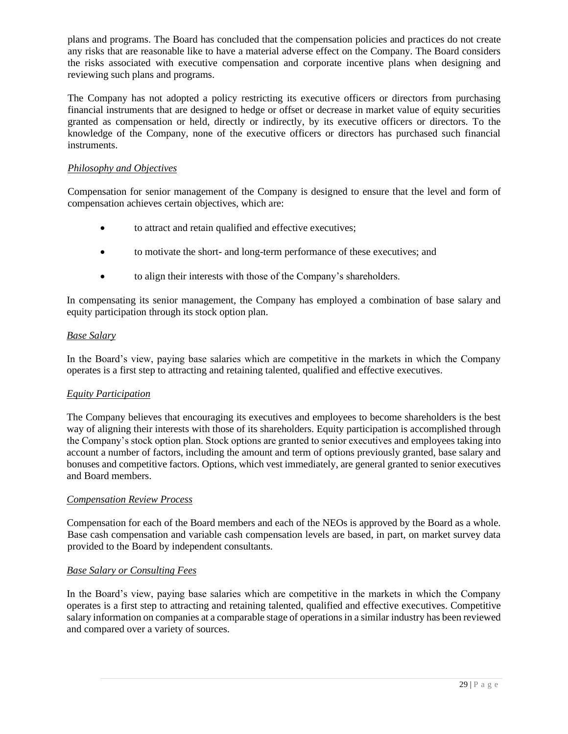plans and programs. The Board has concluded that the compensation policies and practices do not create any risks that are reasonable like to have a material adverse effect on the Company. The Board considers the risks associated with executive compensation and corporate incentive plans when designing and reviewing such plans and programs.

The Company has not adopted a policy restricting its executive officers or directors from purchasing financial instruments that are designed to hedge or offset or decrease in market value of equity securities granted as compensation or held, directly or indirectly, by its executive officers or directors. To the knowledge of the Company, none of the executive officers or directors has purchased such financial instruments.

*Philosophy and Objectives*

Compensation for senior management of the Company is designed to ensure that the level and form of compensation achieves certain objectives, which are:

- to attract and retain qualified and effective executives;
- to motivate the short- and long-term performance of these executives; and
- to align their interests with those of the Company's shareholders.

In compensating its senior management, the Company has employed a combination of base salary and equity participation through its stock option plan.

*Base Salary*

In the Board's view, paying base salaries which are competitive in the markets in which the Company operates is a first step to attracting and retaining talented, qualified and effective executives.

*Equity Participation*

The Company believes that encouraging its executives and employees to become shareholders is the best way of aligning their interests with those of its shareholders. Equity participation is accomplished through the Company's stock option plan. Stock options are granted to senior executives and employees taking into account a number of factors, including the amount and term of options previously granted, base salary and bonuses and competitive factors. Options, which vest immediately, are general granted to senior executives and Board members.

*Compensation Review Process*

Compensation for each of the Board members and each of the NEOs is approved by the Board as a whole. Base cash compensation and variable cash compensation levels are based, in part, on market survey data provided to the Board by independent consultants.

*Base Salary or Consulting Fees*

In the Board's view, paying base salaries which are competitive in the markets in which the Company operates is a first step to attracting and retaining talented, qualified and effective executives. Competitive salary information on companies at a comparable stage of operations in a similar industry has been reviewed and compared over a variety of sources.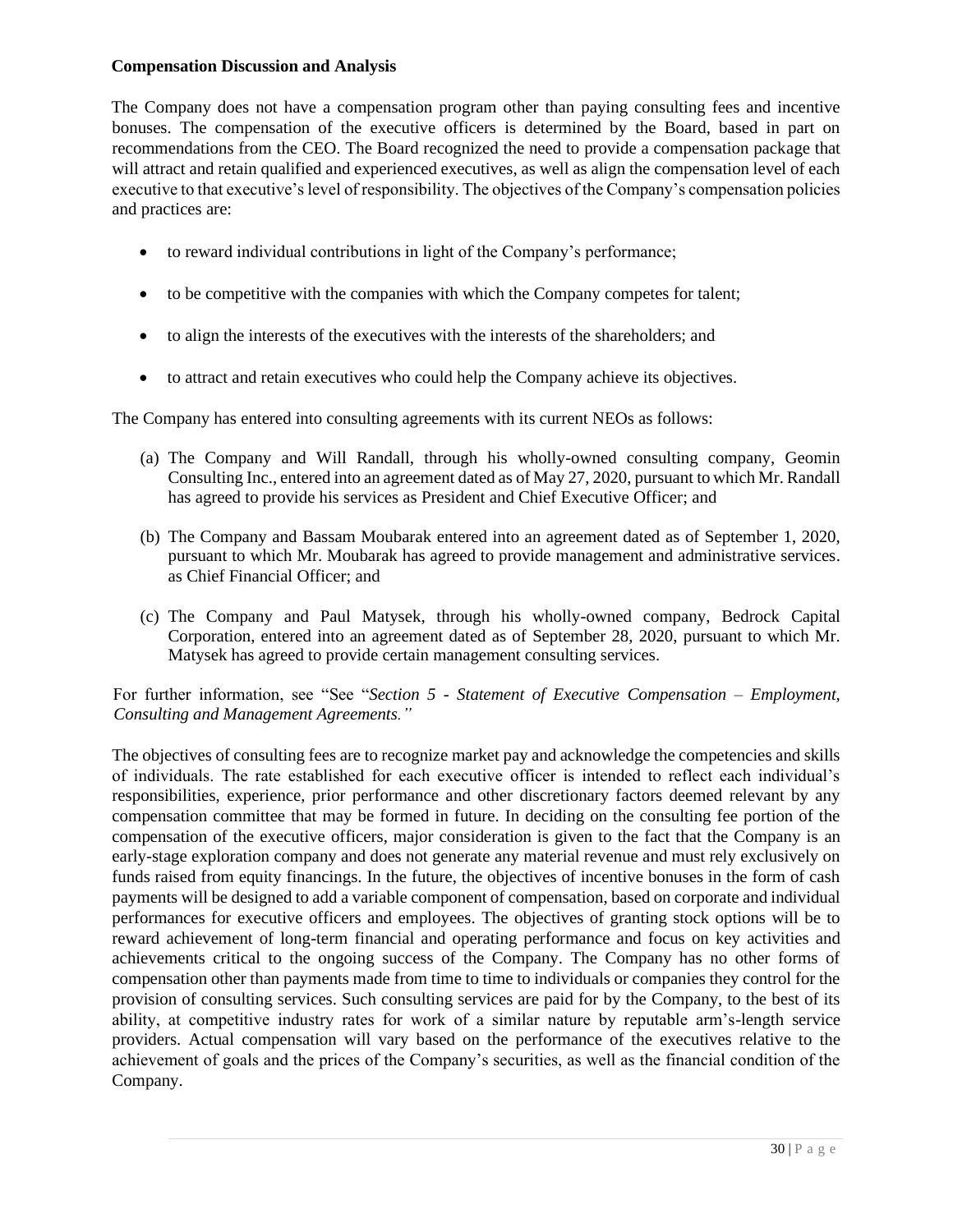**Compensation Discussion and Analysis**

The Company does not have a compensation program other than paying consulting fees and incentive bonuses. The compensation of the executive officers is determined by the Board, based in part on recommendations from the CEO. The Board recognized the need to provide a compensation package that will attract and retain qualified and experienced executives, as well as align the compensation level of each executive to that executive's level of responsibility. The objectives of the Company's compensation policies and practices are:

- to reward individual contributions in light of the Company's performance;
- to be competitive with the companies with which the Company competes for talent;
- to align the interests of the executives with the interests of the shareholders; and
- to attract and retain executives who could help the Company achieve its objectives.

The Company has entered into consulting agreements with its current NEOs as follows:

(a) The Company and Will Randall, through his wholly-owned consulting company, Geomin Consulting Inc., entered into an agreement dated as of May 27, 2020, pursuant to which Mr. Randall has agreed to provide his services as President and Chief Executive Officer; and

(b) The Company and Bassam Moubarak entered into an agreement dated as of September 1, 2020, pursuant to which Mr. Moubarak has agreed to provide management and administrative services. as Chief Financial Officer; and

(c) The Company and Paul Matysek, through his wholly-owned company, Bedrock Capital Corporation, entered into an agreement dated as of September 28, 2020, pursuant to which Mr. Matysek has agreed to provide certain management consulting services.

For further information, see "See "*Section 5 - Statement of Executive Compensation – Employment, Consulting and Management Agreements."*

The objectives of consulting fees are to recognize market pay and acknowledge the competencies and skills of individuals. The rate established for each executive officer is intended to reflect each individual's responsibilities, experience, prior performance and other discretionary factors deemed relevant by any compensation committee that may be formed in future. In deciding on the consulting fee portion of the compensation of the executive officers, major consideration is given to the fact that the Company is an early-stage exploration company and does not generate any material revenue and must rely exclusively on funds raised from equity financings. In the future, the objectives of incentive bonuses in the form of cash payments will be designed to add a variable component of compensation, based on corporate and individual performances for executive officers and employees. The objectives of granting stock options will be to reward achievement of long-term financial and operating performance and focus on key activities and achievements critical to the ongoing success of the Company. The Company has no other forms of compensation other than payments made from time to time to individuals or companies they control for the provision of consulting services. Such consulting services are paid for by the Company, to the best of its ability, at competitive industry rates for work of a similar nature by reputable arm's-length service providers. Actual compensation will vary based on the performance of the executives relative to the achievement of goals and the prices of the Company's securities, as well as the financial condition of the Company.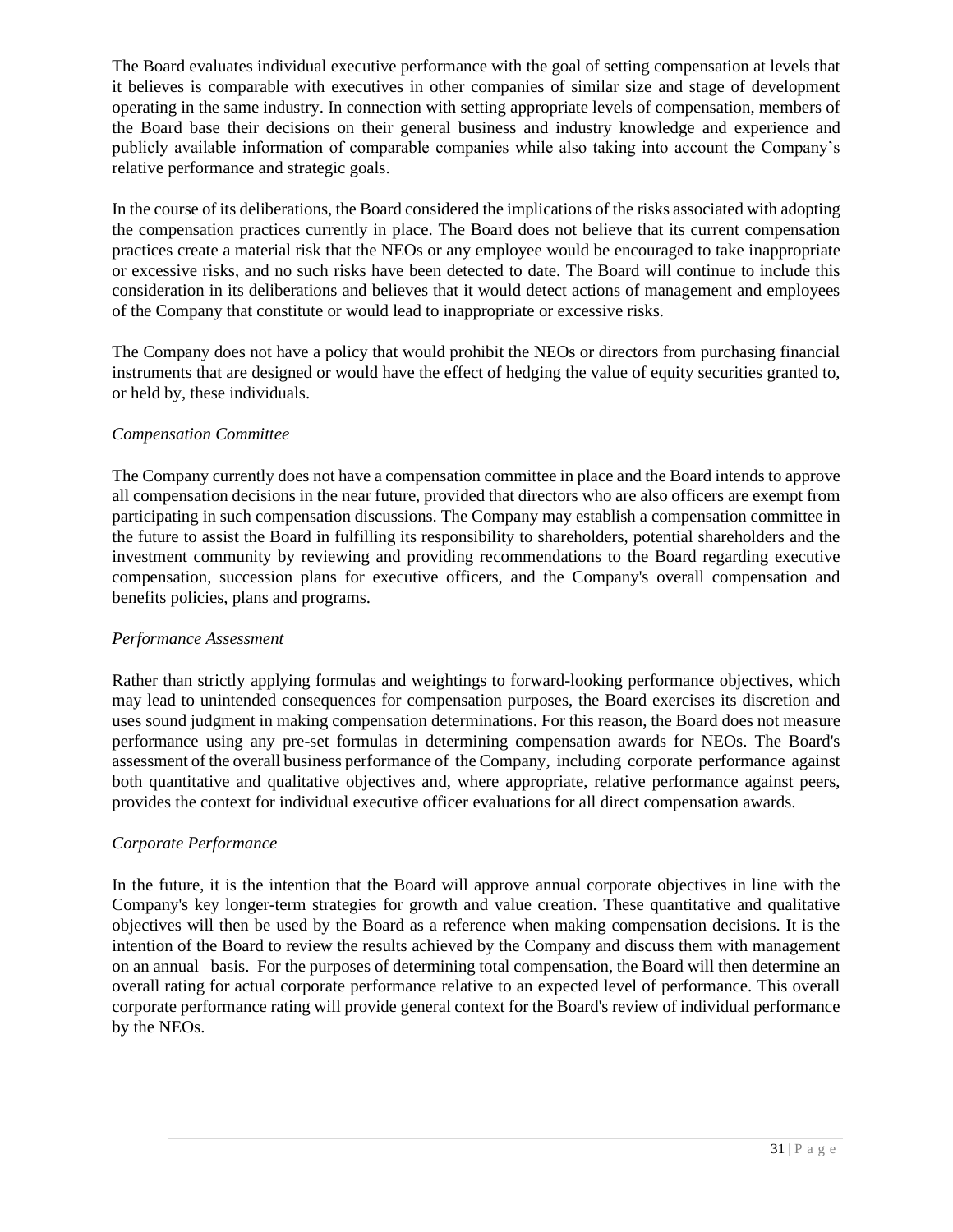The Board evaluates individual executive performance with the goal of setting compensation at levels that it believes is comparable with executives in other companies of similar size and stage of development operating in the same industry. In connection with setting appropriate levels of compensation, members of the Board base their decisions on their general business and industry knowledge and experience and publicly available information of comparable companies while also taking into account the Company's relative performance and strategic goals.

In the course of its deliberations, the Board considered the implications of the risks associated with adopting the compensation practices currently in place. The Board does not believe that its current compensation practices create a material risk that the NEOs or any employee would be encouraged to take inappropriate or excessive risks, and no such risks have been detected to date. The Board will continue to include this consideration in its deliberations and believes that it would detect actions of management and employees of the Company that constitute or would lead to inappropriate or excessive risks.

The Company does not have a policy that would prohibit the NEOs or directors from purchasing financial instruments that are designed or would have the effect of hedging the value of equity securities granted to, or held by, these individuals.

*Compensation Committee*

The Company currently does not have a compensation committee in place and the Board intends to approve all compensation decisions in the near future, provided that directors who are also officers are exempt from participating in such compensation discussions. The Company may establish a compensation committee in the future to assist the Board in fulfilling its responsibility to shareholders, potential shareholders and the investment community by reviewing and providing recommendations to the Board regarding executive compensation, succession plans for executive officers, and the Company's overall compensation and benefits policies, plans and programs.

*Performance Assessment*

Rather than strictly applying formulas and weightings to forward-looking performance objectives, which may lead to unintended consequences for compensation purposes, the Board exercises its discretion and uses sound judgment in making compensation determinations. For this reason, the Board does not measure performance using any pre-set formulas in determining compensation awards for NEOs. The Board's assessment of the overall business performance of the Company, including corporate performance against both quantitative and qualitative objectives and, where appropriate, relative performance against peers, provides the context for individual executive officer evaluations for all direct compensation awards.

*Corporate Performance*

In the future, it is the intention that the Board will approve annual corporate objectives in line with the Company's key longer-term strategies for growth and value creation. These quantitative and qualitative objectives will then be used by the Board as a reference when making compensation decisions. It is the intention of the Board to review the results achieved by the Company and discuss them with management on an annual basis. For the purposes of determining total compensation, the Board will then determine an overall rating for actual corporate performance relative to an expected level of performance. This overall corporate performance rating will provide general context for the Board's review of individual performance by the NEOs.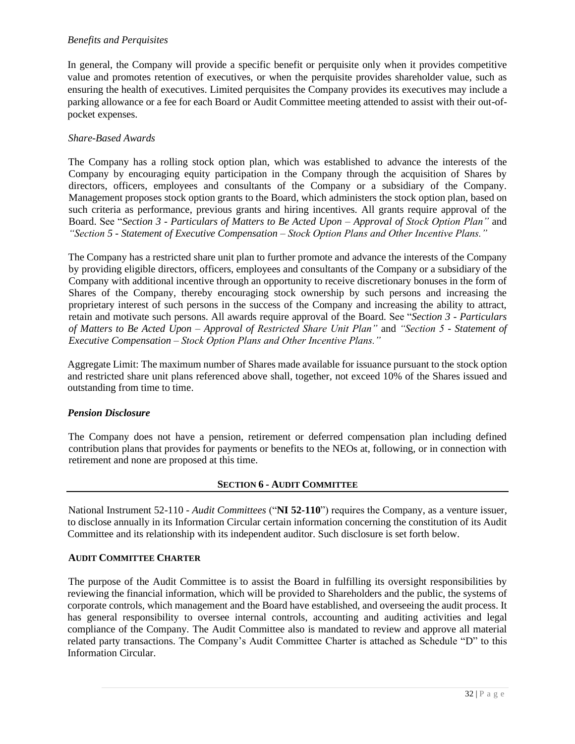*Benefits and Perquisites*

In general, the Company will provide a specific benefit or perquisite only when it provides competitive value and promotes retention of executives, or when the perquisite provides shareholder value, such as ensuring the health of executives. Limited perquisites the Company provides its executives may include a parking allowance or a fee for each Board or Audit Committee meeting attended to assist with their out-of-pocket expenses.

*Share-Based Awards*

The Company has a rolling stock option plan, which was established to advance the interests of the Company by encouraging equity participation in the Company through the acquisition of Shares by directors, officers, employees and consultants of the Company or a subsidiary of the Company. Management proposes stock option grants to the Board, which administers the stock option plan, based on such criteria as performance, previous grants and hiring incentives. All grants require approval of the Board. See "*Section 3 - Particulars of Matters to Be Acted Upon – Approval of Stock Option Plan"* and *"Section 5 - Statement of Executive Compensation – Stock Option Plans and Other Incentive Plans."*

The Company has a restricted share unit plan to further promote and advance the interests of the Company by providing eligible directors, officers, employees and consultants of the Company or a subsidiary of the Company with additional incentive through an opportunity to receive discretionary bonuses in the form of Shares of the Company, thereby encouraging stock ownership by such persons and increasing the proprietary interest of such persons in the success of the Company and increasing the ability to attract, retain and motivate such persons. All awards require approval of the Board. See "*Section 3 - Particulars of Matters to Be Acted Upon – Approval of Restricted Share Unit Plan"* and *"Section 5 - Statement of Executive Compensation – Stock Option Plans and Other Incentive Plans."*

Aggregate Limit: The maximum number of Shares made available for issuance pursuant to the stock option and restricted share unit plans referenced above shall, together, not exceed 10% of the Shares issued and outstanding from time to time.

***Pension Disclosure***

The Company does not have a pension, retirement or deferred compensation plan including defined contribution plans that provides for payments or benefits to the NEOs at, following, or in connection with retirement and none are proposed at this time.

## SECTION 6 - AUDIT COMMITTEE

National Instrument 52-110 - *Audit Committees* ("**NI 52-110**") requires the Company, as a venture issuer, to disclose annually in its Information Circular certain information concerning the constitution of its Audit Committee and its relationship with its independent auditor. Such disclosure is set forth below.

### AUDIT COMMITTEE CHARTER

The purpose of the Audit Committee is to assist the Board in fulfilling its oversight responsibilities by reviewing the financial information, which will be provided to Shareholders and the public, the systems of corporate controls, which management and the Board have established, and overseeing the audit process. It has general responsibility to oversee internal controls, accounting and auditing activities and legal compliance of the Company. The Audit Committee also is mandated to review and approve all material related party transactions. The Company's Audit Committee Charter is attached as Schedule "D" to this Information Circular.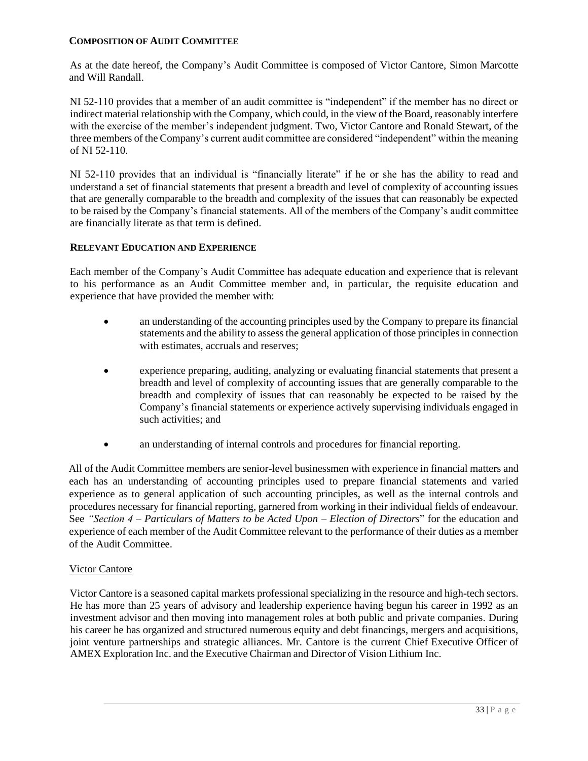### COMPOSITION OF AUDIT COMMITTEE

As at the date hereof, the Company's Audit Committee is composed of Victor Cantore, Simon Marcotte and Will Randall.

NI 52-110 provides that a member of an audit committee is "independent" if the member has no direct or indirect material relationship with the Company, which could, in the view of the Board, reasonably interfere with the exercise of the member's independent judgment. Two, Victor Cantore and Ronald Stewart, of the three members of the Company's current audit committee are considered "independent" within the meaning of NI 52-110.

NI 52-110 provides that an individual is "financially literate" if he or she has the ability to read and understand a set of financial statements that present a breadth and level of complexity of accounting issues that are generally comparable to the breadth and complexity of the issues that can reasonably be expected to be raised by the Company's financial statements. All of the members of the Company's audit committee are financially literate as that term is defined.

### RELEVANT EDUCATION AND EXPERIENCE

Each member of the Company's Audit Committee has adequate education and experience that is relevant to his performance as an Audit Committee member and, in particular, the requisite education and experience that have provided the member with:

- an understanding of the accounting principles used by the Company to prepare its financial statements and the ability to assess the general application of those principles in connection with estimates, accruals and reserves;
- experience preparing, auditing, analyzing or evaluating financial statements that present a breadth and level of complexity of accounting issues that are generally comparable to the breadth and complexity of issues that can reasonably be expected to be raised by the Company's financial statements or experience actively supervising individuals engaged in such activities; and
- an understanding of internal controls and procedures for financial reporting.

All of the Audit Committee members are senior-level businessmen with experience in financial matters and each has an understanding of accounting principles used to prepare financial statements and varied experience as to general application of such accounting principles, as well as the internal controls and procedures necessary for financial reporting, garnered from working in their individual fields of endeavour. See *"Section 4 – Particulars of Matters to be Acted Upon – Election of Directors*" for the education and experience of each member of the Audit Committee relevant to the performance of their duties as a member of the Audit Committee.

Victor Cantore

Victor Cantore is a seasoned capital markets professional specializing in the resource and high-tech sectors. He has more than 25 years of advisory and leadership experience having begun his career in 1992 as an investment advisor and then moving into management roles at both public and private companies. During his career he has organized and structured numerous equity and debt financings, mergers and acquisitions, joint venture partnerships and strategic alliances. Mr. Cantore is the current Chief Executive Officer of AMEX Exploration Inc. and the Executive Chairman and Director of Vision Lithium Inc.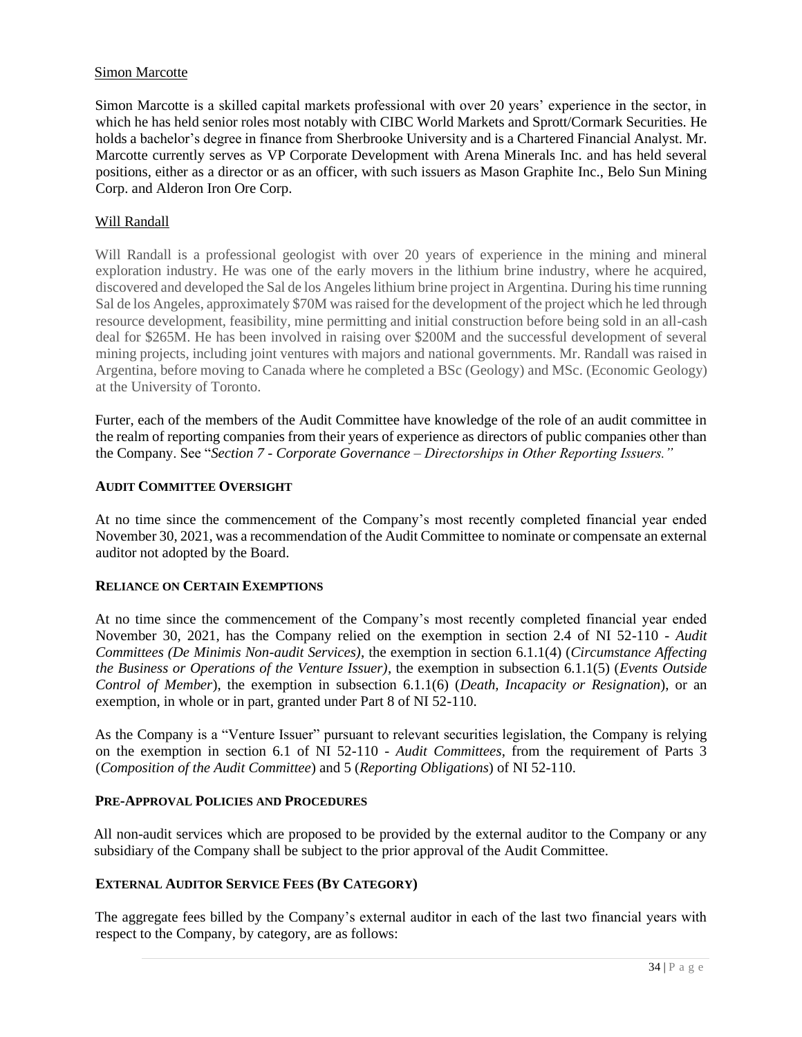Simon Marcotte

Simon Marcotte is a skilled capital markets professional with over 20 years' experience in the sector, in which he has held senior roles most notably with CIBC World Markets and Sprott/Cormark Securities. He holds a bachelor's degree in finance from Sherbrooke University and is a Chartered Financial Analyst. Mr. Marcotte currently serves as VP Corporate Development with Arena Minerals Inc. and has held several positions, either as a director or as an officer, with such issuers as Mason Graphite Inc., Belo Sun Mining Corp. and Alderon Iron Ore Corp.

Will Randall

Will Randall is a professional geologist with over 20 years of experience in the mining and mineral exploration industry. He was one of the early movers in the lithium brine industry, where he acquired, discovered and developed the Sal de los Angeles lithium brine project in Argentina. During his time running Sal de los Angeles, approximately $70M was raised for the development of the project which he led through resource development, feasibility, mine permitting and initial construction before being sold in an all-cash deal for $265M. He has been involved in raising over $200M and the successful development of several mining projects, including joint ventures with majors and national governments. Mr. Randall was raised in Argentina, before moving to Canada where he completed a BSc (Geology) and MSc. (Economic Geology) at the University of Toronto.

Furter, each of the members of the Audit Committee have knowledge of the role of an audit committee in the realm of reporting companies from their years of experience as directors of public companies other than the Company. See "*Section 7 - Corporate Governance – Directorships in Other Reporting Issuers.*"

**AUDIT COMMITTEE OVERSIGHT**

At no time since the commencement of the Company's most recently completed financial year ended November 30, 2021, was a recommendation of the Audit Committee to nominate or compensate an external auditor not adopted by the Board.

**RELIANCE ON CERTAIN EXEMPTIONS**

At no time since the commencement of the Company's most recently completed financial year ended November 30, 2021, has the Company relied on the exemption in section 2.4 of NI 52-110 - *Audit Committees (De Minimis Non-audit Services)*, the exemption in section 6.1.1(4) (*Circumstance Affecting the Business or Operations of the Venture Issuer)*, the exemption in subsection 6.1.1(5) (*Events Outside Control of Member*), the exemption in subsection 6.1.1(6) (*Death, Incapacity or Resignation*), or an exemption, in whole or in part, granted under Part 8 of NI 52-110.

As the Company is a "Venture Issuer" pursuant to relevant securities legislation, the Company is relying on the exemption in section 6.1 of NI 52-110 - *Audit Committees*, from the requirement of Parts 3 (*Composition of the Audit Committee*) and 5 (*Reporting Obligations*) of NI 52-110.

**PRE-APPROVAL POLICIES AND PROCEDURES**

All non-audit services which are proposed to be provided by the external auditor to the Company or any subsidiary of the Company shall be subject to the prior approval of the Audit Committee.

**EXTERNAL AUDITOR SERVICE FEES (BY CATEGORY)**

The aggregate fees billed by the Company's external auditor in each of the last two financial years with respect to the Company, by category, are as follows: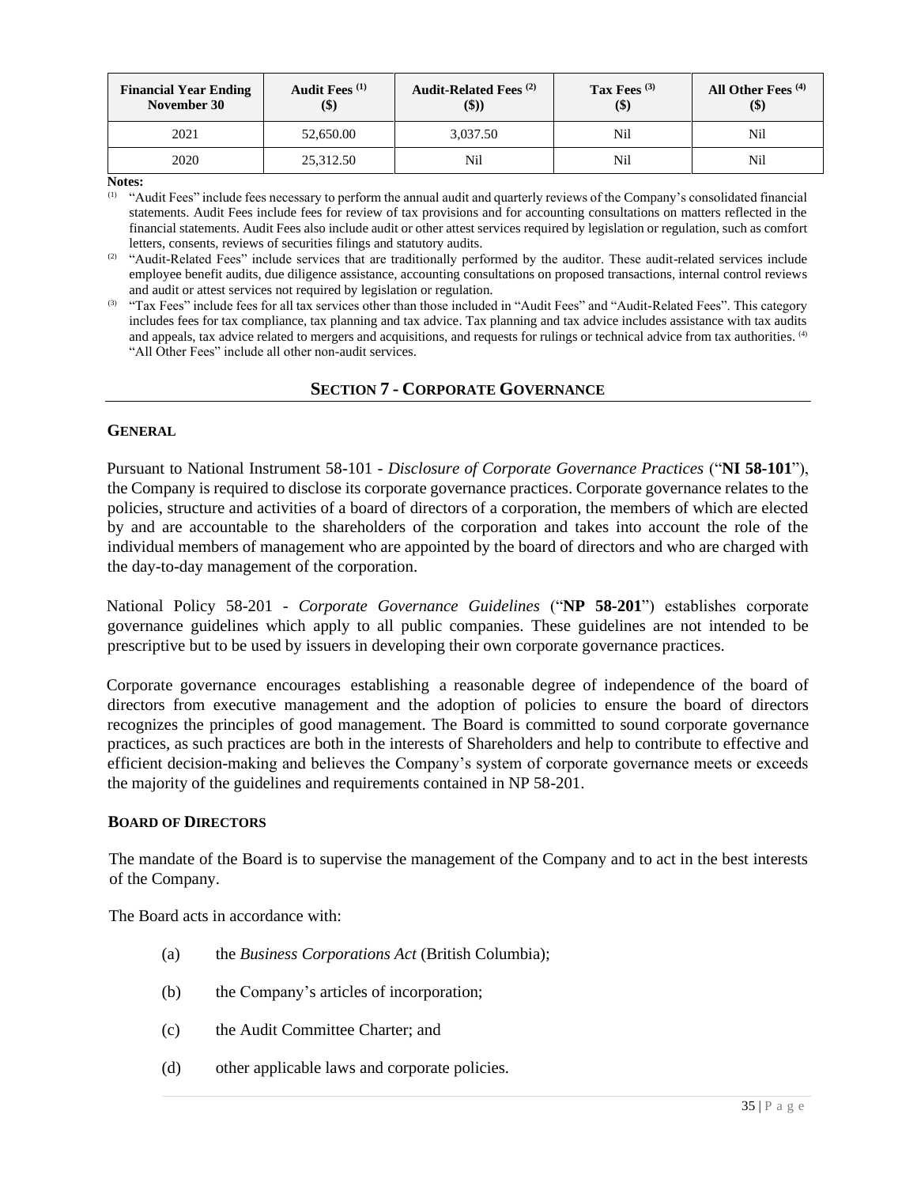| Financial Year Ending November 30 | Audit Fees [(1)] ($) | Audit-Related Fees [(2)] ($)) | Tax Fees [(3)] ($) | All Other Fees [(4)] ($) |
|---|---|---|---|---|
| 2021 | 52,650.00 | 3,037.50 | Nil | Nil |
| 2020 | 25,312.50 | Nil | Nil | Nil |

**Notes:**

(1) "Audit Fees" include fees necessary to perform the annual audit and quarterly reviews of the Company's consolidated financial statements. Audit Fees include fees for review of tax provisions and for accounting consultations on matters reflected in the financial statements. Audit Fees also include audit or other attest services required by legislation or regulation, such as comfort letters, consents, reviews of securities filings and statutory audits.

(2) "Audit-Related Fees" include services that are traditionally performed by the auditor. These audit-related services include employee benefit audits, due diligence assistance, accounting consultations on proposed transactions, internal control reviews and audit or attest services not required by legislation or regulation.

(3) "Tax Fees" include fees for all tax services other than those included in "Audit Fees" and "Audit-Related Fees". This category includes fees for tax compliance, tax planning and tax advice. Tax planning and tax advice includes assistance with tax audits and appeals, tax advice related to mergers and acquisitions, and requests for rulings or technical advice from tax authorities. (4) "All Other Fees" include all other non-audit services.

## SECTION 7 - CORPORATE GOVERNANCE

### GENERAL

Pursuant to National Instrument 58-101 - *Disclosure of Corporate Governance Practices* ("**NI 58-101**"), the Company is required to disclose its corporate governance practices. Corporate governance relates to the policies, structure and activities of a board of directors of a corporation, the members of which are elected by and are accountable to the shareholders of the corporation and takes into account the role of the individual members of management who are appointed by the board of directors and who are charged with the day-to-day management of the corporation.

National Policy 58-201 - *Corporate Governance Guidelines* ("**NP 58-201**") establishes corporate governance guidelines which apply to all public companies. These guidelines are not intended to be prescriptive but to be used by issuers in developing their own corporate governance practices.

Corporate governance encourages establishing a reasonable degree of independence of the board of directors from executive management and the adoption of policies to ensure the board of directors recognizes the principles of good management. The Board is committed to sound corporate governance practices, as such practices are both in the interests of Shareholders and help to contribute to effective and efficient decision-making and believes the Company's system of corporate governance meets or exceeds the majority of the guidelines and requirements contained in NP 58-201.

### BOARD OF DIRECTORS

The mandate of the Board is to supervise the management of the Company and to act in the best interests of the Company.

The Board acts in accordance with:

(a) the *Business Corporations Act* (British Columbia);

(b) the Company's articles of incorporation;

(c) the Audit Committee Charter; and

(d) other applicable laws and corporate policies.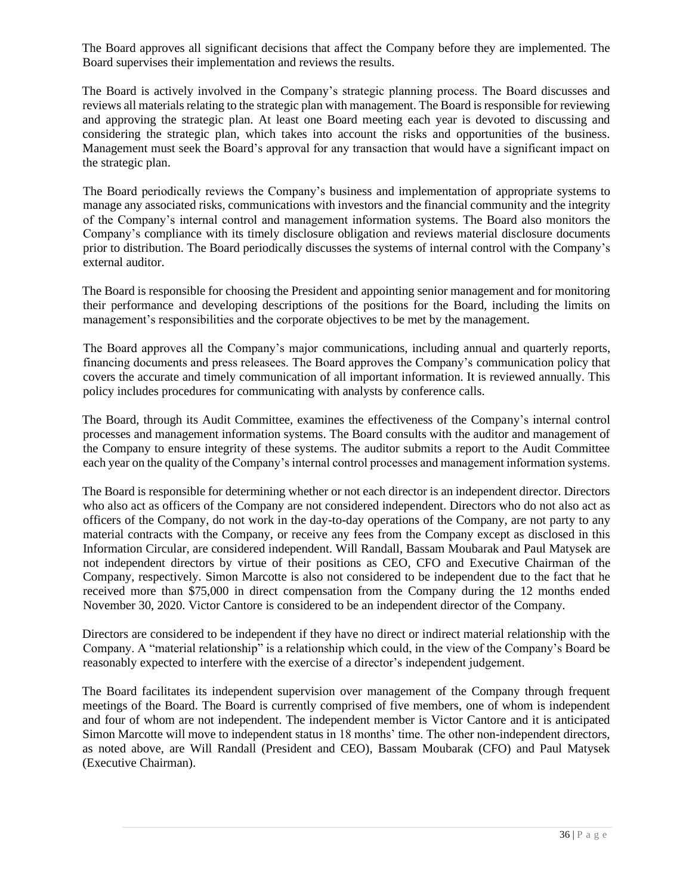The Board approves all significant decisions that affect the Company before they are implemented. The Board supervises their implementation and reviews the results.

The Board is actively involved in the Company's strategic planning process. The Board discusses and reviews all materials relating to the strategic plan with management. The Board is responsible for reviewing and approving the strategic plan. At least one Board meeting each year is devoted to discussing and considering the strategic plan, which takes into account the risks and opportunities of the business. Management must seek the Board's approval for any transaction that would have a significant impact on the strategic plan.

The Board periodically reviews the Company's business and implementation of appropriate systems to manage any associated risks, communications with investors and the financial community and the integrity of the Company's internal control and management information systems. The Board also monitors the Company's compliance with its timely disclosure obligation and reviews material disclosure documents prior to distribution. The Board periodically discusses the systems of internal control with the Company's external auditor.

The Board is responsible for choosing the President and appointing senior management and for monitoring their performance and developing descriptions of the positions for the Board, including the limits on management's responsibilities and the corporate objectives to be met by the management.

The Board approves all the Company's major communications, including annual and quarterly reports, financing documents and press releasees. The Board approves the Company's communication policy that covers the accurate and timely communication of all important information. It is reviewed annually. This policy includes procedures for communicating with analysts by conference calls.

The Board, through its Audit Committee, examines the effectiveness of the Company's internal control processes and management information systems. The Board consults with the auditor and management of the Company to ensure integrity of these systems. The auditor submits a report to the Audit Committee each year on the quality of the Company's internal control processes and management information systems.

The Board is responsible for determining whether or not each director is an independent director. Directors who also act as officers of the Company are not considered independent. Directors who do not also act as officers of the Company, do not work in the day-to-day operations of the Company, are not party to any material contracts with the Company, or receive any fees from the Company except as disclosed in this Information Circular, are considered independent. Will Randall, Bassam Moubarak and Paul Matysek are not independent directors by virtue of their positions as CEO, CFO and Executive Chairman of the Company, respectively. Simon Marcotte is also not considered to be independent due to the fact that he received more than $75,000 in direct compensation from the Company during the 12 months ended November 30, 2020. Victor Cantore is considered to be an independent director of the Company.

Directors are considered to be independent if they have no direct or indirect material relationship with the Company. A "material relationship" is a relationship which could, in the view of the Company's Board be reasonably expected to interfere with the exercise of a director's independent judgement.

The Board facilitates its independent supervision over management of the Company through frequent meetings of the Board. The Board is currently comprised of five members, one of whom is independent and four of whom are not independent. The independent member is Victor Cantore and it is anticipated Simon Marcotte will move to independent status in 18 months' time. The other non-independent directors, as noted above, are Will Randall (President and CEO), Bassam Moubarak (CFO) and Paul Matysek (Executive Chairman).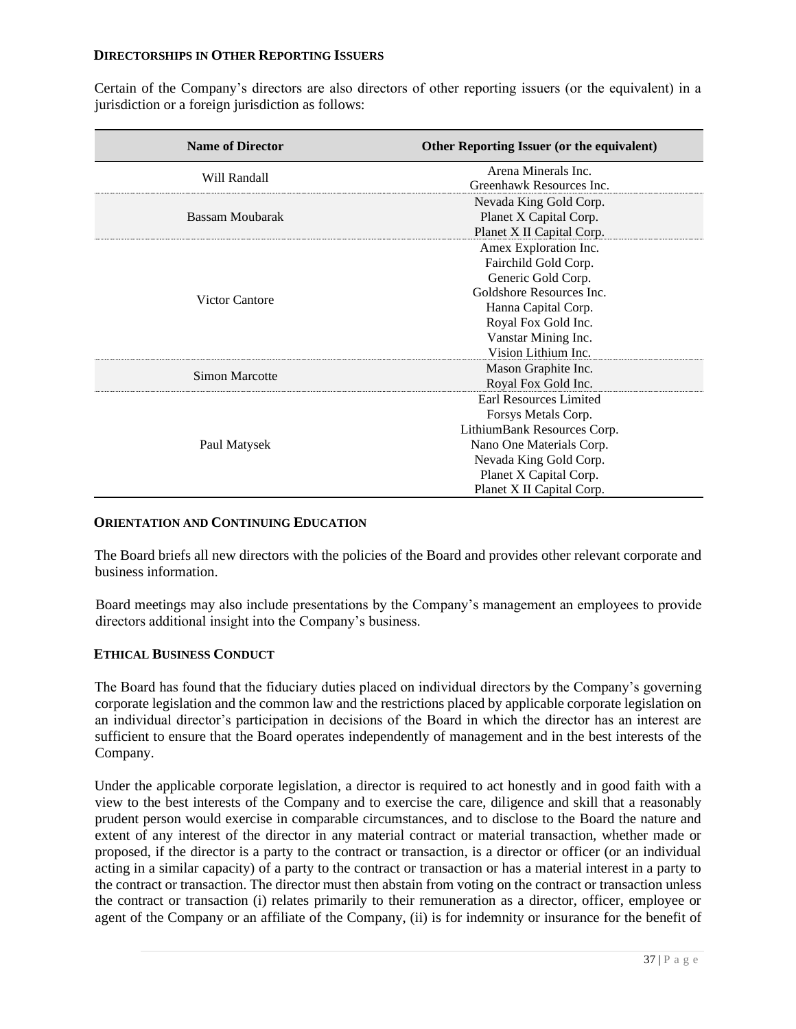## DIRECTORSHIPS IN OTHER REPORTING ISSUERS

Certain of the Company's directors are also directors of other reporting issuers (or the equivalent) in a jurisdiction or a foreign jurisdiction as follows:

| Name of Director | Other Reporting Issuer (or the equivalent) |
|---|---|
| Will Randall | Arena Minerals Inc.<br>Greenhawk Resources Inc. |
| Bassam Moubarak | Nevada King Gold Corp.<br>Planet X Capital Corp.<br>Planet X II Capital Corp. |
| Victor Cantore | Amex Exploration Inc.<br>Fairchild Gold Corp.<br>Generic Gold Corp.<br>Goldshore Resources Inc.<br>Hanna Capital Corp.<br>Royal Fox Gold Inc.<br>Vanstar Mining Inc.<br>Vision Lithium Inc. |
| Simon Marcotte | Mason Graphite Inc.<br>Royal Fox Gold Inc. |
| Paul Matysek | Earl Resources Limited<br>Forsys Metals Corp.<br>LithiumBank Resources Corp.<br>Nano One Materials Corp.<br>Nevada King Gold Corp.<br>Planet X Capital Corp.<br>Planet X II Capital Corp. |

## ORIENTATION AND CONTINUING EDUCATION

The Board briefs all new directors with the policies of the Board and provides other relevant corporate and business information.

Board meetings may also include presentations by the Company's management an employees to provide directors additional insight into the Company's business.

## ETHICAL BUSINESS CONDUCT

The Board has found that the fiduciary duties placed on individual directors by the Company's governing corporate legislation and the common law and the restrictions placed by applicable corporate legislation on an individual director's participation in decisions of the Board in which the director has an interest are sufficient to ensure that the Board operates independently of management and in the best interests of the Company.

Under the applicable corporate legislation, a director is required to act honestly and in good faith with a view to the best interests of the Company and to exercise the care, diligence and skill that a reasonably prudent person would exercise in comparable circumstances, and to disclose to the Board the nature and extent of any interest of the director in any material contract or material transaction, whether made or proposed, if the director is a party to the contract or transaction, is a director or officer (or an individual acting in a similar capacity) of a party to the contract or transaction or has a material interest in a party to the contract or transaction. The director must then abstain from voting on the contract or transaction unless the contract or transaction (i) relates primarily to their remuneration as a director, officer, employee or agent of the Company or an affiliate of the Company, (ii) is for indemnity or insurance for the benefit of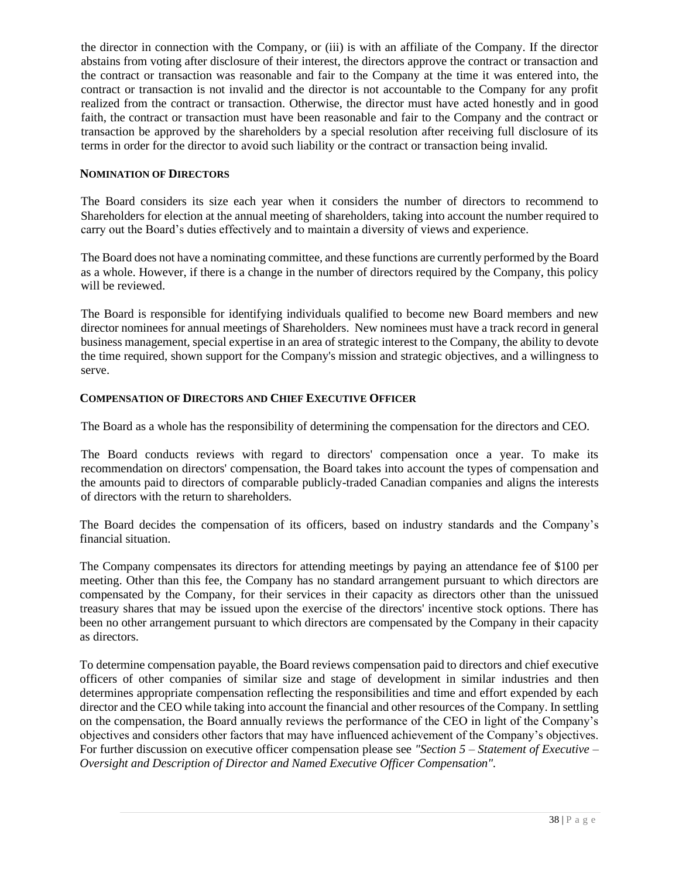the director in connection with the Company, or (iii) is with an affiliate of the Company. If the director abstains from voting after disclosure of their interest, the directors approve the contract or transaction and the contract or transaction was reasonable and fair to the Company at the time it was entered into, the contract or transaction is not invalid and the director is not accountable to the Company for any profit realized from the contract or transaction. Otherwise, the director must have acted honestly and in good faith, the contract or transaction must have been reasonable and fair to the Company and the contract or transaction be approved by the shareholders by a special resolution after receiving full disclosure of its terms in order for the director to avoid such liability or the contract or transaction being invalid.

### NOMINATION OF DIRECTORS

The Board considers its size each year when it considers the number of directors to recommend to Shareholders for election at the annual meeting of shareholders, taking into account the number required to carry out the Board's duties effectively and to maintain a diversity of views and experience.

The Board does not have a nominating committee, and these functions are currently performed by the Board as a whole. However, if there is a change in the number of directors required by the Company, this policy will be reviewed.

The Board is responsible for identifying individuals qualified to become new Board members and new director nominees for annual meetings of Shareholders. New nominees must have a track record in general business management, special expertise in an area of strategic interest to the Company, the ability to devote the time required, shown support for the Company's mission and strategic objectives, and a willingness to serve.

### COMPENSATION OF DIRECTORS AND CHIEF EXECUTIVE OFFICER

The Board as a whole has the responsibility of determining the compensation for the directors and CEO.

The Board conducts reviews with regard to directors' compensation once a year. To make its recommendation on directors' compensation, the Board takes into account the types of compensation and the amounts paid to directors of comparable publicly-traded Canadian companies and aligns the interests of directors with the return to shareholders.

The Board decides the compensation of its officers, based on industry standards and the Company's financial situation.

The Company compensates its directors for attending meetings by paying an attendance fee of $100 per meeting. Other than this fee, the Company has no standard arrangement pursuant to which directors are compensated by the Company, for their services in their capacity as directors other than the unissued treasury shares that may be issued upon the exercise of the directors' incentive stock options. There has been no other arrangement pursuant to which directors are compensated by the Company in their capacity as directors.

To determine compensation payable, the Board reviews compensation paid to directors and chief executive officers of other companies of similar size and stage of development in similar industries and then determines appropriate compensation reflecting the responsibilities and time and effort expended by each director and the CEO while taking into account the financial and other resources of the Company. In settling on the compensation, the Board annually reviews the performance of the CEO in light of the Company's objectives and considers other factors that may have influenced achievement of the Company's objectives. For further discussion on executive officer compensation please see *"Section 5 – Statement of Executive – Oversight and Description of Director and Named Executive Officer Compensation".*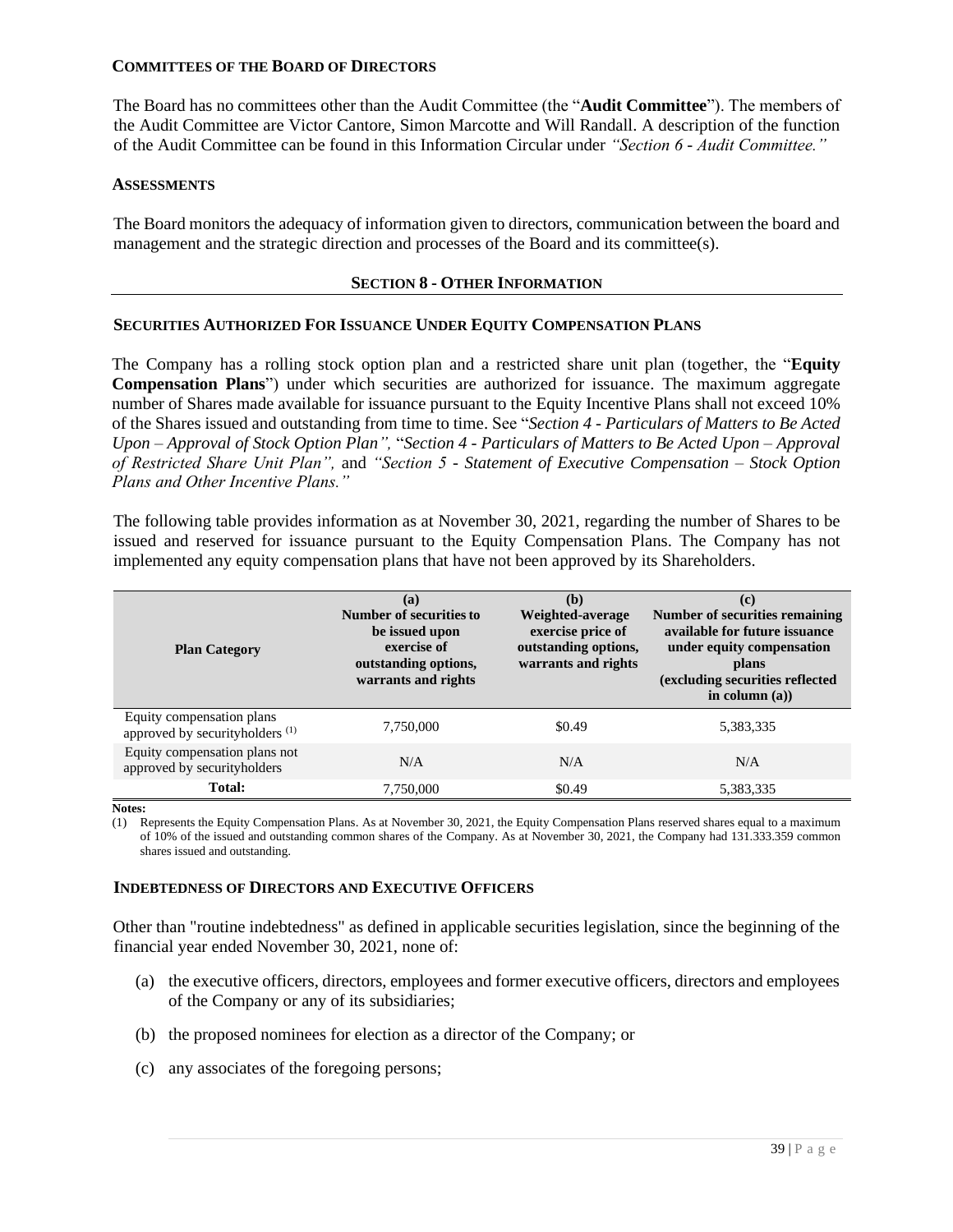### COMMITTEES OF THE BOARD OF DIRECTORS

The Board has no committees other than the Audit Committee (the "**Audit Committee**"). The members of the Audit Committee are Victor Cantore, Simon Marcotte and Will Randall. A description of the function of the Audit Committee can be found in this Information Circular under *"Section 6 - Audit Committee."*

### ASSESSMENTS

The Board monitors the adequacy of information given to directors, communication between the board and management and the strategic direction and processes of the Board and its committee(s).

## SECTION 8 - OTHER INFORMATION

### SECURITIES AUTHORIZED FOR ISSUANCE UNDER EQUITY COMPENSATION PLANS

The Company has a rolling stock option plan and a restricted share unit plan (together, the "**Equity Compensation Plans**") under which securities are authorized for issuance. The maximum aggregate number of Shares made available for issuance pursuant to the Equity Incentive Plans shall not exceed 10% of the Shares issued and outstanding from time to time. See "*Section 4 - Particulars of Matters to Be Acted Upon – Approval of Stock Option Plan",* "*Section 4 - Particulars of Matters to Be Acted Upon – Approval of Restricted Share Unit Plan",* and *"Section 5 - Statement of Executive Compensation – Stock Option Plans and Other Incentive Plans."*

The following table provides information as at November 30, 2021, regarding the number of Shares to be issued and reserved for issuance pursuant to the Equity Compensation Plans. The Company has not implemented any equity compensation plans that have not been approved by its Shareholders.

| Plan Category | (a) Number of securities to be issued upon exercise of outstanding options, warrants and rights | (b) Weighted-average exercise price of outstanding options, warrants and rights | (c) Number of securities remaining available for future issuance under equity compensation plans (excluding securities reflected in column (a)) |
|---|---|---|---|
| Equity compensation plans approved by securityholders [(1)] | 7,750,000 | \$0.49 | 5,383,335 |
| Equity compensation plans not approved by securityholders | N/A | N/A | N/A |
| **Total:** | 7,750,000 | \$0.49 | 5,383,335 |

**Notes:**

(1) Represents the Equity Compensation Plans. As at November 30, 2021, the Equity Compensation Plans reserved shares equal to a maximum of 10% of the issued and outstanding common shares of the Company. As at November 30, 2021, the Company had 131.333.359 common shares issued and outstanding.

### INDEBTEDNESS OF DIRECTORS AND EXECUTIVE OFFICERS

Other than "routine indebtedness" as defined in applicable securities legislation, since the beginning of the financial year ended November 30, 2021, none of:

(a) the executive officers, directors, employees and former executive officers, directors and employees of the Company or any of its subsidiaries;

(b) the proposed nominees for election as a director of the Company; or

(c) any associates of the foregoing persons;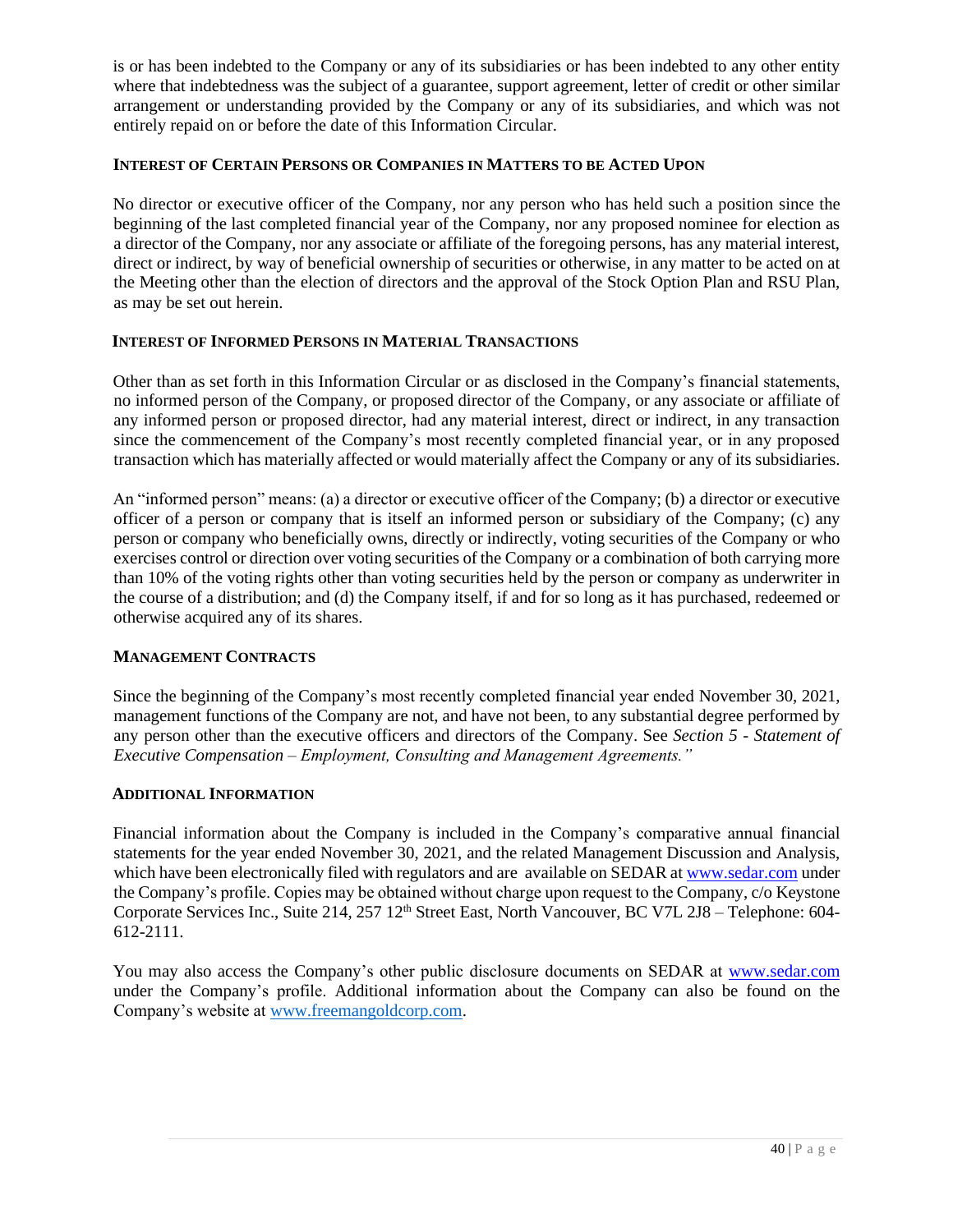is or has been indebted to the Company or any of its subsidiaries or has been indebted to any other entity where that indebtedness was the subject of a guarantee, support agreement, letter of credit or other similar arrangement or understanding provided by the Company or any of its subsidiaries, and which was not entirely repaid on or before the date of this Information Circular.

### INTEREST OF CERTAIN PERSONS OR COMPANIES IN MATTERS TO BE ACTED UPON

No director or executive officer of the Company, nor any person who has held such a position since the beginning of the last completed financial year of the Company, nor any proposed nominee for election as a director of the Company, nor any associate or affiliate of the foregoing persons, has any material interest, direct or indirect, by way of beneficial ownership of securities or otherwise, in any matter to be acted on at the Meeting other than the election of directors and the approval of the Stock Option Plan and RSU Plan, as may be set out herein.

### INTEREST OF INFORMED PERSONS IN MATERIAL TRANSACTIONS

Other than as set forth in this Information Circular or as disclosed in the Company's financial statements, no informed person of the Company, or proposed director of the Company, or any associate or affiliate of any informed person or proposed director, had any material interest, direct or indirect, in any transaction since the commencement of the Company's most recently completed financial year, or in any proposed transaction which has materially affected or would materially affect the Company or any of its subsidiaries.

An "informed person" means: (a) a director or executive officer of the Company; (b) a director or executive officer of a person or company that is itself an informed person or subsidiary of the Company; (c) any person or company who beneficially owns, directly or indirectly, voting securities of the Company or who exercises control or direction over voting securities of the Company or a combination of both carrying more than 10% of the voting rights other than voting securities held by the person or company as underwriter in the course of a distribution; and (d) the Company itself, if and for so long as it has purchased, redeemed or otherwise acquired any of its shares.

### MANAGEMENT CONTRACTS

Since the beginning of the Company's most recently completed financial year ended November 30, 2021, management functions of the Company are not, and have not been, to any substantial degree performed by any person other than the executive officers and directors of the Company. See *Section 5 - Statement of Executive Compensation – Employment, Consulting and Management Agreements."*

### ADDITIONAL INFORMATION

Financial information about the Company is included in the Company's comparative annual financial statements for the year ended November 30, 2021, and the related Management Discussion and Analysis, which have been electronically filed with regulators and are available on SEDAR at www.sedar.com under the Company's profile. Copies may be obtained without charge upon request to the Company, c/o Keystone Corporate Services Inc., Suite 214, 257 12th Street East, North Vancouver, BC V7L 2J8 – Telephone: 604-612-2111.

You may also access the Company's other public disclosure documents on SEDAR at www.sedar.com under the Company's profile. Additional information about the Company can also be found on the Company's website at www.freemangoldcorp.com.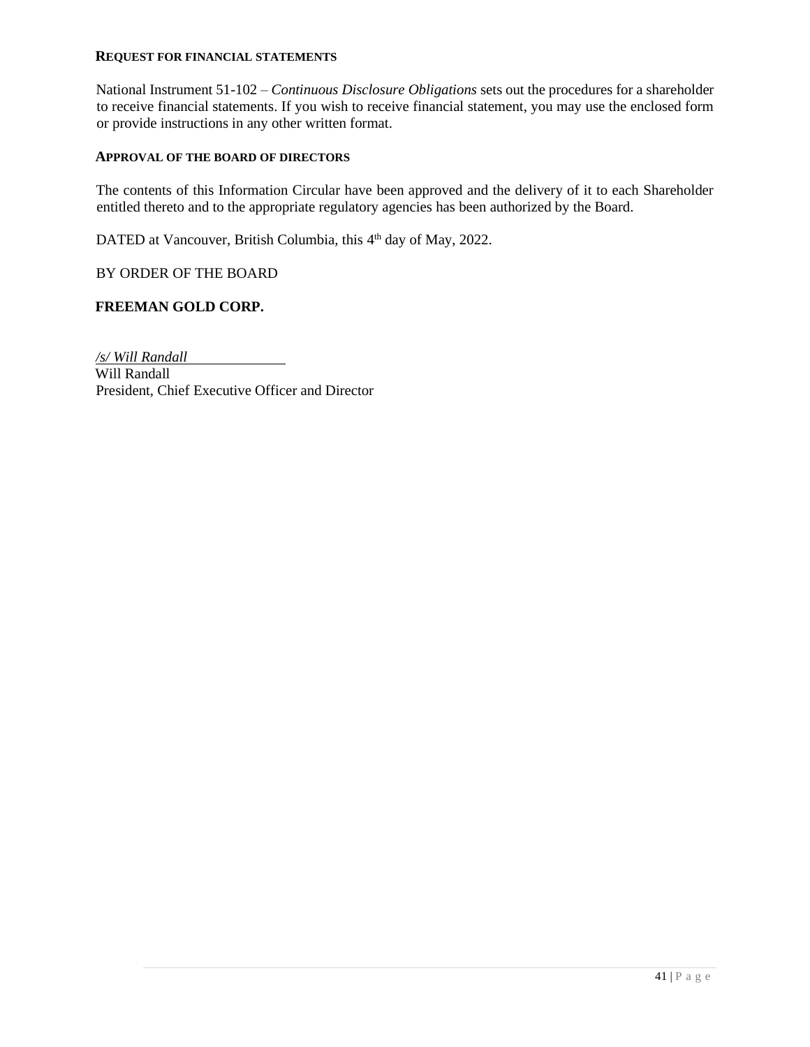### REQUEST FOR FINANCIAL STATEMENTS

National Instrument 51-102 – *Continuous Disclosure Obligations* sets out the procedures for a shareholder to receive financial statements. If you wish to receive financial statement, you may use the enclosed form or provide instructions in any other written format.

### APPROVAL OF THE BOARD OF DIRECTORS

The contents of this Information Circular have been approved and the delivery of it to each Shareholder entitled thereto and to the appropriate regulatory agencies has been authorized by the Board.

DATED at Vancouver, British Columbia, this 4th day of May, 2022.

BY ORDER OF THE BOARD

**FREEMAN GOLD CORP.**

*/s/ Will Randall*
Will Randall
President, Chief Executive Officer and Director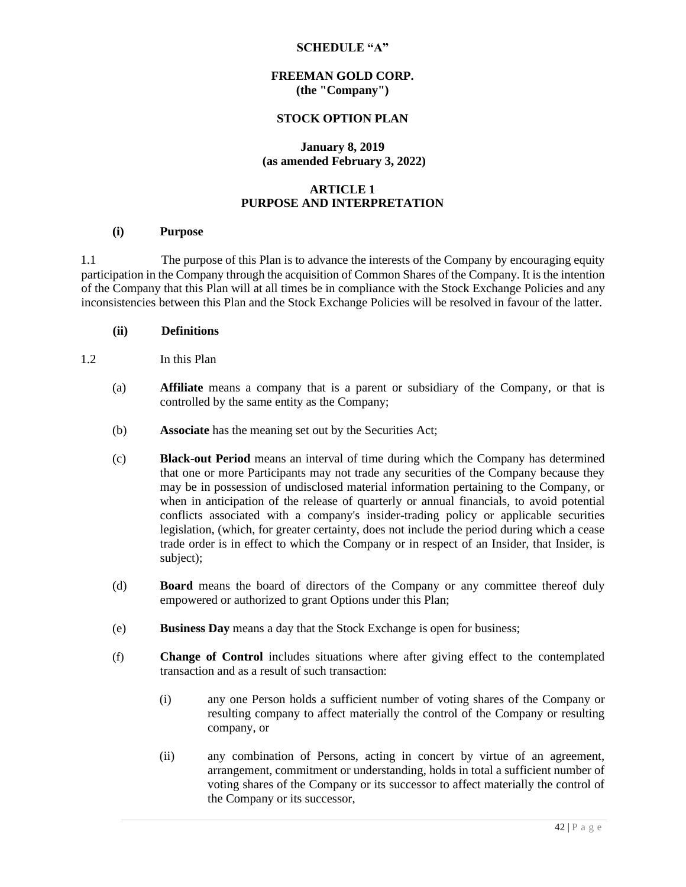**SCHEDULE "A"**

**FREEMAN GOLD CORP.**
**(the "Company")**

**STOCK OPTION PLAN**

**January 8, 2019**
**(as amended February 3, 2022)**

## ARTICLE 1
## PURPOSE AND INTERPRETATION

### (i) Purpose

1.1 The purpose of this Plan is to advance the interests of the Company by encouraging equity participation in the Company through the acquisition of Common Shares of the Company. It is the intention of the Company that this Plan will at all times be in compliance with the Stock Exchange Policies and any inconsistencies between this Plan and the Stock Exchange Policies will be resolved in favour of the latter.

### (ii) Definitions

1.2 In this Plan

(a) **Affiliate** means a company that is a parent or subsidiary of the Company, or that is controlled by the same entity as the Company;

(b) **Associate** has the meaning set out by the Securities Act;

(c) **Black-out Period** means an interval of time during which the Company has determined that one or more Participants may not trade any securities of the Company because they may be in possession of undisclosed material information pertaining to the Company, or when in anticipation of the release of quarterly or annual financials, to avoid potential conflicts associated with a company's insider-trading policy or applicable securities legislation, (which, for greater certainty, does not include the period during which a cease trade order is in effect to which the Company or in respect of an Insider, that Insider, is subject);

(d) **Board** means the board of directors of the Company or any committee thereof duly empowered or authorized to grant Options under this Plan;

(e) **Business Day** means a day that the Stock Exchange is open for business;

(f) **Change of Control** includes situations where after giving effect to the contemplated transaction and as a result of such transaction:

(i) any one Person holds a sufficient number of voting shares of the Company or resulting company to affect materially the control of the Company or resulting company, or

(ii) any combination of Persons, acting in concert by virtue of an agreement, arrangement, commitment or understanding, holds in total a sufficient number of voting shares of the Company or its successor to affect materially the control of the Company or its successor,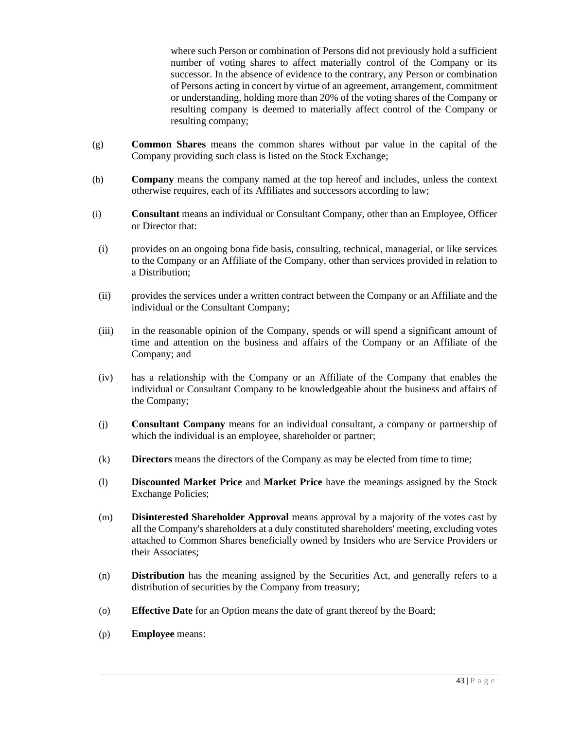where such Person or combination of Persons did not previously hold a sufficient number of voting shares to affect materially control of the Company or its successor. In the absence of evidence to the contrary, any Person or combination of Persons acting in concert by virtue of an agreement, arrangement, commitment or understanding, holding more than 20% of the voting shares of the Company or resulting company is deemed to materially affect control of the Company or resulting company;

(g) **Common Shares** means the common shares without par value in the capital of the Company providing such class is listed on the Stock Exchange;

(h) **Company** means the company named at the top hereof and includes, unless the context otherwise requires, each of its Affiliates and successors according to law;

(i) **Consultant** means an individual or Consultant Company, other than an Employee, Officer or Director that:

(i) provides on an ongoing bona fide basis, consulting, technical, managerial, or like services to the Company or an Affiliate of the Company, other than services provided in relation to a Distribution;

(ii) provides the services under a written contract between the Company or an Affiliate and the individual or the Consultant Company;

(iii) in the reasonable opinion of the Company, spends or will spend a significant amount of time and attention on the business and affairs of the Company or an Affiliate of the Company; and

(iv) has a relationship with the Company or an Affiliate of the Company that enables the individual or Consultant Company to be knowledgeable about the business and affairs of the Company;

(j) **Consultant Company** means for an individual consultant, a company or partnership of which the individual is an employee, shareholder or partner;

(k) **Directors** means the directors of the Company as may be elected from time to time;

(l) **Discounted Market Price** and **Market Price** have the meanings assigned by the Stock Exchange Policies;

(m) **Disinterested Shareholder Approval** means approval by a majority of the votes cast by all the Company's shareholders at a duly constituted shareholders' meeting, excluding votes attached to Common Shares beneficially owned by Insiders who are Service Providers or their Associates;

(n) **Distribution** has the meaning assigned by the Securities Act, and generally refers to a distribution of securities by the Company from treasury;

(o) **Effective Date** for an Option means the date of grant thereof by the Board;

(p) **Employee** means: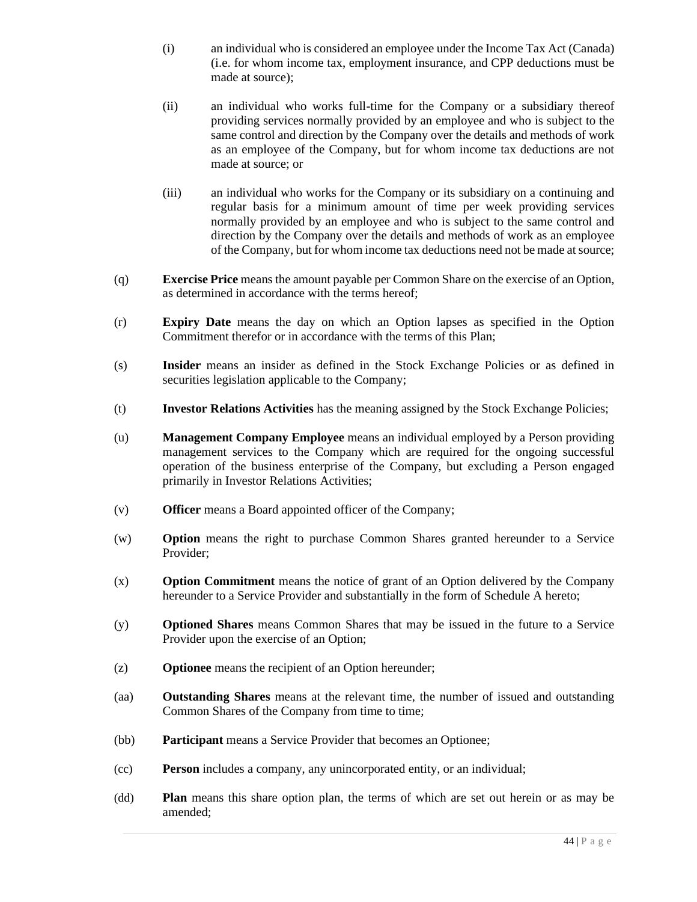(i) an individual who is considered an employee under the Income Tax Act (Canada) (i.e. for whom income tax, employment insurance, and CPP deductions must be made at source);

(ii) an individual who works full-time for the Company or a subsidiary thereof providing services normally provided by an employee and who is subject to the same control and direction by the Company over the details and methods of work as an employee of the Company, but for whom income tax deductions are not made at source; or

(iii) an individual who works for the Company or its subsidiary on a continuing and regular basis for a minimum amount of time per week providing services normally provided by an employee and who is subject to the same control and direction by the Company over the details and methods of work as an employee of the Company, but for whom income tax deductions need not be made at source;

(q) **Exercise Price** means the amount payable per Common Share on the exercise of an Option, as determined in accordance with the terms hereof;

(r) **Expiry Date** means the day on which an Option lapses as specified in the Option Commitment therefor or in accordance with the terms of this Plan;

(s) **Insider** means an insider as defined in the Stock Exchange Policies or as defined in securities legislation applicable to the Company;

(t) **Investor Relations Activities** has the meaning assigned by the Stock Exchange Policies;

(u) **Management Company Employee** means an individual employed by a Person providing management services to the Company which are required for the ongoing successful operation of the business enterprise of the Company, but excluding a Person engaged primarily in Investor Relations Activities;

(v) **Officer** means a Board appointed officer of the Company;

(w) **Option** means the right to purchase Common Shares granted hereunder to a Service Provider;

(x) **Option Commitment** means the notice of grant of an Option delivered by the Company hereunder to a Service Provider and substantially in the form of Schedule A hereto;

(y) **Optioned Shares** means Common Shares that may be issued in the future to a Service Provider upon the exercise of an Option;

(z) **Optionee** means the recipient of an Option hereunder;

(aa) **Outstanding Shares** means at the relevant time, the number of issued and outstanding Common Shares of the Company from time to time;

(bb) **Participant** means a Service Provider that becomes an Optionee;

(cc) **Person** includes a company, any unincorporated entity, or an individual;

(dd) **Plan** means this share option plan, the terms of which are set out herein or as may be amended;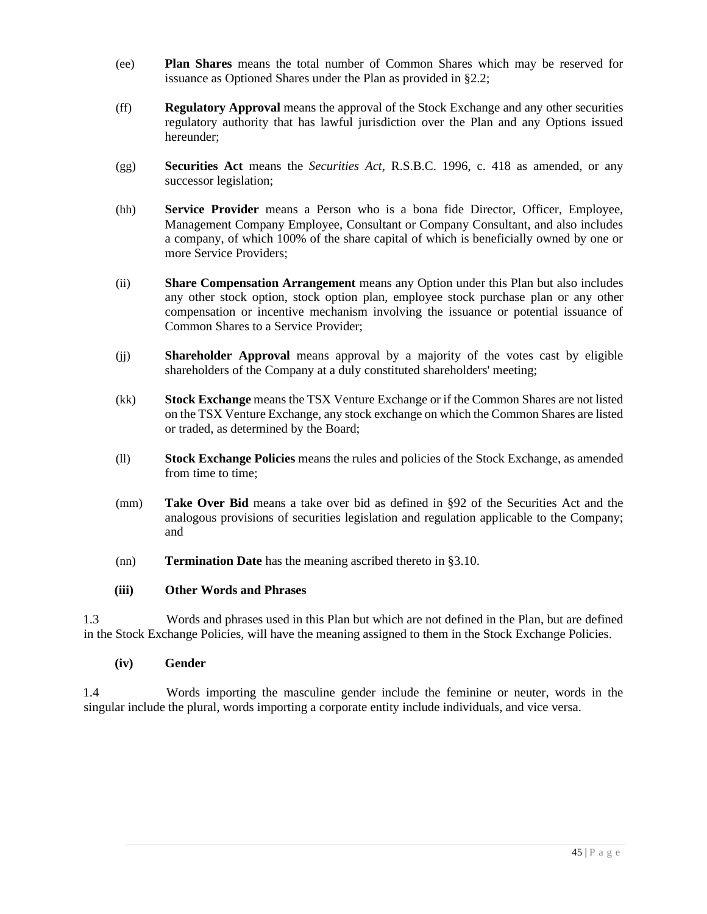(ee) **Plan Shares** means the total number of Common Shares which may be reserved for issuance as Optioned Shares under the Plan as provided in §2.2;

(ff) **Regulatory Approval** means the approval of the Stock Exchange and any other securities regulatory authority that has lawful jurisdiction over the Plan and any Options issued hereunder;

(gg) **Securities Act** means the *Securities Act*, R.S.B.C. 1996, c. 418 as amended, or any successor legislation;

(hh) **Service Provider** means a Person who is a bona fide Director, Officer, Employee, Management Company Employee, Consultant or Company Consultant, and also includes a company, of which 100% of the share capital of which is beneficially owned by one or more Service Providers;

(ii) **Share Compensation Arrangement** means any Option under this Plan but also includes any other stock option, stock option plan, employee stock purchase plan or any other compensation or incentive mechanism involving the issuance or potential issuance of Common Shares to a Service Provider;

(jj) **Shareholder Approval** means approval by a majority of the votes cast by eligible shareholders of the Company at a duly constituted shareholders' meeting;

(kk) **Stock Exchange** means the TSX Venture Exchange or if the Common Shares are not listed on the TSX Venture Exchange, any stock exchange on which the Common Shares are listed or traded, as determined by the Board;

(ll) **Stock Exchange Policies** means the rules and policies of the Stock Exchange, as amended from time to time;

(mm) **Take Over Bid** means a take over bid as defined in §92 of the Securities Act and the analogous provisions of securities legislation and regulation applicable to the Company; and

(nn) **Termination Date** has the meaning ascribed thereto in §3.10.

**(iii) Other Words and Phrases**

1.3 Words and phrases used in this Plan but which are not defined in the Plan, but are defined in the Stock Exchange Policies, will have the meaning assigned to them in the Stock Exchange Policies.

**(iv) Gender**

1.4 Words importing the masculine gender include the feminine or neuter, words in the singular include the plural, words importing a corporate entity include individuals, and vice versa.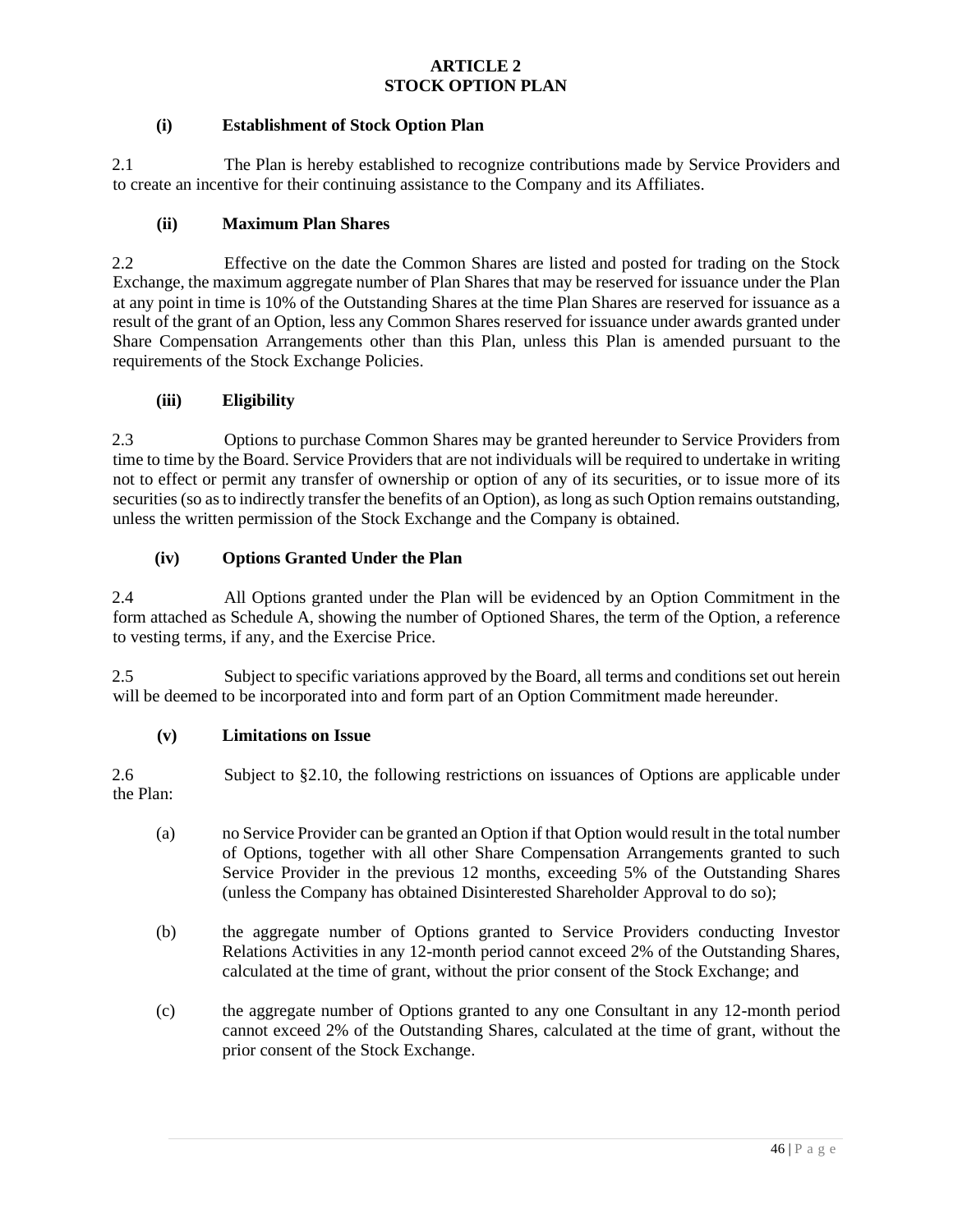## ARTICLE 2
## STOCK OPTION PLAN

### (i) Establishment of Stock Option Plan

2.1 The Plan is hereby established to recognize contributions made by Service Providers and to create an incentive for their continuing assistance to the Company and its Affiliates.

### (ii) Maximum Plan Shares

2.2 Effective on the date the Common Shares are listed and posted for trading on the Stock Exchange, the maximum aggregate number of Plan Shares that may be reserved for issuance under the Plan at any point in time is 10% of the Outstanding Shares at the time Plan Shares are reserved for issuance as a result of the grant of an Option, less any Common Shares reserved for issuance under awards granted under Share Compensation Arrangements other than this Plan, unless this Plan is amended pursuant to the requirements of the Stock Exchange Policies.

### (iii) Eligibility

2.3 Options to purchase Common Shares may be granted hereunder to Service Providers from time to time by the Board. Service Providers that are not individuals will be required to undertake in writing not to effect or permit any transfer of ownership or option of any of its securities, or to issue more of its securities (so as to indirectly transfer the benefits of an Option), as long as such Option remains outstanding, unless the written permission of the Stock Exchange and the Company is obtained.

### (iv) Options Granted Under the Plan

2.4 All Options granted under the Plan will be evidenced by an Option Commitment in the form attached as Schedule A, showing the number of Optioned Shares, the term of the Option, a reference to vesting terms, if any, and the Exercise Price.

2.5 Subject to specific variations approved by the Board, all terms and conditions set out herein will be deemed to be incorporated into and form part of an Option Commitment made hereunder.

### (v) Limitations on Issue

2.6 Subject to §2.10, the following restrictions on issuances of Options are applicable under the Plan:

(a) no Service Provider can be granted an Option if that Option would result in the total number of Options, together with all other Share Compensation Arrangements granted to such Service Provider in the previous 12 months, exceeding 5% of the Outstanding Shares (unless the Company has obtained Disinterested Shareholder Approval to do so);

(b) the aggregate number of Options granted to Service Providers conducting Investor Relations Activities in any 12-month period cannot exceed 2% of the Outstanding Shares, calculated at the time of grant, without the prior consent of the Stock Exchange; and

(c) the aggregate number of Options granted to any one Consultant in any 12-month period cannot exceed 2% of the Outstanding Shares, calculated at the time of grant, without the prior consent of the Stock Exchange.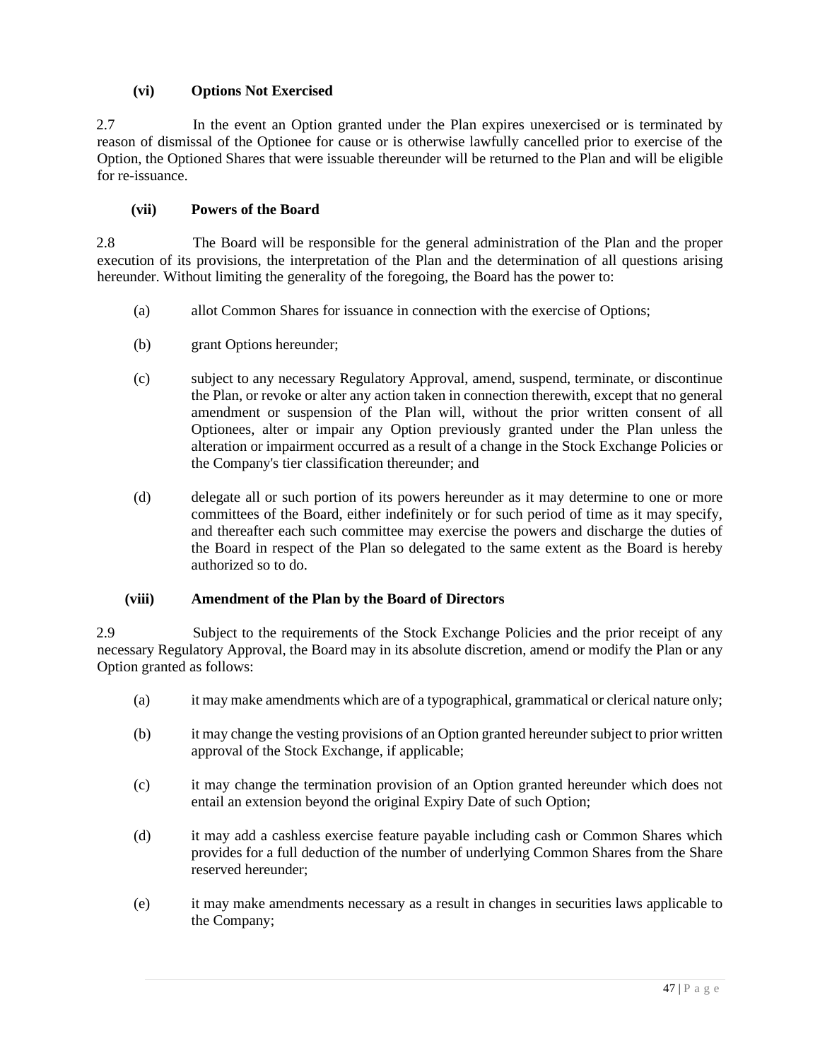**(vi) Options Not Exercised**

2.7 In the event an Option granted under the Plan expires unexercised or is terminated by reason of dismissal of the Optionee for cause or is otherwise lawfully cancelled prior to exercise of the Option, the Optioned Shares that were issuable thereunder will be returned to the Plan and will be eligible for re-issuance.

**(vii) Powers of the Board**

2.8 The Board will be responsible for the general administration of the Plan and the proper execution of its provisions, the interpretation of the Plan and the determination of all questions arising hereunder. Without limiting the generality of the foregoing, the Board has the power to:

(a) allot Common Shares for issuance in connection with the exercise of Options;

(b) grant Options hereunder;

(c) subject to any necessary Regulatory Approval, amend, suspend, terminate, or discontinue the Plan, or revoke or alter any action taken in connection therewith, except that no general amendment or suspension of the Plan will, without the prior written consent of all Optionees, alter or impair any Option previously granted under the Plan unless the alteration or impairment occurred as a result of a change in the Stock Exchange Policies or the Company's tier classification thereunder; and

(d) delegate all or such portion of its powers hereunder as it may determine to one or more committees of the Board, either indefinitely or for such period of time as it may specify, and thereafter each such committee may exercise the powers and discharge the duties of the Board in respect of the Plan so delegated to the same extent as the Board is hereby authorized so to do.

**(viii) Amendment of the Plan by the Board of Directors**

2.9 Subject to the requirements of the Stock Exchange Policies and the prior receipt of any necessary Regulatory Approval, the Board may in its absolute discretion, amend or modify the Plan or any Option granted as follows:

(a) it may make amendments which are of a typographical, grammatical or clerical nature only;

(b) it may change the vesting provisions of an Option granted hereunder subject to prior written approval of the Stock Exchange, if applicable;

(c) it may change the termination provision of an Option granted hereunder which does not entail an extension beyond the original Expiry Date of such Option;

(d) it may add a cashless exercise feature payable including cash or Common Shares which provides for a full deduction of the number of underlying Common Shares from the Share reserved hereunder;

(e) it may make amendments necessary as a result in changes in securities laws applicable to the Company;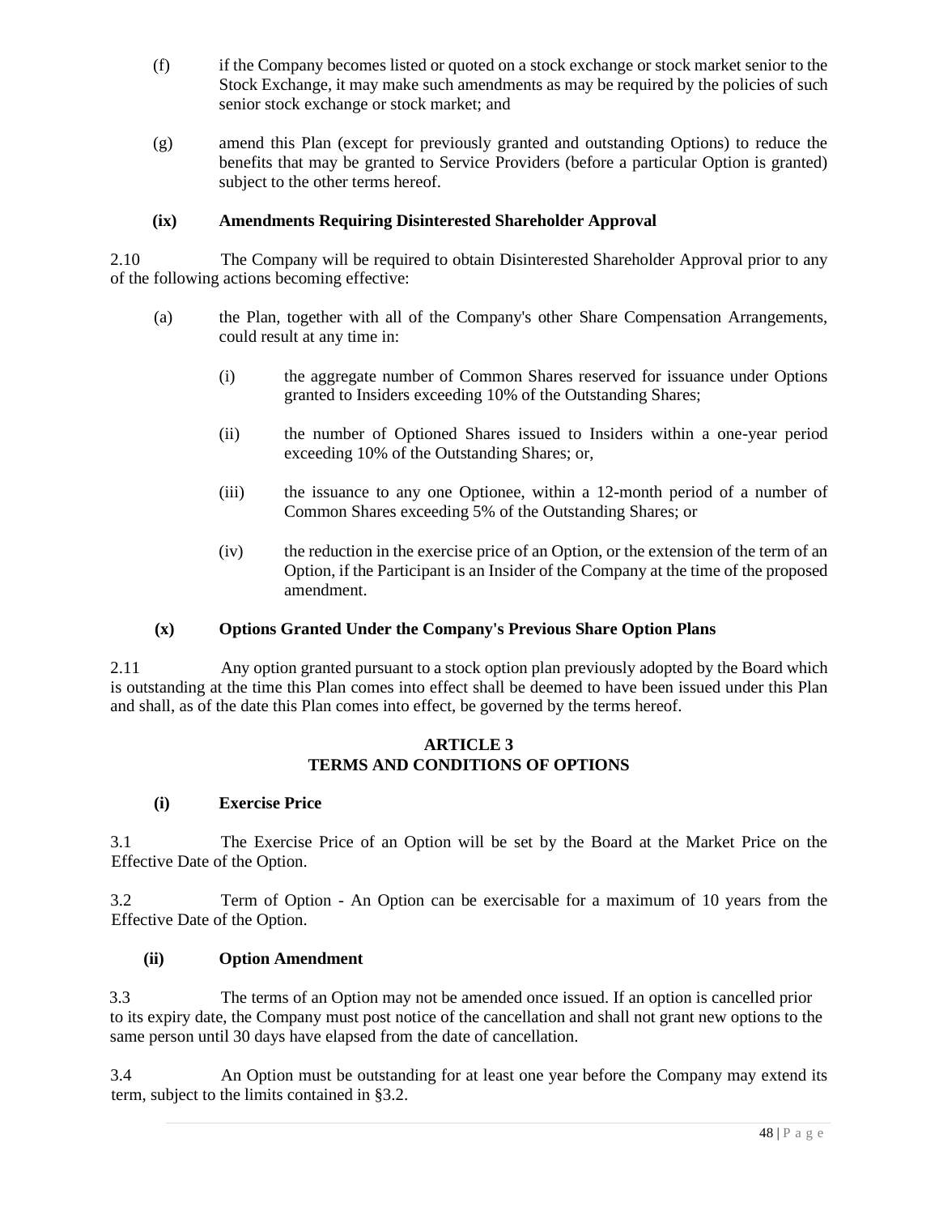(f) if the Company becomes listed or quoted on a stock exchange or stock market senior to the Stock Exchange, it may make such amendments as may be required by the policies of such senior stock exchange or stock market; and

(g) amend this Plan (except for previously granted and outstanding Options) to reduce the benefits that may be granted to Service Providers (before a particular Option is granted) subject to the other terms hereof.

**(ix) Amendments Requiring Disinterested Shareholder Approval**

2.10 The Company will be required to obtain Disinterested Shareholder Approval prior to any of the following actions becoming effective:

(a) the Plan, together with all of the Company's other Share Compensation Arrangements, could result at any time in:

(i) the aggregate number of Common Shares reserved for issuance under Options granted to Insiders exceeding 10% of the Outstanding Shares;

(ii) the number of Optioned Shares issued to Insiders within a one-year period exceeding 10% of the Outstanding Shares; or,

(iii) the issuance to any one Optionee, within a 12-month period of a number of Common Shares exceeding 5% of the Outstanding Shares; or

(iv) the reduction in the exercise price of an Option, or the extension of the term of an Option, if the Participant is an Insider of the Company at the time of the proposed amendment.

**(x) Options Granted Under the Company's Previous Share Option Plans**

2.11 Any option granted pursuant to a stock option plan previously adopted by the Board which is outstanding at the time this Plan comes into effect shall be deemed to have been issued under this Plan and shall, as of the date this Plan comes into effect, be governed by the terms hereof.

## ARTICLE 3
## TERMS AND CONDITIONS OF OPTIONS

**(i) Exercise Price**

3.1 The Exercise Price of an Option will be set by the Board at the Market Price on the Effective Date of the Option.

3.2 Term of Option - An Option can be exercisable for a maximum of 10 years from the Effective Date of the Option.

**(ii) Option Amendment**

3.3 The terms of an Option may not be amended once issued. If an option is cancelled prior to its expiry date, the Company must post notice of the cancellation and shall not grant new options to the same person until 30 days have elapsed from the date of cancellation.

3.4 An Option must be outstanding for at least one year before the Company may extend its term, subject to the limits contained in §3.2.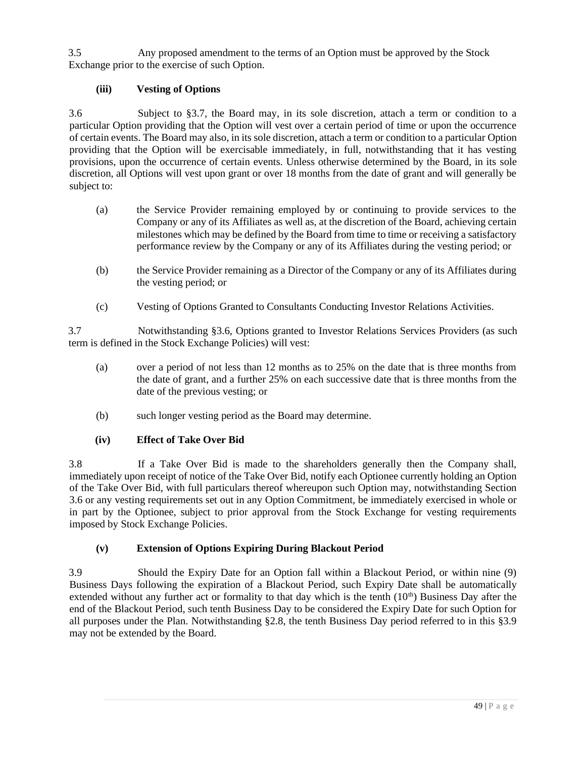3.5 Any proposed amendment to the terms of an Option must be approved by the Stock Exchange prior to the exercise of such Option.

### (iii) Vesting of Options

3.6 Subject to §3.7, the Board may, in its sole discretion, attach a term or condition to a particular Option providing that the Option will vest over a certain period of time or upon the occurrence of certain events. The Board may also, in its sole discretion, attach a term or condition to a particular Option providing that the Option will be exercisable immediately, in full, notwithstanding that it has vesting provisions, upon the occurrence of certain events. Unless otherwise determined by the Board, in its sole discretion, all Options will vest upon grant or over 18 months from the date of grant and will generally be subject to:

(a) the Service Provider remaining employed by or continuing to provide services to the Company or any of its Affiliates as well as, at the discretion of the Board, achieving certain milestones which may be defined by the Board from time to time or receiving a satisfactory performance review by the Company or any of its Affiliates during the vesting period; or

(b) the Service Provider remaining as a Director of the Company or any of its Affiliates during the vesting period; or

(c) Vesting of Options Granted to Consultants Conducting Investor Relations Activities.

3.7 Notwithstanding §3.6, Options granted to Investor Relations Services Providers (as such term is defined in the Stock Exchange Policies) will vest:

(a) over a period of not less than 12 months as to 25% on the date that is three months from the date of grant, and a further 25% on each successive date that is three months from the date of the previous vesting; or

(b) such longer vesting period as the Board may determine.

### (iv) Effect of Take Over Bid

3.8 If a Take Over Bid is made to the shareholders generally then the Company shall, immediately upon receipt of notice of the Take Over Bid, notify each Optionee currently holding an Option of the Take Over Bid, with full particulars thereof whereupon such Option may, notwithstanding Section 3.6 or any vesting requirements set out in any Option Commitment, be immediately exercised in whole or in part by the Optionee, subject to prior approval from the Stock Exchange for vesting requirements imposed by Stock Exchange Policies.

### (v) Extension of Options Expiring During Blackout Period

3.9 Should the Expiry Date for an Option fall within a Blackout Period, or within nine (9) Business Days following the expiration of a Blackout Period, such Expiry Date shall be automatically extended without any further act or formality to that day which is the tenth (10th) Business Day after the end of the Blackout Period, such tenth Business Day to be considered the Expiry Date for such Option for all purposes under the Plan. Notwithstanding §2.8, the tenth Business Day period referred to in this §3.9 may not be extended by the Board.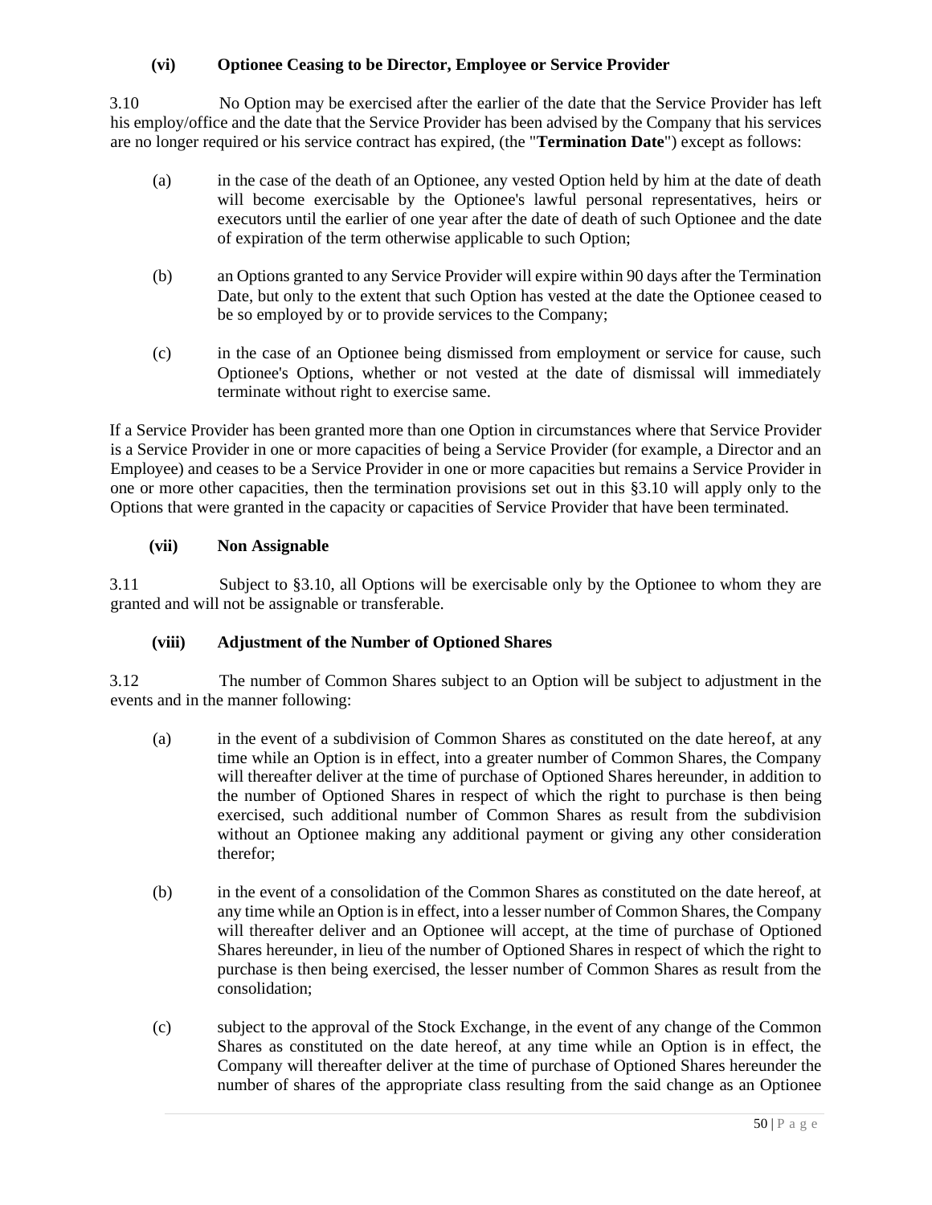#### (vi) Optionee Ceasing to be Director, Employee or Service Provider

3.10 No Option may be exercised after the earlier of the date that the Service Provider has left his employ/office and the date that the Service Provider has been advised by the Company that his services are no longer required or his service contract has expired, (the "**Termination Date**") except as follows:

(a) in the case of the death of an Optionee, any vested Option held by him at the date of death will become exercisable by the Optionee's lawful personal representatives, heirs or executors until the earlier of one year after the date of death of such Optionee and the date of expiration of the term otherwise applicable to such Option;

(b) an Options granted to any Service Provider will expire within 90 days after the Termination Date, but only to the extent that such Option has vested at the date the Optionee ceased to be so employed by or to provide services to the Company;

(c) in the case of an Optionee being dismissed from employment or service for cause, such Optionee's Options, whether or not vested at the date of dismissal will immediately terminate without right to exercise same.

If a Service Provider has been granted more than one Option in circumstances where that Service Provider is a Service Provider in one or more capacities of being a Service Provider (for example, a Director and an Employee) and ceases to be a Service Provider in one or more capacities but remains a Service Provider in one or more other capacities, then the termination provisions set out in this §3.10 will apply only to the Options that were granted in the capacity or capacities of Service Provider that have been terminated.

#### (vii) Non Assignable

3.11 Subject to §3.10, all Options will be exercisable only by the Optionee to whom they are granted and will not be assignable or transferable.

#### (viii) Adjustment of the Number of Optioned Shares

3.12 The number of Common Shares subject to an Option will be subject to adjustment in the events and in the manner following:

(a) in the event of a subdivision of Common Shares as constituted on the date hereof, at any time while an Option is in effect, into a greater number of Common Shares, the Company will thereafter deliver at the time of purchase of Optioned Shares hereunder, in addition to the number of Optioned Shares in respect of which the right to purchase is then being exercised, such additional number of Common Shares as result from the subdivision without an Optionee making any additional payment or giving any other consideration therefor;

(b) in the event of a consolidation of the Common Shares as constituted on the date hereof, at any time while an Option is in effect, into a lesser number of Common Shares, the Company will thereafter deliver and an Optionee will accept, at the time of purchase of Optioned Shares hereunder, in lieu of the number of Optioned Shares in respect of which the right to purchase is then being exercised, the lesser number of Common Shares as result from the consolidation;

(c) subject to the approval of the Stock Exchange, in the event of any change of the Common Shares as constituted on the date hereof, at any time while an Option is in effect, the Company will thereafter deliver at the time of purchase of Optioned Shares hereunder the number of shares of the appropriate class resulting from the said change as an Optionee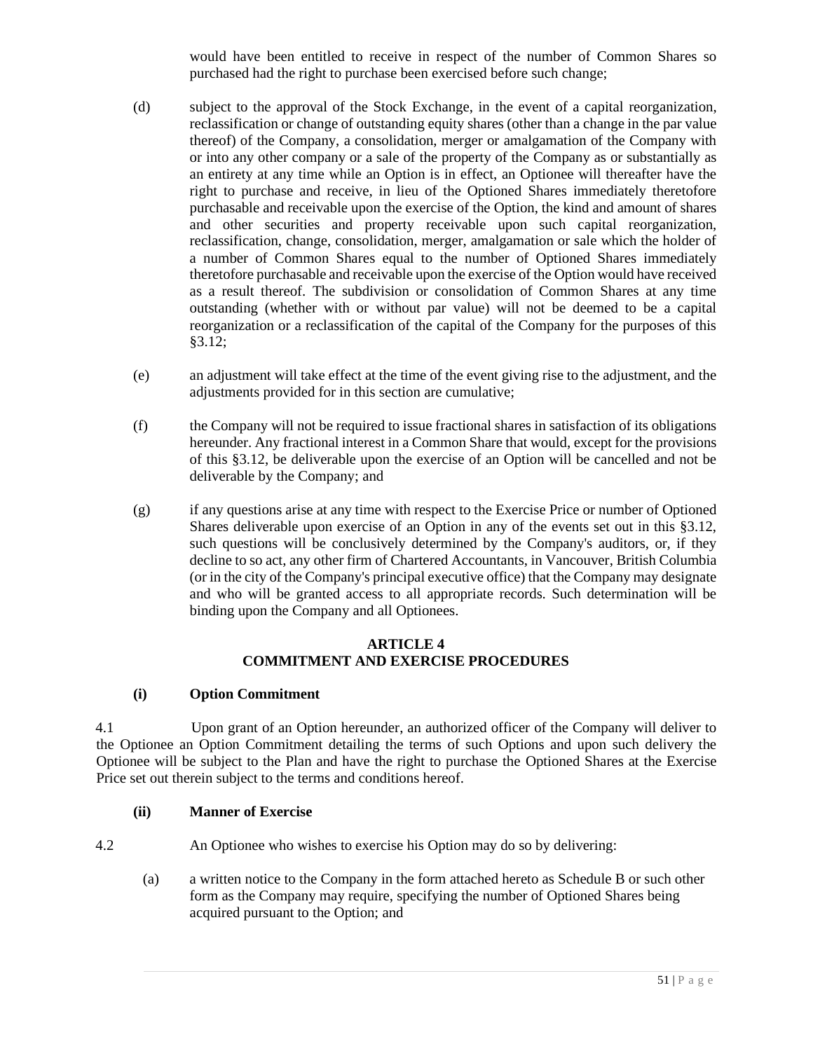would have been entitled to receive in respect of the number of Common Shares so purchased had the right to purchase been exercised before such change;

(d) subject to the approval of the Stock Exchange, in the event of a capital reorganization, reclassification or change of outstanding equity shares (other than a change in the par value thereof) of the Company, a consolidation, merger or amalgamation of the Company with or into any other company or a sale of the property of the Company as or substantially as an entirety at any time while an Option is in effect, an Optionee will thereafter have the right to purchase and receive, in lieu of the Optioned Shares immediately theretofore purchasable and receivable upon the exercise of the Option, the kind and amount of shares and other securities and property receivable upon such capital reorganization, reclassification, change, consolidation, merger, amalgamation or sale which the holder of a number of Common Shares equal to the number of Optioned Shares immediately theretofore purchasable and receivable upon the exercise of the Option would have received as a result thereof. The subdivision or consolidation of Common Shares at any time outstanding (whether with or without par value) will not be deemed to be a capital reorganization or a reclassification of the capital of the Company for the purposes of this §3.12;

(e) an adjustment will take effect at the time of the event giving rise to the adjustment, and the adjustments provided for in this section are cumulative;

(f) the Company will not be required to issue fractional shares in satisfaction of its obligations hereunder. Any fractional interest in a Common Share that would, except for the provisions of this §3.12, be deliverable upon the exercise of an Option will be cancelled and not be deliverable by the Company; and

(g) if any questions arise at any time with respect to the Exercise Price or number of Optioned Shares deliverable upon exercise of an Option in any of the events set out in this §3.12, such questions will be conclusively determined by the Company's auditors, or, if they decline to so act, any other firm of Chartered Accountants, in Vancouver, British Columbia (or in the city of the Company's principal executive office) that the Company may designate and who will be granted access to all appropriate records. Such determination will be binding upon the Company and all Optionees.

## ARTICLE 4
## COMMITMENT AND EXERCISE PROCEDURES

**(i) Option Commitment**

4.1 Upon grant of an Option hereunder, an authorized officer of the Company will deliver to the Optionee an Option Commitment detailing the terms of such Options and upon such delivery the Optionee will be subject to the Plan and have the right to purchase the Optioned Shares at the Exercise Price set out therein subject to the terms and conditions hereof.

**(ii) Manner of Exercise**

4.2 An Optionee who wishes to exercise his Option may do so by delivering:

(a) a written notice to the Company in the form attached hereto as Schedule B or such other form as the Company may require, specifying the number of Optioned Shares being acquired pursuant to the Option; and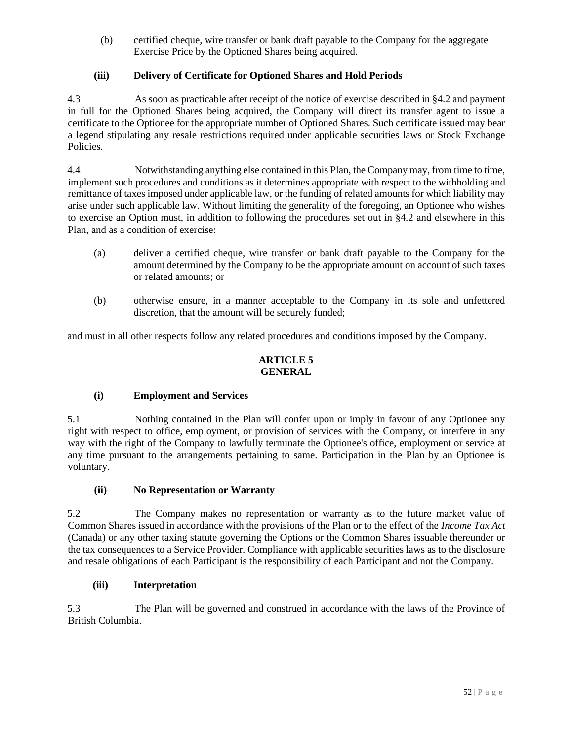(b) certified cheque, wire transfer or bank draft payable to the Company for the aggregate Exercise Price by the Optioned Shares being acquired.

**(iii) Delivery of Certificate for Optioned Shares and Hold Periods**

4.3 As soon as practicable after receipt of the notice of exercise described in §4.2 and payment in full for the Optioned Shares being acquired, the Company will direct its transfer agent to issue a certificate to the Optionee for the appropriate number of Optioned Shares. Such certificate issued may bear a legend stipulating any resale restrictions required under applicable securities laws or Stock Exchange Policies.

4.4 Notwithstanding anything else contained in this Plan, the Company may, from time to time, implement such procedures and conditions as it determines appropriate with respect to the withholding and remittance of taxes imposed under applicable law, or the funding of related amounts for which liability may arise under such applicable law. Without limiting the generality of the foregoing, an Optionee who wishes to exercise an Option must, in addition to following the procedures set out in §4.2 and elsewhere in this Plan, and as a condition of exercise:

(a) deliver a certified cheque, wire transfer or bank draft payable to the Company for the amount determined by the Company to be the appropriate amount on account of such taxes or related amounts; or

(b) otherwise ensure, in a manner acceptable to the Company in its sole and unfettered discretion, that the amount will be securely funded;

and must in all other respects follow any related procedures and conditions imposed by the Company.

## ARTICLE 5
## GENERAL

**(i) Employment and Services**

5.1 Nothing contained in the Plan will confer upon or imply in favour of any Optionee any right with respect to office, employment, or provision of services with the Company, or interfere in any way with the right of the Company to lawfully terminate the Optionee's office, employment or service at any time pursuant to the arrangements pertaining to same. Participation in the Plan by an Optionee is voluntary.

**(ii) No Representation or Warranty**

5.2 The Company makes no representation or warranty as to the future market value of Common Shares issued in accordance with the provisions of the Plan or to the effect of the *Income Tax Act* (Canada) or any other taxing statute governing the Options or the Common Shares issuable thereunder or the tax consequences to a Service Provider. Compliance with applicable securities laws as to the disclosure and resale obligations of each Participant is the responsibility of each Participant and not the Company.

**(iii) Interpretation**

5.3 The Plan will be governed and construed in accordance with the laws of the Province of British Columbia.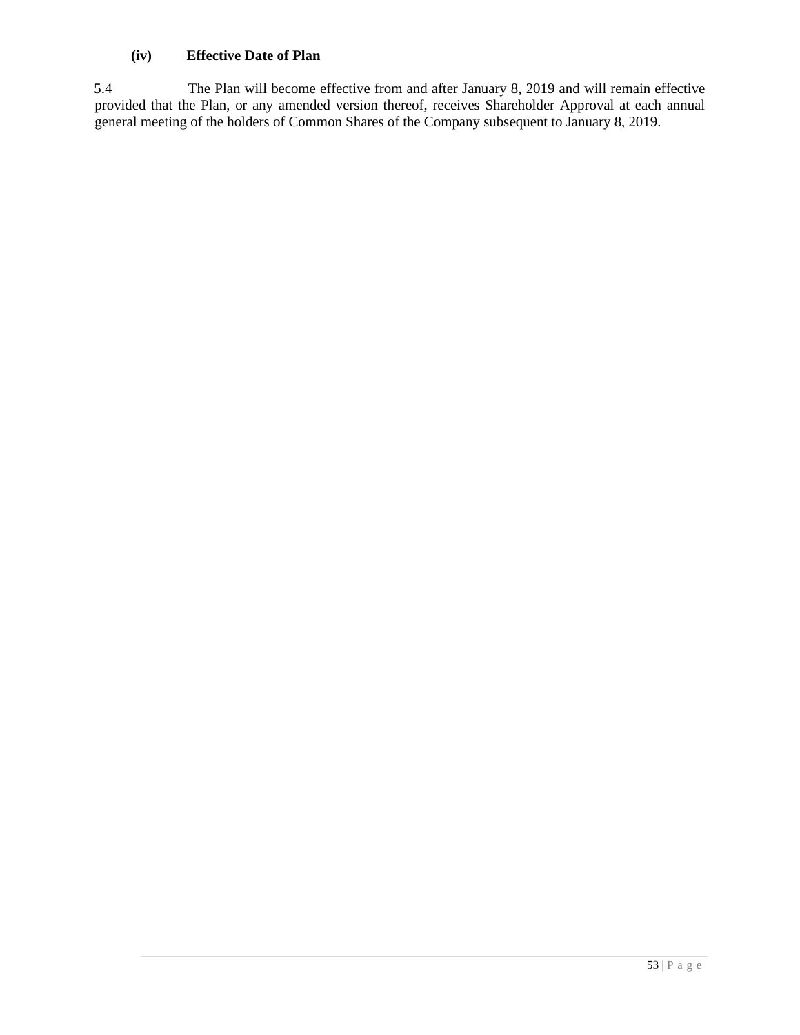### (iv) Effective Date of Plan

5.4 The Plan will become effective from and after January 8, 2019 and will remain effective provided that the Plan, or any amended version thereof, receives Shareholder Approval at each annual general meeting of the holders of Common Shares of the Company subsequent to January 8, 2019.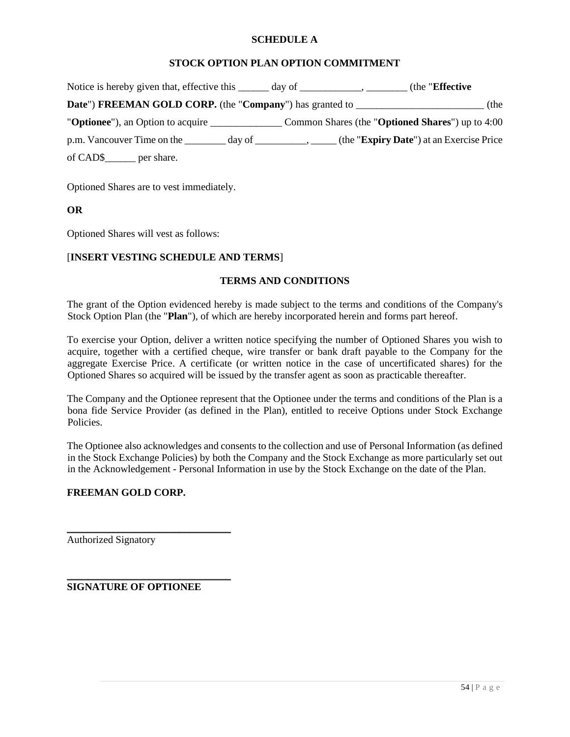# SCHEDULE A

## STOCK OPTION PLAN OPTION COMMITMENT

Notice is hereby given that, effective this ______ day of ____________, ________ (the "**Effective Date**") **FREEMAN GOLD CORP.** (the "**Company**") has granted to _________________________ (the "**Optionee**"), an Option to acquire ______________ Common Shares (the "**Optioned Shares**") up to 4:00 p.m. Vancouver Time on the ________ day of __________, _____ (the "**Expiry Date**") at an Exercise Price of CAD$______ per share.

Optioned Shares are to vest immediately.

**OR**

Optioned Shares will vest as follows:

[**INSERT VESTING SCHEDULE AND TERMS**]

## TERMS AND CONDITIONS

The grant of the Option evidenced hereby is made subject to the terms and conditions of the Company's Stock Option Plan (the "**Plan**"), of which are hereby incorporated herein and forms part hereof.

To exercise your Option, deliver a written notice specifying the number of Optioned Shares you wish to acquire, together with a certified cheque, wire transfer or bank draft payable to the Company for the aggregate Exercise Price. A certificate (or written notice in the case of uncertificated shares) for the Optioned Shares so acquired will be issued by the transfer agent as soon as practicable thereafter.

The Company and the Optionee represent that the Optionee under the terms and conditions of the Plan is a bona fide Service Provider (as defined in the Plan), entitled to receive Options under Stock Exchange Policies.

The Optionee also acknowledges and consents to the collection and use of Personal Information (as defined in the Stock Exchange Policies) by both the Company and the Stock Exchange as more particularly set out in the Acknowledgement - Personal Information in use by the Stock Exchange on the date of the Plan.

**FREEMAN GOLD CORP.**

________________________________
Authorized Signatory

________________________________
**SIGNATURE OF OPTIONEE**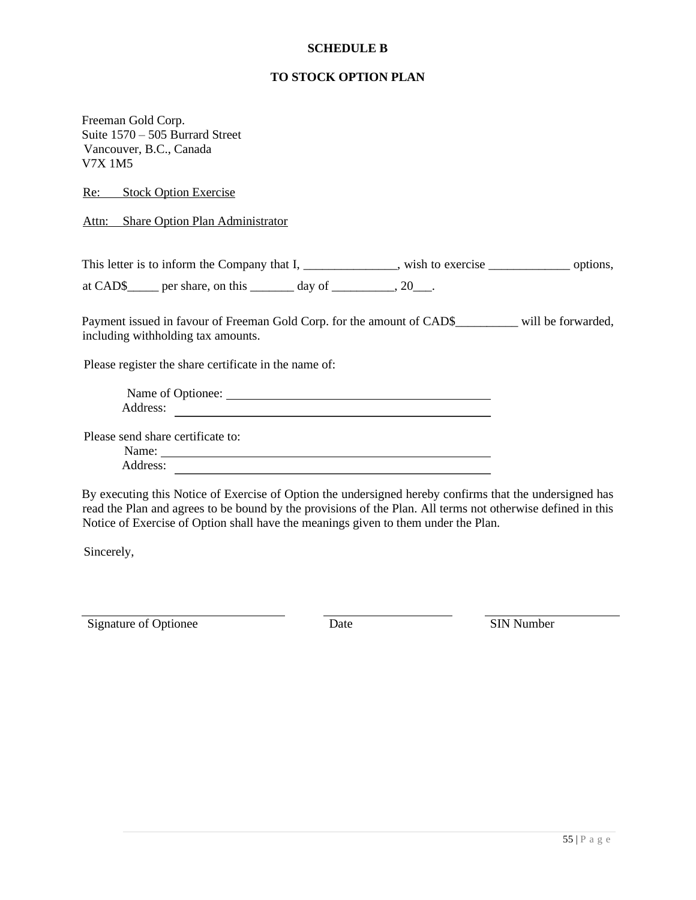**SCHEDULE B**

**TO STOCK OPTION PLAN**

Freeman Gold Corp.
Suite 1570 – 505 Burrard Street
Vancouver, B.C., Canada
V7X 1M5

Re: Stock Option Exercise

Attn: Share Option Plan Administrator

This letter is to inform the Company that I, _______________, wish to exercise _____________ options, at CAD$_____ per share, on this _______ day of __________, 20___.

Payment issued in favour of Freeman Gold Corp. for the amount of CAD$__________ will be forwarded, including withholding tax amounts.

Please register the share certificate in the name of:

Name of Optionee: ____________________________________________

Address: ____________________________________________

Please send share certificate to:

Name: ____________________________________________

Address: ____________________________________________

By executing this Notice of Exercise of Option the undersigned hereby confirms that the undersigned has read the Plan and agrees to be bound by the provisions of the Plan. All terms not otherwise defined in this Notice of Exercise of Option shall have the meanings given to them under the Plan.

Sincerely,

| ______________________________ | ____________________ | ____________________ |
|---|---|---|
| Signature of Optionee | Date | SIN Number |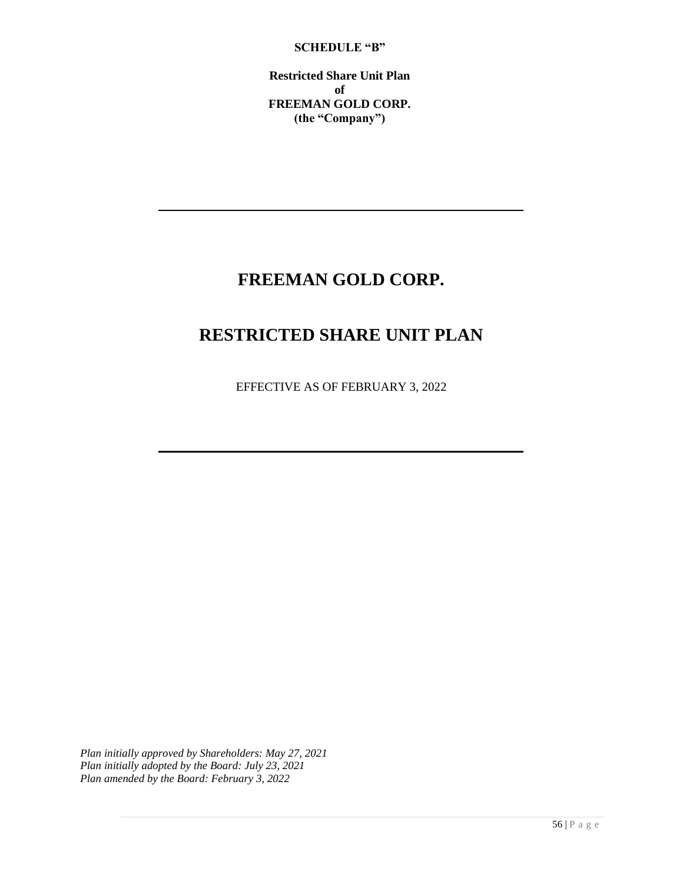**SCHEDULE "B"**

**Restricted Share Unit Plan**
**of**
**FREEMAN GOLD CORP.**
**(the "Company")**

---

# FREEMAN GOLD CORP.

# RESTRICTED SHARE UNIT PLAN

EFFECTIVE AS OF FEBRUARY 3, 2022

---

*Plan initially approved by Shareholders: May 27, 2021*
*Plan initially adopted by the Board: July 23, 2021*
*Plan amended by the Board: February 3, 2022*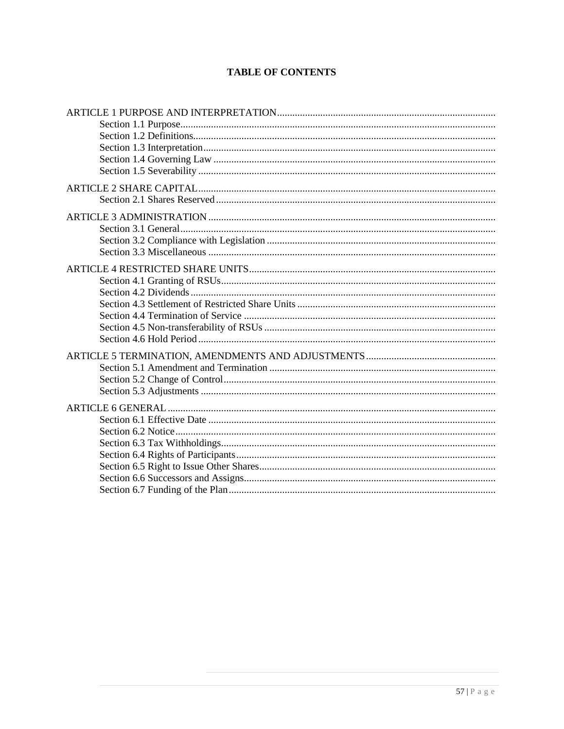# TABLE OF CONTENTS

ARTICLE 1 PURPOSE AND INTERPRETATION
- Section 1.1 Purpose
- Section 1.2 Definitions
- Section 1.3 Interpretation
- Section 1.4 Governing Law
- Section 1.5 Severability

ARTICLE 2 SHARE CAPITAL
- Section 2.1 Shares Reserved

ARTICLE 3 ADMINISTRATION
- Section 3.1 General
- Section 3.2 Compliance with Legislation
- Section 3.3 Miscellaneous

ARTICLE 4 RESTRICTED SHARE UNITS
- Section 4.1 Granting of RSUs
- Section 4.2 Dividends
- Section 4.3 Settlement of Restricted Share Units
- Section 4.4 Termination of Service
- Section 4.5 Non-transferability of RSUs
- Section 4.6 Hold Period

ARTICLE 5 TERMINATION, AMENDMENTS AND ADJUSTMENTS
- Section 5.1 Amendment and Termination
- Section 5.2 Change of Control
- Section 5.3 Adjustments

ARTICLE 6 GENERAL
- Section 6.1 Effective Date
- Section 6.2 Notice
- Section 6.3 Tax Withholdings
- Section 6.4 Rights of Participants
- Section 6.5 Right to Issue Other Shares
- Section 6.6 Successors and Assigns
- Section 6.7 Funding of the Plan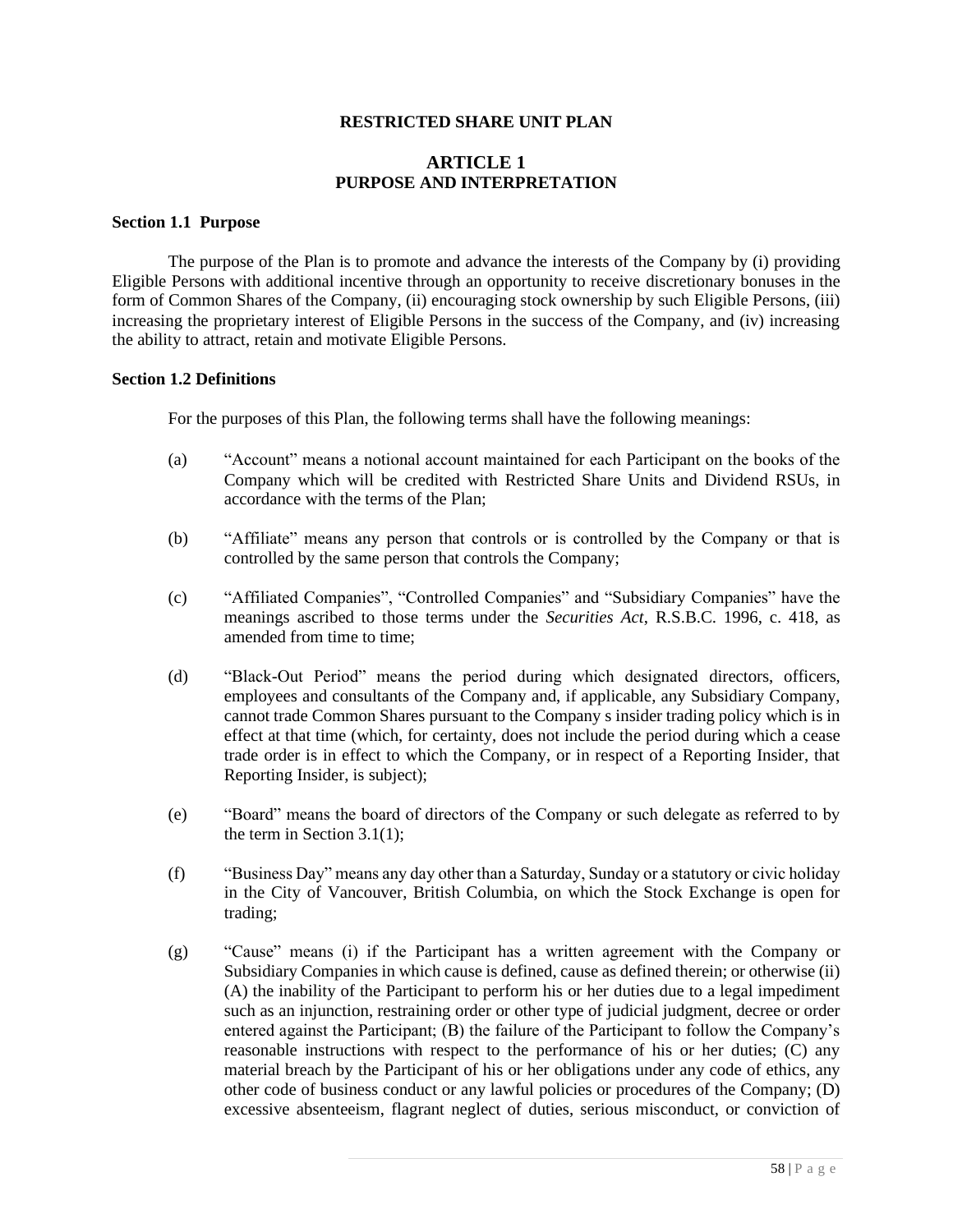**RESTRICTED SHARE UNIT PLAN**

## ARTICLE 1
## PURPOSE AND INTERPRETATION

**Section 1.1 Purpose**

The purpose of the Plan is to promote and advance the interests of the Company by (i) providing Eligible Persons with additional incentive through an opportunity to receive discretionary bonuses in the form of Common Shares of the Company, (ii) encouraging stock ownership by such Eligible Persons, (iii) increasing the proprietary interest of Eligible Persons in the success of the Company, and (iv) increasing the ability to attract, retain and motivate Eligible Persons.

**Section 1.2 Definitions**

For the purposes of this Plan, the following terms shall have the following meanings:

(a) "Account" means a notional account maintained for each Participant on the books of the Company which will be credited with Restricted Share Units and Dividend RSUs, in accordance with the terms of the Plan;

(b) "Affiliate" means any person that controls or is controlled by the Company or that is controlled by the same person that controls the Company;

(c) "Affiliated Companies", "Controlled Companies" and "Subsidiary Companies" have the meanings ascribed to those terms under the *Securities Act*, R.S.B.C. 1996, c. 418, as amended from time to time;

(d) "Black-Out Period" means the period during which designated directors, officers, employees and consultants of the Company and, if applicable, any Subsidiary Company, cannot trade Common Shares pursuant to the Company s insider trading policy which is in effect at that time (which, for certainty, does not include the period during which a cease trade order is in effect to which the Company, or in respect of a Reporting Insider, that Reporting Insider, is subject);

(e) "Board" means the board of directors of the Company or such delegate as referred to by the term in Section 3.1(1);

(f) "Business Day" means any day other than a Saturday, Sunday or a statutory or civic holiday in the City of Vancouver, British Columbia, on which the Stock Exchange is open for trading;

(g) "Cause" means (i) if the Participant has a written agreement with the Company or Subsidiary Companies in which cause is defined, cause as defined therein; or otherwise (ii) (A) the inability of the Participant to perform his or her duties due to a legal impediment such as an injunction, restraining order or other type of judicial judgment, decree or order entered against the Participant; (B) the failure of the Participant to follow the Company's reasonable instructions with respect to the performance of his or her duties; (C) any material breach by the Participant of his or her obligations under any code of ethics, any other code of business conduct or any lawful policies or procedures of the Company; (D) excessive absenteeism, flagrant neglect of duties, serious misconduct, or conviction of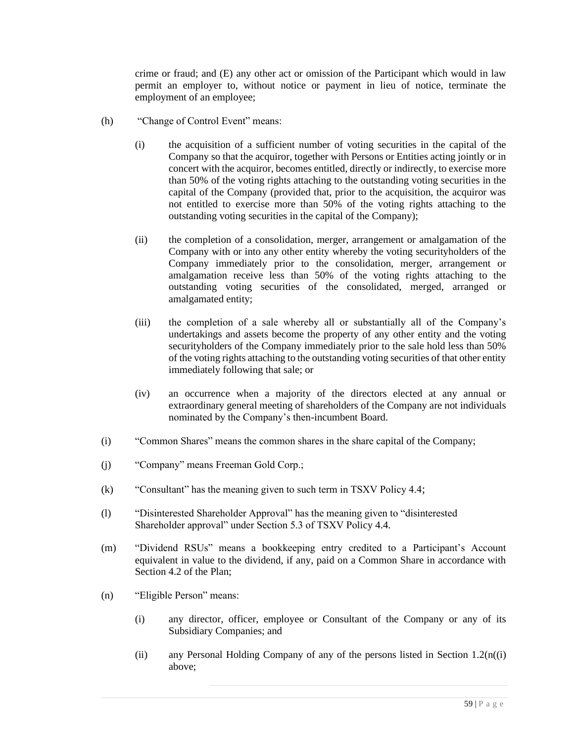crime or fraud; and (E) any other act or omission of the Participant which would in law permit an employer to, without notice or payment in lieu of notice, terminate the employment of an employee;

(h) "Change of Control Event" means:

(i) the acquisition of a sufficient number of voting securities in the capital of the Company so that the acquiror, together with Persons or Entities acting jointly or in concert with the acquiror, becomes entitled, directly or indirectly, to exercise more than 50% of the voting rights attaching to the outstanding voting securities in the capital of the Company (provided that, prior to the acquisition, the acquiror was not entitled to exercise more than 50% of the voting rights attaching to the outstanding voting securities in the capital of the Company);

(ii) the completion of a consolidation, merger, arrangement or amalgamation of the Company with or into any other entity whereby the voting securityholders of the Company immediately prior to the consolidation, merger, arrangement or amalgamation receive less than 50% of the voting rights attaching to the outstanding voting securities of the consolidated, merged, arranged or amalgamated entity;

(iii) the completion of a sale whereby all or substantially all of the Company's undertakings and assets become the property of any other entity and the voting securityholders of the Company immediately prior to the sale hold less than 50% of the voting rights attaching to the outstanding voting securities of that other entity immediately following that sale; or

(iv) an occurrence when a majority of the directors elected at any annual or extraordinary general meeting of shareholders of the Company are not individuals nominated by the Company's then-incumbent Board.

(i) "Common Shares" means the common shares in the share capital of the Company;

(j) "Company" means Freeman Gold Corp.;

(k) "Consultant" has the meaning given to such term in TSXV Policy 4.4;

(l) "Disinterested Shareholder Approval" has the meaning given to "disinterested Shareholder approval" under Section 5.3 of TSXV Policy 4.4.

(m) "Dividend RSUs" means a bookkeeping entry credited to a Participant's Account equivalent in value to the dividend, if any, paid on a Common Share in accordance with Section 4.2 of the Plan;

(n) "Eligible Person" means:

(i) any director, officer, employee or Consultant of the Company or any of its Subsidiary Companies; and

(ii) any Personal Holding Company of any of the persons listed in Section 1.2(n((i) above;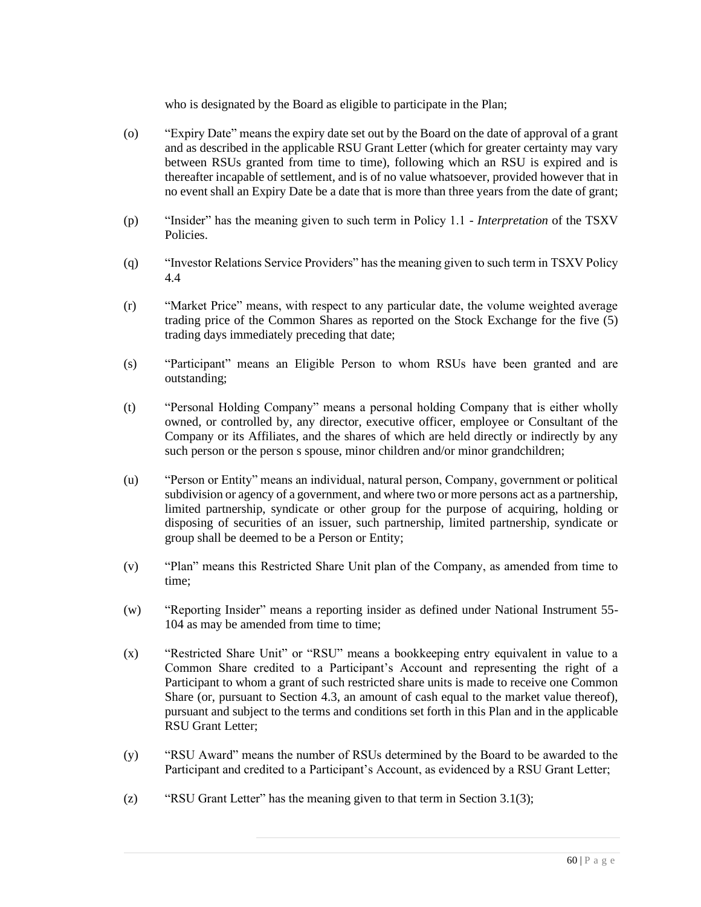who is designated by the Board as eligible to participate in the Plan;

(o) "Expiry Date" means the expiry date set out by the Board on the date of approval of a grant and as described in the applicable RSU Grant Letter (which for greater certainty may vary between RSUs granted from time to time), following which an RSU is expired and is thereafter incapable of settlement, and is of no value whatsoever, provided however that in no event shall an Expiry Date be a date that is more than three years from the date of grant;

(p) "Insider" has the meaning given to such term in Policy 1.1 - *Interpretation* of the TSXV Policies.

(q) "Investor Relations Service Providers" has the meaning given to such term in TSXV Policy 4.4

(r) "Market Price" means, with respect to any particular date, the volume weighted average trading price of the Common Shares as reported on the Stock Exchange for the five (5) trading days immediately preceding that date;

(s) "Participant" means an Eligible Person to whom RSUs have been granted and are outstanding;

(t) "Personal Holding Company" means a personal holding Company that is either wholly owned, or controlled by, any director, executive officer, employee or Consultant of the Company or its Affiliates, and the shares of which are held directly or indirectly by any such person or the person s spouse, minor children and/or minor grandchildren;

(u) "Person or Entity" means an individual, natural person, Company, government or political subdivision or agency of a government, and where two or more persons act as a partnership, limited partnership, syndicate or other group for the purpose of acquiring, holding or disposing of securities of an issuer, such partnership, limited partnership, syndicate or group shall be deemed to be a Person or Entity;

(v) "Plan" means this Restricted Share Unit plan of the Company, as amended from time to time;

(w) "Reporting Insider" means a reporting insider as defined under National Instrument 55-104 as may be amended from time to time;

(x) "Restricted Share Unit" or "RSU" means a bookkeeping entry equivalent in value to a Common Share credited to a Participant's Account and representing the right of a Participant to whom a grant of such restricted share units is made to receive one Common Share (or, pursuant to Section 4.3, an amount of cash equal to the market value thereof), pursuant and subject to the terms and conditions set forth in this Plan and in the applicable RSU Grant Letter;

(y) "RSU Award" means the number of RSUs determined by the Board to be awarded to the Participant and credited to a Participant's Account, as evidenced by a RSU Grant Letter;

(z) "RSU Grant Letter" has the meaning given to that term in Section 3.1(3);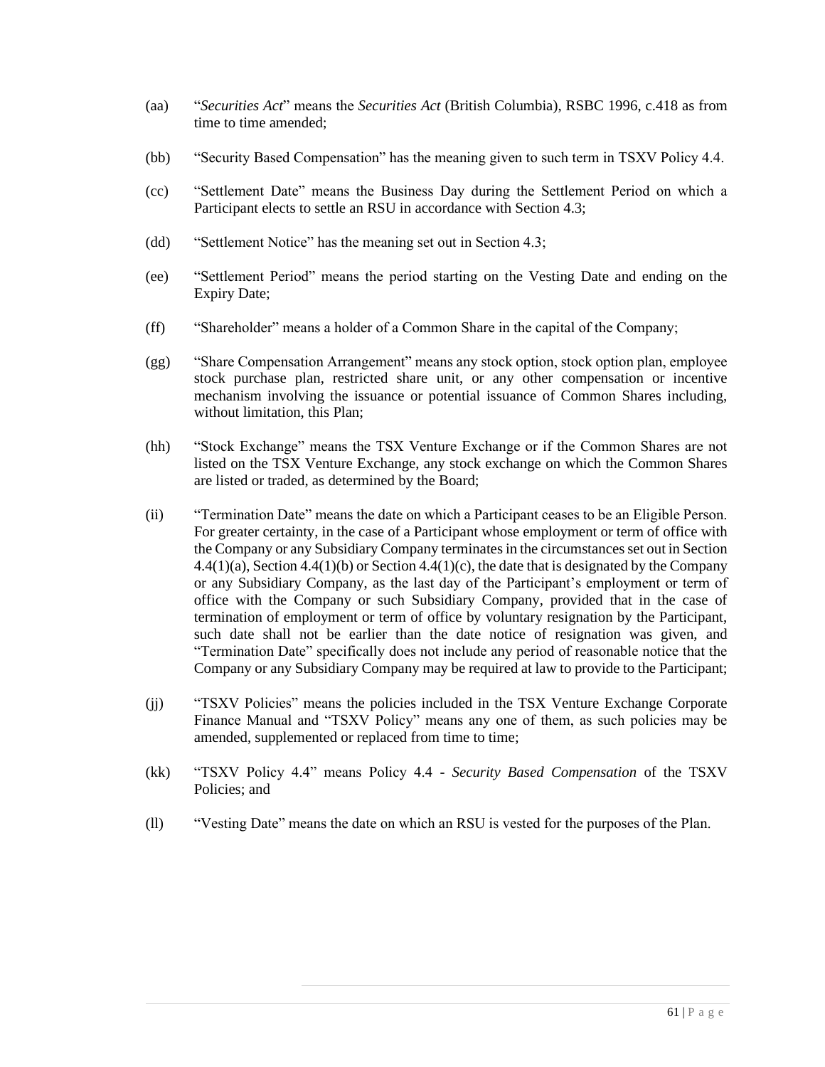(aa) "*Securities Act*" means the *Securities Act* (British Columbia), RSBC 1996, c.418 as from time to time amended;

(bb) "Security Based Compensation" has the meaning given to such term in TSXV Policy 4.4.

(cc) "Settlement Date" means the Business Day during the Settlement Period on which a Participant elects to settle an RSU in accordance with Section 4.3;

(dd) "Settlement Notice" has the meaning set out in Section 4.3;

(ee) "Settlement Period" means the period starting on the Vesting Date and ending on the Expiry Date;

(ff) "Shareholder" means a holder of a Common Share in the capital of the Company;

(gg) "Share Compensation Arrangement" means any stock option, stock option plan, employee stock purchase plan, restricted share unit, or any other compensation or incentive mechanism involving the issuance or potential issuance of Common Shares including, without limitation, this Plan;

(hh) "Stock Exchange" means the TSX Venture Exchange or if the Common Shares are not listed on the TSX Venture Exchange, any stock exchange on which the Common Shares are listed or traded, as determined by the Board;

(ii) "Termination Date" means the date on which a Participant ceases to be an Eligible Person. For greater certainty, in the case of a Participant whose employment or term of office with the Company or any Subsidiary Company terminates in the circumstances set out in Section 4.4(1)(a), Section 4.4(1)(b) or Section 4.4(1)(c), the date that is designated by the Company or any Subsidiary Company, as the last day of the Participant's employment or term of office with the Company or such Subsidiary Company, provided that in the case of termination of employment or term of office by voluntary resignation by the Participant, such date shall not be earlier than the date notice of resignation was given, and "Termination Date" specifically does not include any period of reasonable notice that the Company or any Subsidiary Company may be required at law to provide to the Participant;

(jj) "TSXV Policies" means the policies included in the TSX Venture Exchange Corporate Finance Manual and "TSXV Policy" means any one of them, as such policies may be amended, supplemented or replaced from time to time;

(kk) "TSXV Policy 4.4" means Policy 4.4 - *Security Based Compensation* of the TSXV Policies; and

(ll) "Vesting Date" means the date on which an RSU is vested for the purposes of the Plan.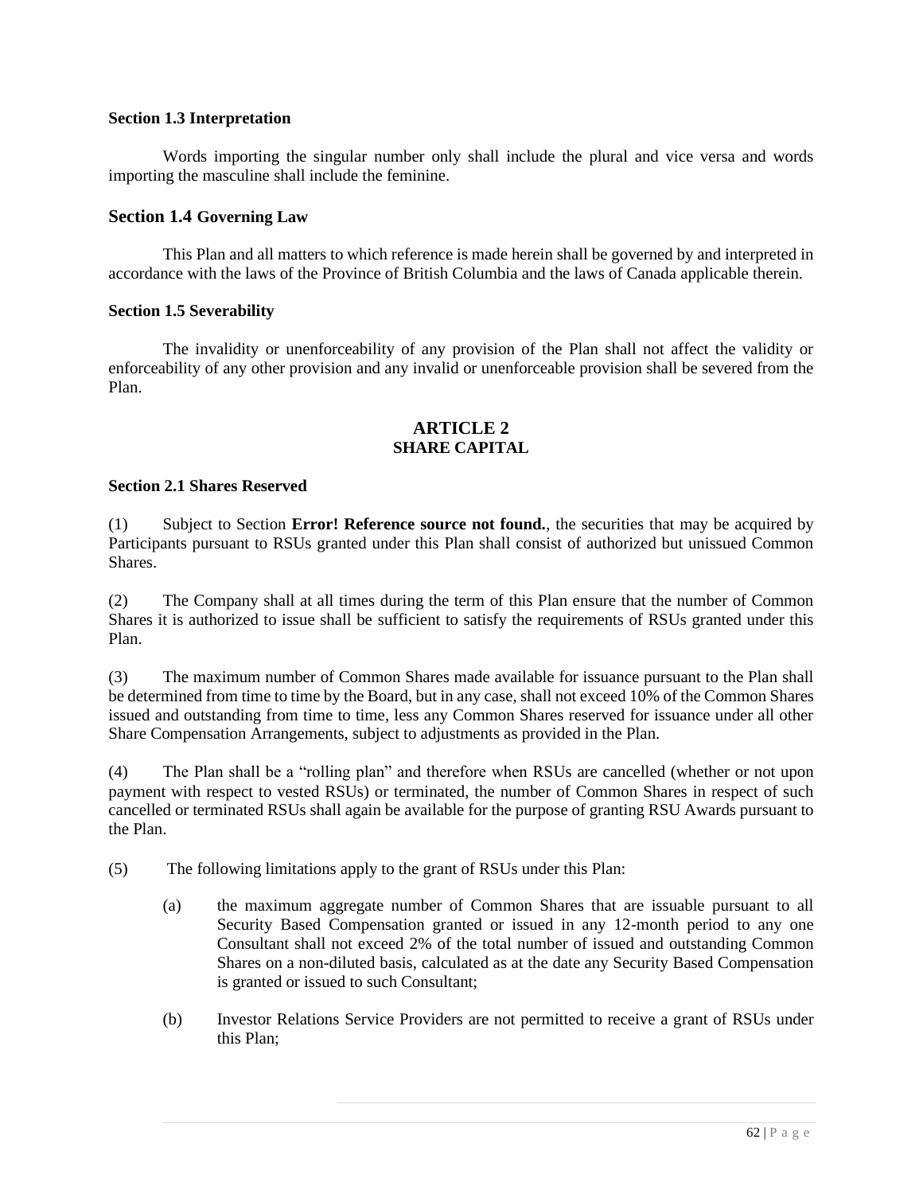**Section 1.3 Interpretation**

Words importing the singular number only shall include the plural and vice versa and words importing the masculine shall include the feminine.

## Section 1.4 Governing Law

This Plan and all matters to which reference is made herein shall be governed by and interpreted in accordance with the laws of the Province of British Columbia and the laws of Canada applicable therein.

**Section 1.5 Severability**

The invalidity or unenforceability of any provision of the Plan shall not affect the validity or enforceability of any other provision and any invalid or unenforceable provision shall be severed from the Plan.

## ARTICLE 2
## SHARE CAPITAL

**Section 2.1 Shares Reserved**

(1) Subject to Section **Error! Reference source not found.**, the securities that may be acquired by Participants pursuant to RSUs granted under this Plan shall consist of authorized but unissued Common Shares.

(2) The Company shall at all times during the term of this Plan ensure that the number of Common Shares it is authorized to issue shall be sufficient to satisfy the requirements of RSUs granted under this Plan.

(3) The maximum number of Common Shares made available for issuance pursuant to the Plan shall be determined from time to time by the Board, but in any case, shall not exceed 10% of the Common Shares issued and outstanding from time to time, less any Common Shares reserved for issuance under all other Share Compensation Arrangements, subject to adjustments as provided in the Plan.

(4) The Plan shall be a "rolling plan" and therefore when RSUs are cancelled (whether or not upon payment with respect to vested RSUs) or terminated, the number of Common Shares in respect of such cancelled or terminated RSUs shall again be available for the purpose of granting RSU Awards pursuant to the Plan.

(5) The following limitations apply to the grant of RSUs under this Plan:

(a) the maximum aggregate number of Common Shares that are issuable pursuant to all Security Based Compensation granted or issued in any 12-month period to any one Consultant shall not exceed 2% of the total number of issued and outstanding Common Shares on a non-diluted basis, calculated as at the date any Security Based Compensation is granted or issued to such Consultant;

(b) Investor Relations Service Providers are not permitted to receive a grant of RSUs under this Plan;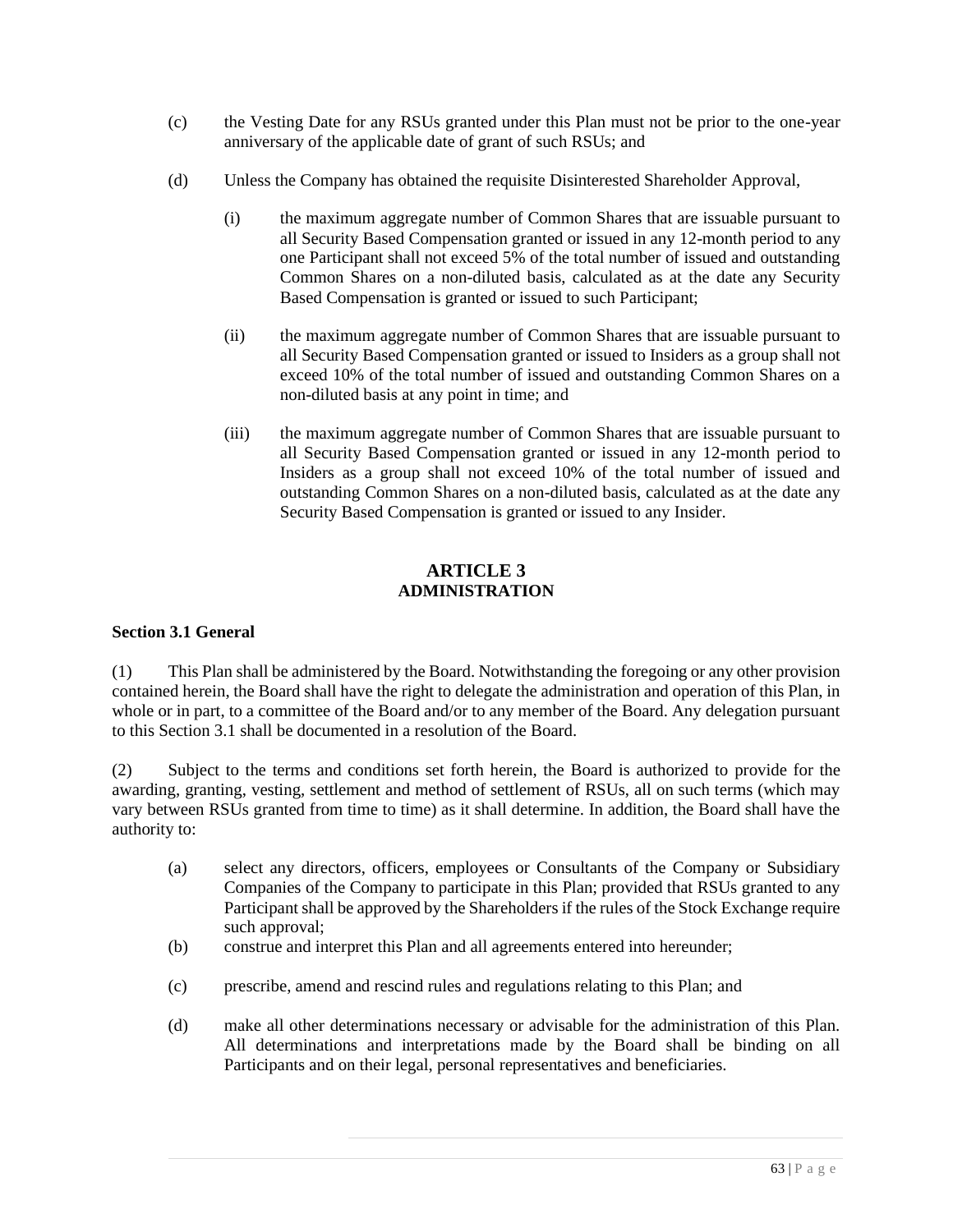(c) the Vesting Date for any RSUs granted under this Plan must not be prior to the one-year anniversary of the applicable date of grant of such RSUs; and

(d) Unless the Company has obtained the requisite Disinterested Shareholder Approval,

  (i) the maximum aggregate number of Common Shares that are issuable pursuant to all Security Based Compensation granted or issued in any 12-month period to any one Participant shall not exceed 5% of the total number of issued and outstanding Common Shares on a non-diluted basis, calculated as at the date any Security Based Compensation is granted or issued to such Participant;

  (ii) the maximum aggregate number of Common Shares that are issuable pursuant to all Security Based Compensation granted or issued to Insiders as a group shall not exceed 10% of the total number of issued and outstanding Common Shares on a non-diluted basis at any point in time; and

  (iii) the maximum aggregate number of Common Shares that are issuable pursuant to all Security Based Compensation granted or issued in any 12-month period to Insiders as a group shall not exceed 10% of the total number of issued and outstanding Common Shares on a non-diluted basis, calculated as at the date any Security Based Compensation is granted or issued to any Insider.

## ARTICLE 3
## ADMINISTRATION

**Section 3.1 General**

(1) This Plan shall be administered by the Board. Notwithstanding the foregoing or any other provision contained herein, the Board shall have the right to delegate the administration and operation of this Plan, in whole or in part, to a committee of the Board and/or to any member of the Board. Any delegation pursuant to this Section 3.1 shall be documented in a resolution of the Board.

(2) Subject to the terms and conditions set forth herein, the Board is authorized to provide for the awarding, granting, vesting, settlement and method of settlement of RSUs, all on such terms (which may vary between RSUs granted from time to time) as it shall determine. In addition, the Board shall have the authority to:

(a) select any directors, officers, employees or Consultants of the Company or Subsidiary Companies of the Company to participate in this Plan; provided that RSUs granted to any Participant shall be approved by the Shareholders if the rules of the Stock Exchange require such approval;

(b) construe and interpret this Plan and all agreements entered into hereunder;

(c) prescribe, amend and rescind rules and regulations relating to this Plan; and

(d) make all other determinations necessary or advisable for the administration of this Plan. All determinations and interpretations made by the Board shall be binding on all Participants and on their legal, personal representatives and beneficiaries.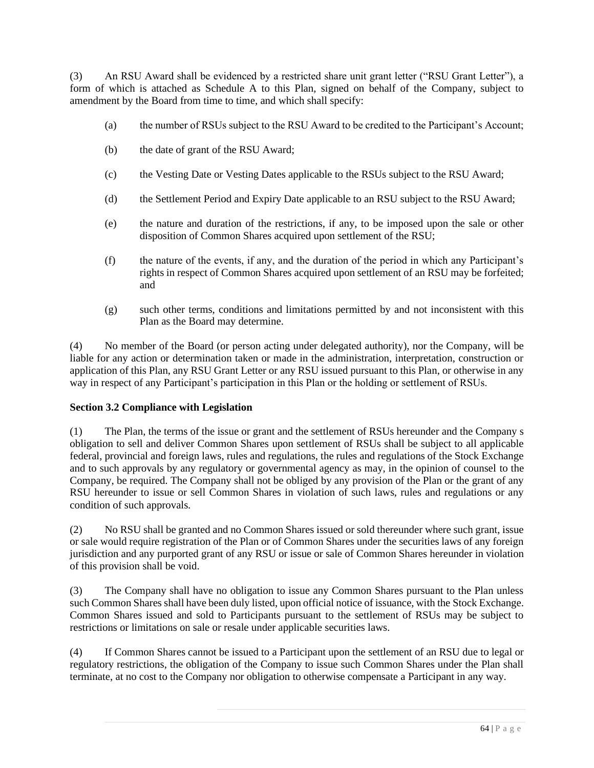(3) An RSU Award shall be evidenced by a restricted share unit grant letter ("RSU Grant Letter"), a form of which is attached as Schedule A to this Plan, signed on behalf of the Company, subject to amendment by the Board from time to time, and which shall specify:

(a) the number of RSUs subject to the RSU Award to be credited to the Participant's Account;

(b) the date of grant of the RSU Award;

(c) the Vesting Date or Vesting Dates applicable to the RSUs subject to the RSU Award;

(d) the Settlement Period and Expiry Date applicable to an RSU subject to the RSU Award;

(e) the nature and duration of the restrictions, if any, to be imposed upon the sale or other disposition of Common Shares acquired upon settlement of the RSU;

(f) the nature of the events, if any, and the duration of the period in which any Participant's rights in respect of Common Shares acquired upon settlement of an RSU may be forfeited; and

(g) such other terms, conditions and limitations permitted by and not inconsistent with this Plan as the Board may determine.

(4) No member of the Board (or person acting under delegated authority), nor the Company, will be liable for any action or determination taken or made in the administration, interpretation, construction or application of this Plan, any RSU Grant Letter or any RSU issued pursuant to this Plan, or otherwise in any way in respect of any Participant's participation in this Plan or the holding or settlement of RSUs.

**Section 3.2 Compliance with Legislation**

(1) The Plan, the terms of the issue or grant and the settlement of RSUs hereunder and the Company s obligation to sell and deliver Common Shares upon settlement of RSUs shall be subject to all applicable federal, provincial and foreign laws, rules and regulations, the rules and regulations of the Stock Exchange and to such approvals by any regulatory or governmental agency as may, in the opinion of counsel to the Company, be required. The Company shall not be obliged by any provision of the Plan or the grant of any RSU hereunder to issue or sell Common Shares in violation of such laws, rules and regulations or any condition of such approvals.

(2) No RSU shall be granted and no Common Shares issued or sold thereunder where such grant, issue or sale would require registration of the Plan or of Common Shares under the securities laws of any foreign jurisdiction and any purported grant of any RSU or issue or sale of Common Shares hereunder in violation of this provision shall be void.

(3) The Company shall have no obligation to issue any Common Shares pursuant to the Plan unless such Common Shares shall have been duly listed, upon official notice of issuance, with the Stock Exchange. Common Shares issued and sold to Participants pursuant to the settlement of RSUs may be subject to restrictions or limitations on sale or resale under applicable securities laws.

(4) If Common Shares cannot be issued to a Participant upon the settlement of an RSU due to legal or regulatory restrictions, the obligation of the Company to issue such Common Shares under the Plan shall terminate, at no cost to the Company nor obligation to otherwise compensate a Participant in any way.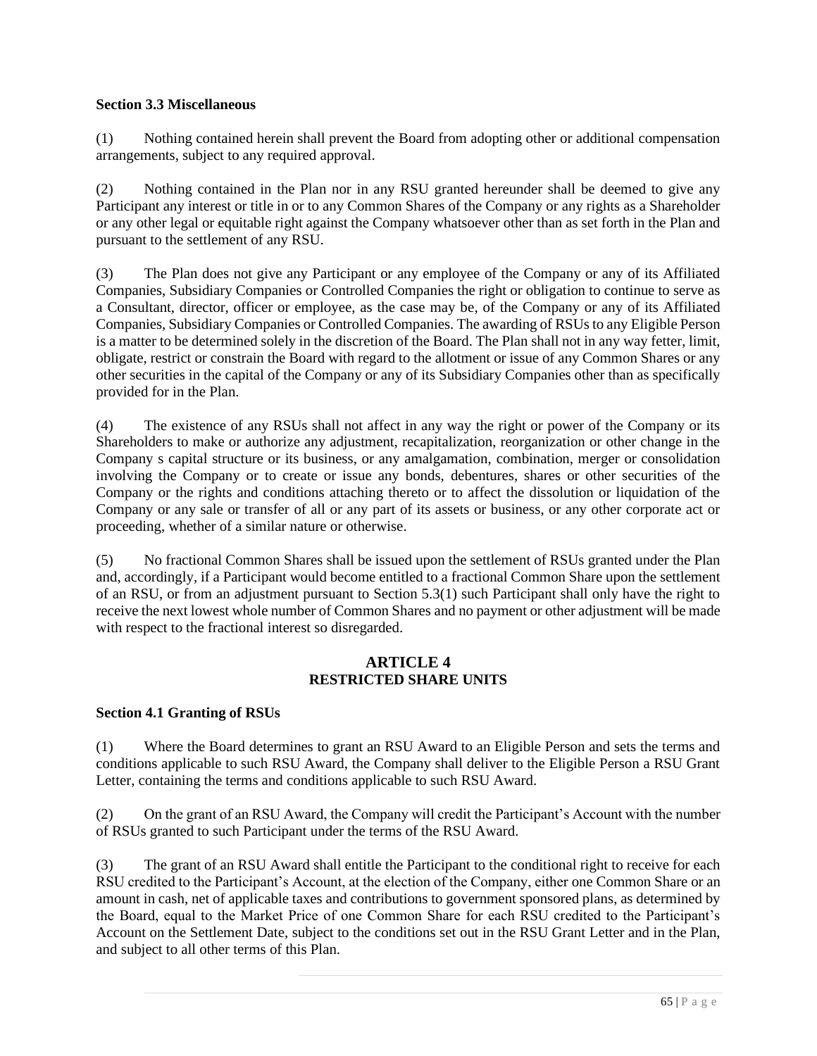**Section 3.3 Miscellaneous**

(1) Nothing contained herein shall prevent the Board from adopting other or additional compensation arrangements, subject to any required approval.

(2) Nothing contained in the Plan nor in any RSU granted hereunder shall be deemed to give any Participant any interest or title in or to any Common Shares of the Company or any rights as a Shareholder or any other legal or equitable right against the Company whatsoever other than as set forth in the Plan and pursuant to the settlement of any RSU.

(3) The Plan does not give any Participant or any employee of the Company or any of its Affiliated Companies, Subsidiary Companies or Controlled Companies the right or obligation to continue to serve as a Consultant, director, officer or employee, as the case may be, of the Company or any of its Affiliated Companies, Subsidiary Companies or Controlled Companies. The awarding of RSUs to any Eligible Person is a matter to be determined solely in the discretion of the Board. The Plan shall not in any way fetter, limit, obligate, restrict or constrain the Board with regard to the allotment or issue of any Common Shares or any other securities in the capital of the Company or any of its Subsidiary Companies other than as specifically provided for in the Plan.

(4) The existence of any RSUs shall not affect in any way the right or power of the Company or its Shareholders to make or authorize any adjustment, recapitalization, reorganization or other change in the Company s capital structure or its business, or any amalgamation, combination, merger or consolidation involving the Company or to create or issue any bonds, debentures, shares or other securities of the Company or the rights and conditions attaching thereto or to affect the dissolution or liquidation of the Company or any sale or transfer of all or any part of its assets or business, or any other corporate act or proceeding, whether of a similar nature or otherwise.

(5) No fractional Common Shares shall be issued upon the settlement of RSUs granted under the Plan and, accordingly, if a Participant would become entitled to a fractional Common Share upon the settlement of an RSU, or from an adjustment pursuant to Section 5.3(1) such Participant shall only have the right to receive the next lowest whole number of Common Shares and no payment or other adjustment will be made with respect to the fractional interest so disregarded.

## ARTICLE 4
## RESTRICTED SHARE UNITS

**Section 4.1 Granting of RSUs**

(1) Where the Board determines to grant an RSU Award to an Eligible Person and sets the terms and conditions applicable to such RSU Award, the Company shall deliver to the Eligible Person a RSU Grant Letter, containing the terms and conditions applicable to such RSU Award.

(2) On the grant of an RSU Award, the Company will credit the Participant's Account with the number of RSUs granted to such Participant under the terms of the RSU Award.

(3) The grant of an RSU Award shall entitle the Participant to the conditional right to receive for each RSU credited to the Participant's Account, at the election of the Company, either one Common Share or an amount in cash, net of applicable taxes and contributions to government sponsored plans, as determined by the Board, equal to the Market Price of one Common Share for each RSU credited to the Participant's Account on the Settlement Date, subject to the conditions set out in the RSU Grant Letter and in the Plan, and subject to all other terms of this Plan.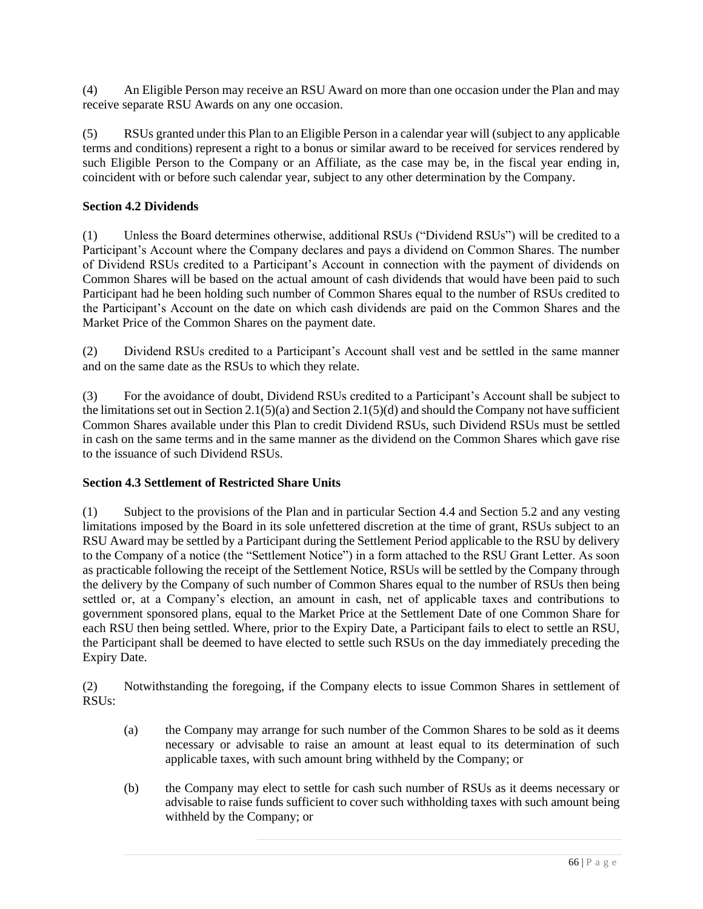(4) An Eligible Person may receive an RSU Award on more than one occasion under the Plan and may receive separate RSU Awards on any one occasion.

(5) RSUs granted under this Plan to an Eligible Person in a calendar year will (subject to any applicable terms and conditions) represent a right to a bonus or similar award to be received for services rendered by such Eligible Person to the Company or an Affiliate, as the case may be, in the fiscal year ending in, coincident with or before such calendar year, subject to any other determination by the Company.

**Section 4.2 Dividends**

(1) Unless the Board determines otherwise, additional RSUs ("Dividend RSUs") will be credited to a Participant's Account where the Company declares and pays a dividend on Common Shares. The number of Dividend RSUs credited to a Participant's Account in connection with the payment of dividends on Common Shares will be based on the actual amount of cash dividends that would have been paid to such Participant had he been holding such number of Common Shares equal to the number of RSUs credited to the Participant's Account on the date on which cash dividends are paid on the Common Shares and the Market Price of the Common Shares on the payment date.

(2) Dividend RSUs credited to a Participant's Account shall vest and be settled in the same manner and on the same date as the RSUs to which they relate.

(3) For the avoidance of doubt, Dividend RSUs credited to a Participant's Account shall be subject to the limitations set out in Section 2.1(5)(a) and Section 2.1(5)(d) and should the Company not have sufficient Common Shares available under this Plan to credit Dividend RSUs, such Dividend RSUs must be settled in cash on the same terms and in the same manner as the dividend on the Common Shares which gave rise to the issuance of such Dividend RSUs.

**Section 4.3 Settlement of Restricted Share Units**

(1) Subject to the provisions of the Plan and in particular Section 4.4 and Section 5.2 and any vesting limitations imposed by the Board in its sole unfettered discretion at the time of grant, RSUs subject to an RSU Award may be settled by a Participant during the Settlement Period applicable to the RSU by delivery to the Company of a notice (the "Settlement Notice") in a form attached to the RSU Grant Letter. As soon as practicable following the receipt of the Settlement Notice, RSUs will be settled by the Company through the delivery by the Company of such number of Common Shares equal to the number of RSUs then being settled or, at a Company's election, an amount in cash, net of applicable taxes and contributions to government sponsored plans, equal to the Market Price at the Settlement Date of one Common Share for each RSU then being settled. Where, prior to the Expiry Date, a Participant fails to elect to settle an RSU, the Participant shall be deemed to have elected to settle such RSUs on the day immediately preceding the Expiry Date.

(2) Notwithstanding the foregoing, if the Company elects to issue Common Shares in settlement of RSUs:

(a) the Company may arrange for such number of the Common Shares to be sold as it deems necessary or advisable to raise an amount at least equal to its determination of such applicable taxes, with such amount bring withheld by the Company; or

(b) the Company may elect to settle for cash such number of RSUs as it deems necessary or advisable to raise funds sufficient to cover such withholding taxes with such amount being withheld by the Company; or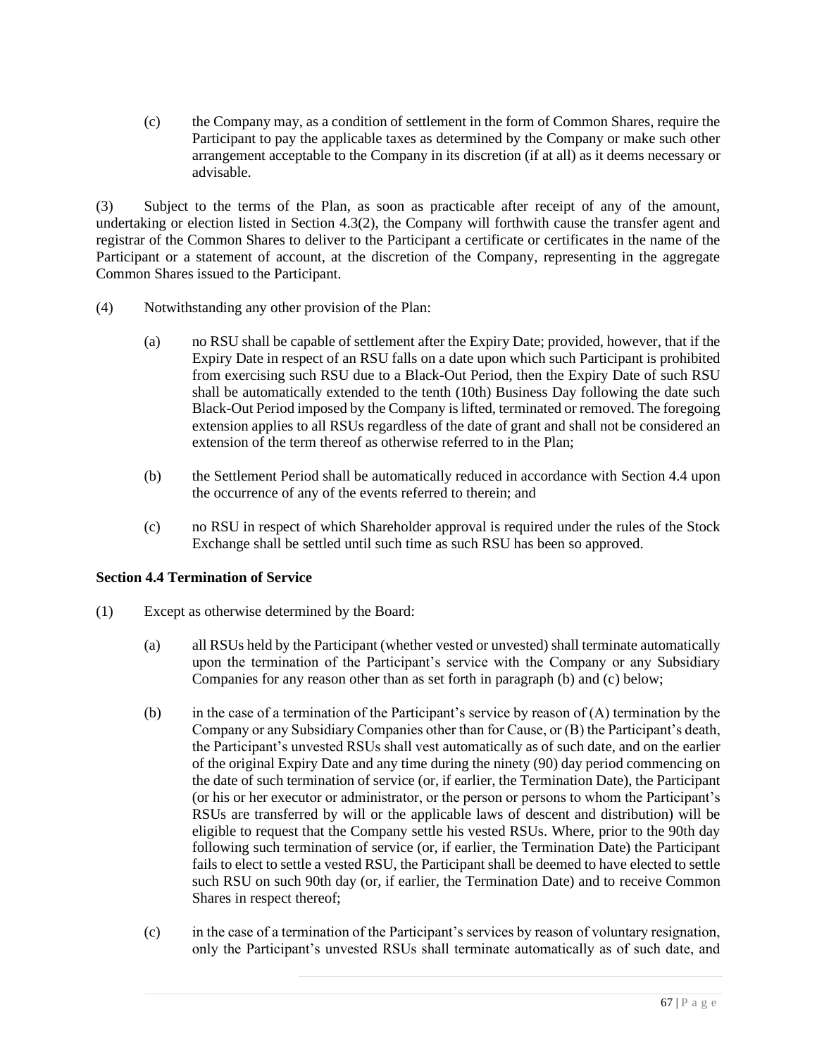(c) the Company may, as a condition of settlement in the form of Common Shares, require the Participant to pay the applicable taxes as determined by the Company or make such other arrangement acceptable to the Company in its discretion (if at all) as it deems necessary or advisable.

(3) Subject to the terms of the Plan, as soon as practicable after receipt of any of the amount, undertaking or election listed in Section 4.3(2), the Company will forthwith cause the transfer agent and registrar of the Common Shares to deliver to the Participant a certificate or certificates in the name of the Participant or a statement of account, at the discretion of the Company, representing in the aggregate Common Shares issued to the Participant.

(4) Notwithstanding any other provision of the Plan:

(a) no RSU shall be capable of settlement after the Expiry Date; provided, however, that if the Expiry Date in respect of an RSU falls on a date upon which such Participant is prohibited from exercising such RSU due to a Black-Out Period, then the Expiry Date of such RSU shall be automatically extended to the tenth (10th) Business Day following the date such Black-Out Period imposed by the Company is lifted, terminated or removed. The foregoing extension applies to all RSUs regardless of the date of grant and shall not be considered an extension of the term thereof as otherwise referred to in the Plan;

(b) the Settlement Period shall be automatically reduced in accordance with Section 4.4 upon the occurrence of any of the events referred to therein; and

(c) no RSU in respect of which Shareholder approval is required under the rules of the Stock Exchange shall be settled until such time as such RSU has been so approved.

**Section 4.4 Termination of Service**

(1) Except as otherwise determined by the Board:

(a) all RSUs held by the Participant (whether vested or unvested) shall terminate automatically upon the termination of the Participant's service with the Company or any Subsidiary Companies for any reason other than as set forth in paragraph (b) and (c) below;

(b) in the case of a termination of the Participant's service by reason of (A) termination by the Company or any Subsidiary Companies other than for Cause, or (B) the Participant's death, the Participant's unvested RSUs shall vest automatically as of such date, and on the earlier of the original Expiry Date and any time during the ninety (90) day period commencing on the date of such termination of service (or, if earlier, the Termination Date), the Participant (or his or her executor or administrator, or the person or persons to whom the Participant's RSUs are transferred by will or the applicable laws of descent and distribution) will be eligible to request that the Company settle his vested RSUs. Where, prior to the 90th day following such termination of service (or, if earlier, the Termination Date) the Participant fails to elect to settle a vested RSU, the Participant shall be deemed to have elected to settle such RSU on such 90th day (or, if earlier, the Termination Date) and to receive Common Shares in respect thereof;

(c) in the case of a termination of the Participant's services by reason of voluntary resignation, only the Participant's unvested RSUs shall terminate automatically as of such date, and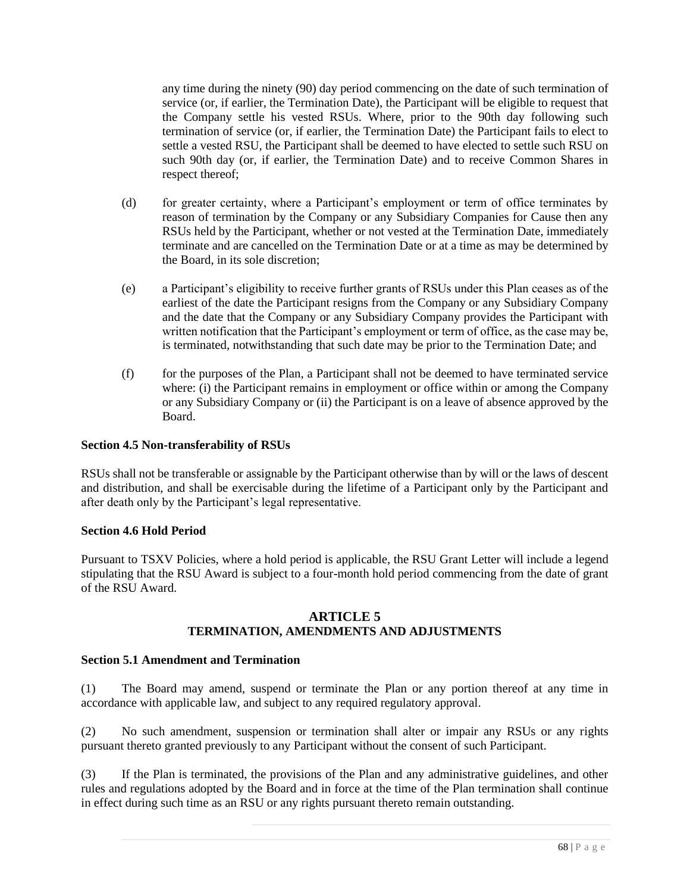any time during the ninety (90) day period commencing on the date of such termination of service (or, if earlier, the Termination Date), the Participant will be eligible to request that the Company settle his vested RSUs. Where, prior to the 90th day following such termination of service (or, if earlier, the Termination Date) the Participant fails to elect to settle a vested RSU, the Participant shall be deemed to have elected to settle such RSU on such 90th day (or, if earlier, the Termination Date) and to receive Common Shares in respect thereof;

(d) for greater certainty, where a Participant's employment or term of office terminates by reason of termination by the Company or any Subsidiary Companies for Cause then any RSUs held by the Participant, whether or not vested at the Termination Date, immediately terminate and are cancelled on the Termination Date or at a time as may be determined by the Board, in its sole discretion;

(e) a Participant's eligibility to receive further grants of RSUs under this Plan ceases as of the earliest of the date the Participant resigns from the Company or any Subsidiary Company and the date that the Company or any Subsidiary Company provides the Participant with written notification that the Participant's employment or term of office, as the case may be, is terminated, notwithstanding that such date may be prior to the Termination Date; and

(f) for the purposes of the Plan, a Participant shall not be deemed to have terminated service where: (i) the Participant remains in employment or office within or among the Company or any Subsidiary Company or (ii) the Participant is on a leave of absence approved by the Board.

**Section 4.5 Non-transferability of RSUs**

RSUs shall not be transferable or assignable by the Participant otherwise than by will or the laws of descent and distribution, and shall be exercisable during the lifetime of a Participant only by the Participant and after death only by the Participant's legal representative.

**Section 4.6 Hold Period**

Pursuant to TSXV Policies, where a hold period is applicable, the RSU Grant Letter will include a legend stipulating that the RSU Award is subject to a four-month hold period commencing from the date of grant of the RSU Award.

## ARTICLE 5
## TERMINATION, AMENDMENTS AND ADJUSTMENTS

**Section 5.1 Amendment and Termination**

(1) The Board may amend, suspend or terminate the Plan or any portion thereof at any time in accordance with applicable law, and subject to any required regulatory approval.

(2) No such amendment, suspension or termination shall alter or impair any RSUs or any rights pursuant thereto granted previously to any Participant without the consent of such Participant.

(3) If the Plan is terminated, the provisions of the Plan and any administrative guidelines, and other rules and regulations adopted by the Board and in force at the time of the Plan termination shall continue in effect during such time as an RSU or any rights pursuant thereto remain outstanding.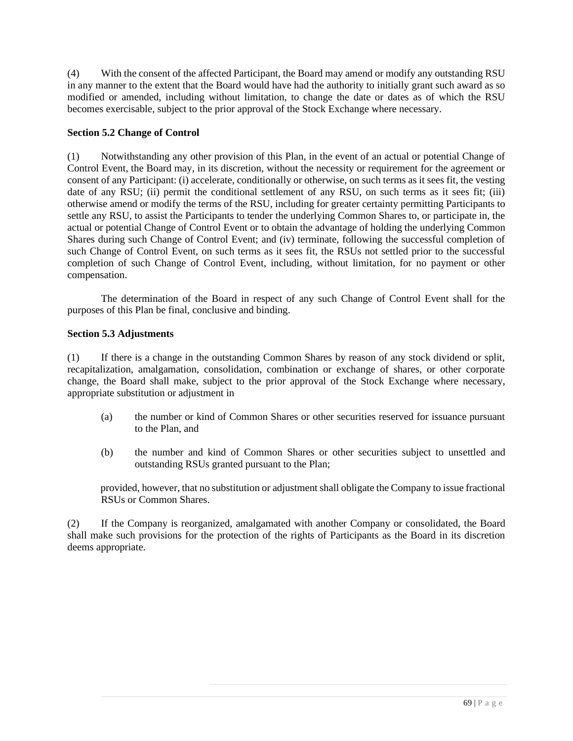(4) With the consent of the affected Participant, the Board may amend or modify any outstanding RSU in any manner to the extent that the Board would have had the authority to initially grant such award as so modified or amended, including without limitation, to change the date or dates as of which the RSU becomes exercisable, subject to the prior approval of the Stock Exchange where necessary.

**Section 5.2 Change of Control**

(1) Notwithstanding any other provision of this Plan, in the event of an actual or potential Change of Control Event, the Board may, in its discretion, without the necessity or requirement for the agreement or consent of any Participant: (i) accelerate, conditionally or otherwise, on such terms as it sees fit, the vesting date of any RSU; (ii) permit the conditional settlement of any RSU, on such terms as it sees fit; (iii) otherwise amend or modify the terms of the RSU, including for greater certainty permitting Participants to settle any RSU, to assist the Participants to tender the underlying Common Shares to, or participate in, the actual or potential Change of Control Event or to obtain the advantage of holding the underlying Common Shares during such Change of Control Event; and (iv) terminate, following the successful completion of such Change of Control Event, on such terms as it sees fit, the RSUs not settled prior to the successful completion of such Change of Control Event, including, without limitation, for no payment or other compensation.

The determination of the Board in respect of any such Change of Control Event shall for the purposes of this Plan be final, conclusive and binding.

**Section 5.3 Adjustments**

(1) If there is a change in the outstanding Common Shares by reason of any stock dividend or split, recapitalization, amalgamation, consolidation, combination or exchange of shares, or other corporate change, the Board shall make, subject to the prior approval of the Stock Exchange where necessary, appropriate substitution or adjustment in

(a) the number or kind of Common Shares or other securities reserved for issuance pursuant to the Plan, and

(b) the number and kind of Common Shares or other securities subject to unsettled and outstanding RSUs granted pursuant to the Plan;

provided, however, that no substitution or adjustment shall obligate the Company to issue fractional RSUs or Common Shares.

(2) If the Company is reorganized, amalgamated with another Company or consolidated, the Board shall make such provisions for the protection of the rights of Participants as the Board in its discretion deems appropriate.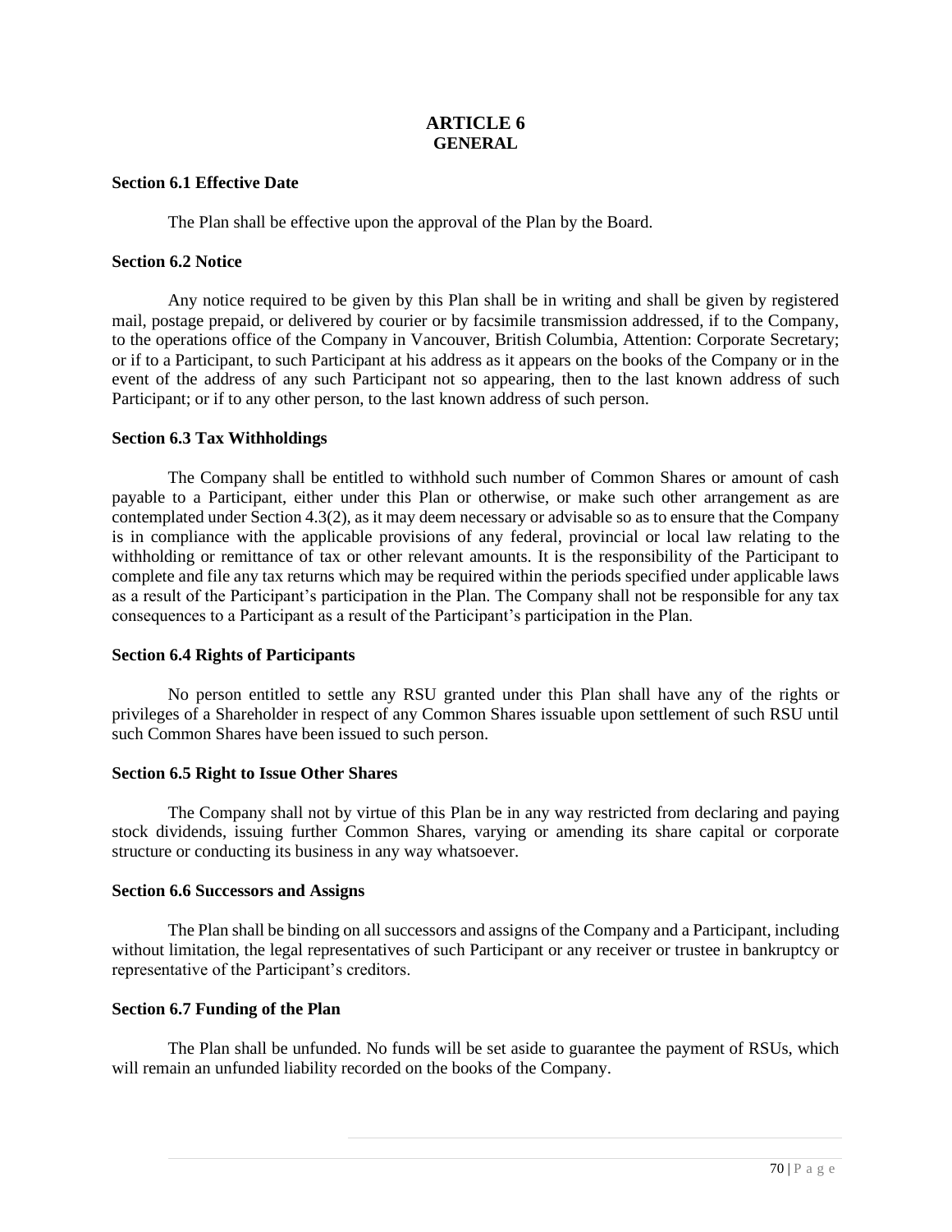# ARTICLE 6
## GENERAL

### Section 6.1 Effective Date

The Plan shall be effective upon the approval of the Plan by the Board.

### Section 6.2 Notice

Any notice required to be given by this Plan shall be in writing and shall be given by registered mail, postage prepaid, or delivered by courier or by facsimile transmission addressed, if to the Company, to the operations office of the Company in Vancouver, British Columbia, Attention: Corporate Secretary; or if to a Participant, to such Participant at his address as it appears on the books of the Company or in the event of the address of any such Participant not so appearing, then to the last known address of such Participant; or if to any other person, to the last known address of such person.

### Section 6.3 Tax Withholdings

The Company shall be entitled to withhold such number of Common Shares or amount of cash payable to a Participant, either under this Plan or otherwise, or make such other arrangement as are contemplated under Section 4.3(2), as it may deem necessary or advisable so as to ensure that the Company is in compliance with the applicable provisions of any federal, provincial or local law relating to the withholding or remittance of tax or other relevant amounts. It is the responsibility of the Participant to complete and file any tax returns which may be required within the periods specified under applicable laws as a result of the Participant's participation in the Plan. The Company shall not be responsible for any tax consequences to a Participant as a result of the Participant's participation in the Plan.

### Section 6.4 Rights of Participants

No person entitled to settle any RSU granted under this Plan shall have any of the rights or privileges of a Shareholder in respect of any Common Shares issuable upon settlement of such RSU until such Common Shares have been issued to such person.

### Section 6.5 Right to Issue Other Shares

The Company shall not by virtue of this Plan be in any way restricted from declaring and paying stock dividends, issuing further Common Shares, varying or amending its share capital or corporate structure or conducting its business in any way whatsoever.

### Section 6.6 Successors and Assigns

The Plan shall be binding on all successors and assigns of the Company and a Participant, including without limitation, the legal representatives of such Participant or any receiver or trustee in bankruptcy or representative of the Participant's creditors.

### Section 6.7 Funding of the Plan

The Plan shall be unfunded. No funds will be set aside to guarantee the payment of RSUs, which will remain an unfunded liability recorded on the books of the Company.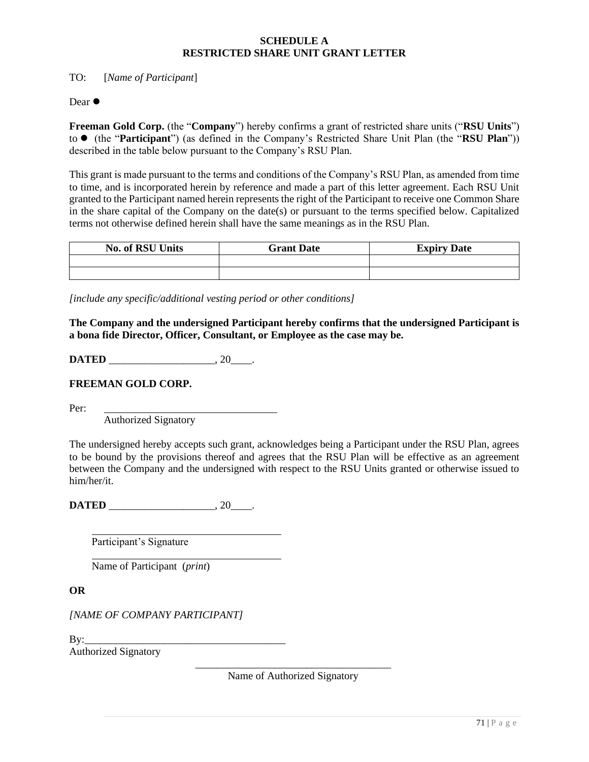# SCHEDULE A
# RESTRICTED SHARE UNIT GRANT LETTER

TO: [*Name of Participant*]

Dear ●

**Freeman Gold Corp.** (the "**Company**") hereby confirms a grant of restricted share units ("**RSU Units**") to ● (the "**Participant**") (as defined in the Company's Restricted Share Unit Plan (the "**RSU Plan**")) described in the table below pursuant to the Company's RSU Plan.

This grant is made pursuant to the terms and conditions of the Company's RSU Plan, as amended from time to time, and is incorporated herein by reference and made a part of this letter agreement. Each RSU Unit granted to the Participant named herein represents the right of the Participant to receive one Common Share in the share capital of the Company on the date(s) or pursuant to the terms specified below. Capitalized terms not otherwise defined herein shall have the same meanings as in the RSU Plan.

| No. of RSU Units | Grant Date | Expiry Date |
| --- | --- | --- |
| | | |
| | | |

*[include any specific/additional vesting period or other conditions]*

**The Company and the undersigned Participant hereby confirms that the undersigned Participant is a bona fide Director, Officer, Consultant, or Employee as the case may be.**

**DATED** ____________________, 20____.

**FREEMAN GOLD CORP.**

Per: ________________________________
Authorized Signatory

The undersigned hereby accepts such grant, acknowledges being a Participant under the RSU Plan, agrees to be bound by the provisions thereof and agrees that the RSU Plan will be effective as an agreement between the Company and the undersigned with respect to the RSU Units granted or otherwise issued to him/her/it.

**DATED** ____________________, 20____.

________________________________
Participant's Signature

________________________________
Name of Participant (*print*)

**OR**

*[NAME OF COMPANY PARTICIPANT]*

By:______________________________________
Authorized Signatory

______________________________________
Name of Authorized Signatory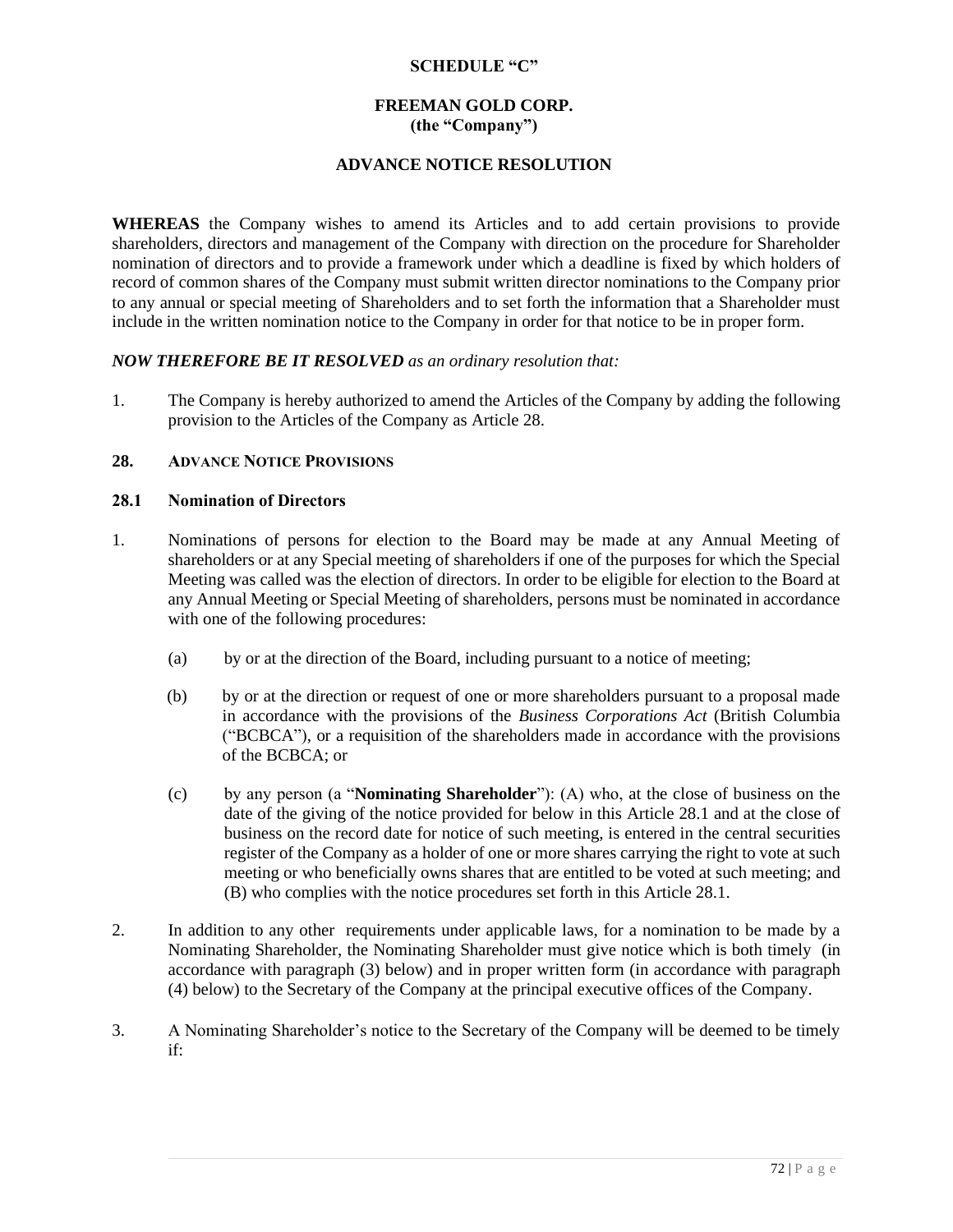**SCHEDULE "C"**

**FREEMAN GOLD CORP.**
**(the "Company")**

**ADVANCE NOTICE RESOLUTION**

**WHEREAS** the Company wishes to amend its Articles and to add certain provisions to provide shareholders, directors and management of the Company with direction on the procedure for Shareholder nomination of directors and to provide a framework under which a deadline is fixed by which holders of record of common shares of the Company must submit written director nominations to the Company prior to any annual or special meeting of Shareholders and to set forth the information that a Shareholder must include in the written nomination notice to the Company in order for that notice to be in proper form.

***NOW THEREFORE BE IT RESOLVED*** *as an ordinary resolution that:*

1. The Company is hereby authorized to amend the Articles of the Company by adding the following provision to the Articles of the Company as Article 28.

**28. ADVANCE NOTICE PROVISIONS**

**28.1 Nomination of Directors**

1. Nominations of persons for election to the Board may be made at any Annual Meeting of shareholders or at any Special meeting of shareholders if one of the purposes for which the Special Meeting was called was the election of directors. In order to be eligible for election to the Board at any Annual Meeting or Special Meeting of shareholders, persons must be nominated in accordance with one of the following procedures:

   (a) by or at the direction of the Board, including pursuant to a notice of meeting;

   (b) by or at the direction or request of one or more shareholders pursuant to a proposal made in accordance with the provisions of the *Business Corporations Act* (British Columbia ("BCBCA"), or a requisition of the shareholders made in accordance with the provisions of the BCBCA; or

   (c) by any person (a "**Nominating Shareholder**"): (A) who, at the close of business on the date of the giving of the notice provided for below in this Article 28.1 and at the close of business on the record date for notice of such meeting, is entered in the central securities register of the Company as a holder of one or more shares carrying the right to vote at such meeting or who beneficially owns shares that are entitled to be voted at such meeting; and (B) who complies with the notice procedures set forth in this Article 28.1.

2. In addition to any other requirements under applicable laws, for a nomination to be made by a Nominating Shareholder, the Nominating Shareholder must give notice which is both timely (in accordance with paragraph (3) below) and in proper written form (in accordance with paragraph (4) below) to the Secretary of the Company at the principal executive offices of the Company.

3. A Nominating Shareholder's notice to the Secretary of the Company will be deemed to be timely if: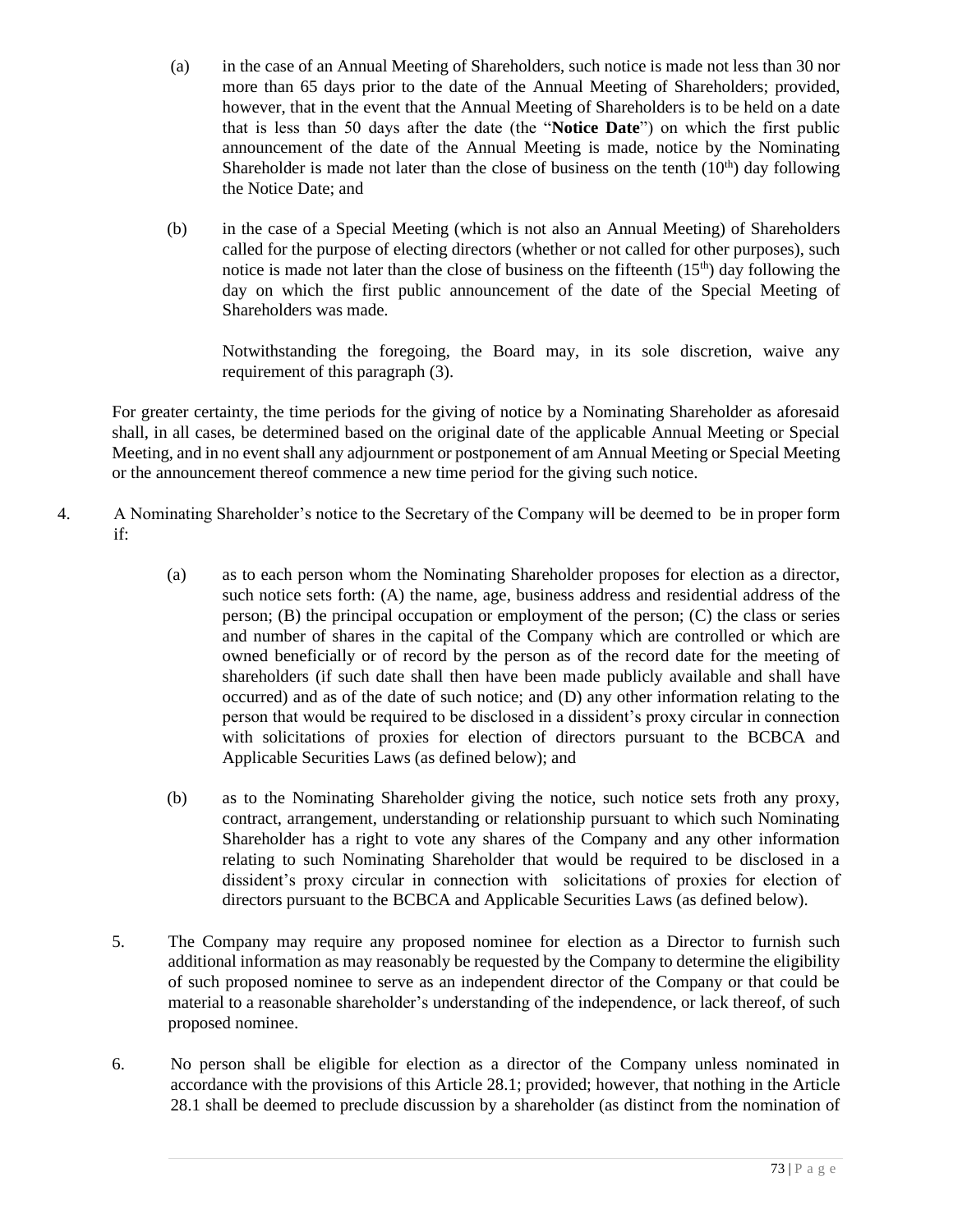(a) in the case of an Annual Meeting of Shareholders, such notice is made not less than 30 nor more than 65 days prior to the date of the Annual Meeting of Shareholders; provided, however, that in the event that the Annual Meeting of Shareholders is to be held on a date that is less than 50 days after the date (the "**Notice Date**") on which the first public announcement of the date of the Annual Meeting is made, notice by the Nominating Shareholder is made not later than the close of business on the tenth (10th) day following the Notice Date; and

(b) in the case of a Special Meeting (which is not also an Annual Meeting) of Shareholders called for the purpose of electing directors (whether or not called for other purposes), such notice is made not later than the close of business on the fifteenth (15th) day following the day on which the first public announcement of the date of the Special Meeting of Shareholders was made.

Notwithstanding the foregoing, the Board may, in its sole discretion, waive any requirement of this paragraph (3).

For greater certainty, the time periods for the giving of notice by a Nominating Shareholder as aforesaid shall, in all cases, be determined based on the original date of the applicable Annual Meeting or Special Meeting, and in no event shall any adjournment or postponement of am Annual Meeting or Special Meeting or the announcement thereof commence a new time period for the giving such notice.

4. A Nominating Shareholder's notice to the Secretary of the Company will be deemed to be in proper form if:

(a) as to each person whom the Nominating Shareholder proposes for election as a director, such notice sets forth: (A) the name, age, business address and residential address of the person; (B) the principal occupation or employment of the person; (C) the class or series and number of shares in the capital of the Company which are controlled or which are owned beneficially or of record by the person as of the record date for the meeting of shareholders (if such date shall then have been made publicly available and shall have occurred) and as of the date of such notice; and (D) any other information relating to the person that would be required to be disclosed in a dissident's proxy circular in connection with solicitations of proxies for election of directors pursuant to the BCBCA and Applicable Securities Laws (as defined below); and

(b) as to the Nominating Shareholder giving the notice, such notice sets froth any proxy, contract, arrangement, understanding or relationship pursuant to which such Nominating Shareholder has a right to vote any shares of the Company and any other information relating to such Nominating Shareholder that would be required to be disclosed in a dissident's proxy circular in connection with solicitations of proxies for election of directors pursuant to the BCBCA and Applicable Securities Laws (as defined below).

5. The Company may require any proposed nominee for election as a Director to furnish such additional information as may reasonably be requested by the Company to determine the eligibility of such proposed nominee to serve as an independent director of the Company or that could be material to a reasonable shareholder's understanding of the independence, or lack thereof, of such proposed nominee.

6. No person shall be eligible for election as a director of the Company unless nominated in accordance with the provisions of this Article 28.1; provided; however, that nothing in the Article 28.1 shall be deemed to preclude discussion by a shareholder (as distinct from the nomination of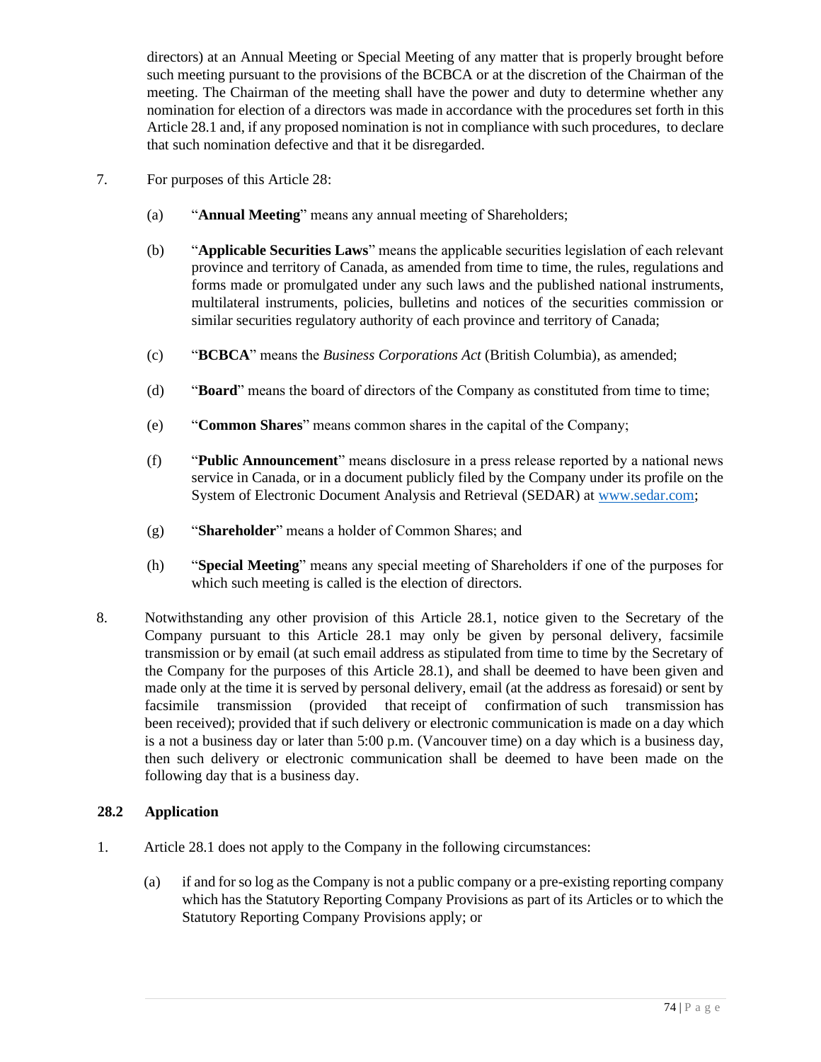directors) at an Annual Meeting or Special Meeting of any matter that is properly brought before such meeting pursuant to the provisions of the BCBCA or at the discretion of the Chairman of the meeting. The Chairman of the meeting shall have the power and duty to determine whether any nomination for election of a directors was made in accordance with the procedures set forth in this Article 28.1 and, if any proposed nomination is not in compliance with such procedures, to declare that such nomination defective and that it be disregarded.

7. For purposes of this Article 28:

   (a) "**Annual Meeting**" means any annual meeting of Shareholders;

   (b) "**Applicable Securities Laws**" means the applicable securities legislation of each relevant province and territory of Canada, as amended from time to time, the rules, regulations and forms made or promulgated under any such laws and the published national instruments, multilateral instruments, policies, bulletins and notices of the securities commission or similar securities regulatory authority of each province and territory of Canada;

   (c) "**BCBCA**" means the *Business Corporations Act* (British Columbia), as amended;

   (d) "**Board**" means the board of directors of the Company as constituted from time to time;

   (e) "**Common Shares**" means common shares in the capital of the Company;

   (f) "**Public Announcement**" means disclosure in a press release reported by a national news service in Canada, or in a document publicly filed by the Company under its profile on the System of Electronic Document Analysis and Retrieval (SEDAR) at www.sedar.com;

   (g) "**Shareholder**" means a holder of Common Shares; and

   (h) "**Special Meeting**" means any special meeting of Shareholders if one of the purposes for which such meeting is called is the election of directors.

8. Notwithstanding any other provision of this Article 28.1, notice given to the Secretary of the Company pursuant to this Article 28.1 may only be given by personal delivery, facsimile transmission or by email (at such email address as stipulated from time to time by the Secretary of the Company for the purposes of this Article 28.1), and shall be deemed to have been given and made only at the time it is served by personal delivery, email (at the address as foresaid) or sent by facsimile transmission (provided that receipt of confirmation of such transmission has been received); provided that if such delivery or electronic communication is made on a day which is a not a business day or later than 5:00 p.m. (Vancouver time) on a day which is a business day, then such delivery or electronic communication shall be deemed to have been made on the following day that is a business day.

### 28.2 Application

1. Article 28.1 does not apply to the Company in the following circumstances:

   (a) if and for so log as the Company is not a public company or a pre-existing reporting company which has the Statutory Reporting Company Provisions as part of its Articles or to which the Statutory Reporting Company Provisions apply; or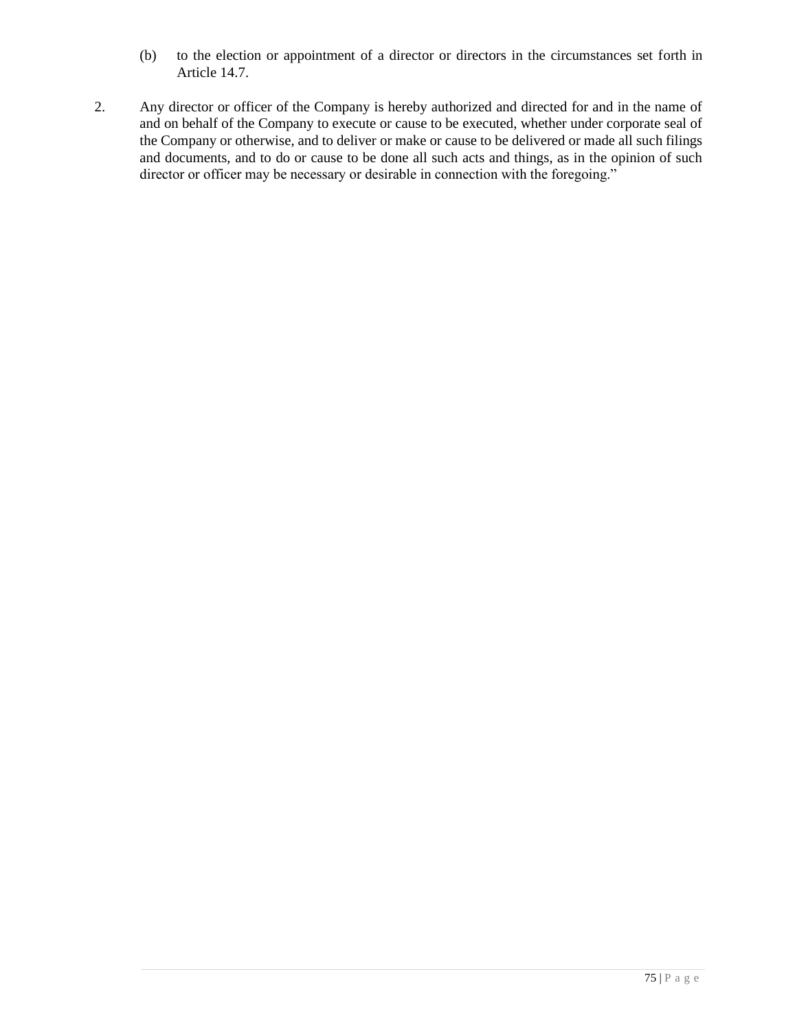(b) to the election or appointment of a director or directors in the circumstances set forth in Article 14.7.

2. Any director or officer of the Company is hereby authorized and directed for and in the name of and on behalf of the Company to execute or cause to be executed, whether under corporate seal of the Company or otherwise, and to deliver or make or cause to be delivered or made all such filings and documents, and to do or cause to be done all such acts and things, as in the opinion of such director or officer may be necessary or desirable in connection with the foregoing."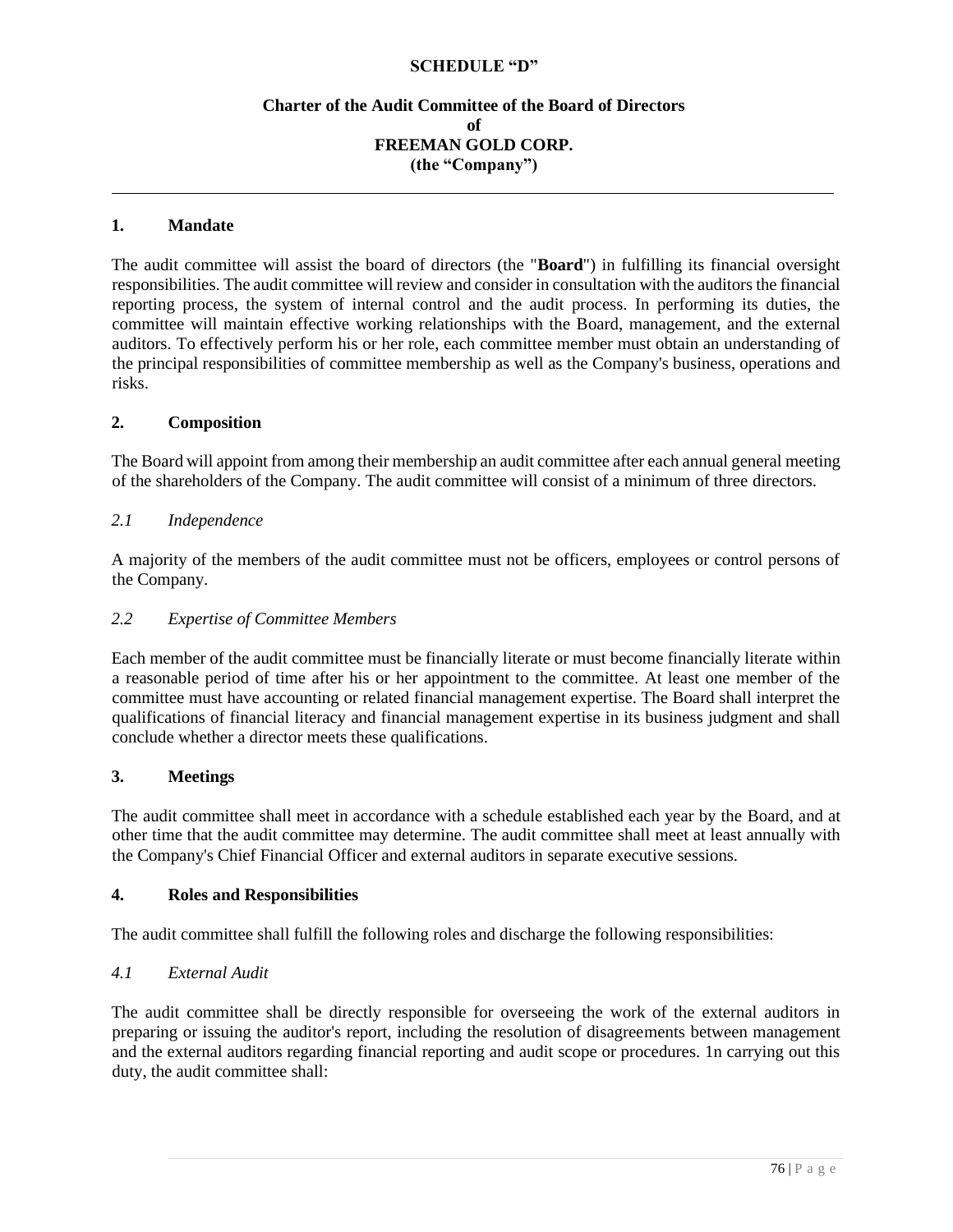**SCHEDULE "D"**

**Charter of the Audit Committee of the Board of Directors**
**of**
**FREEMAN GOLD CORP.**
**(the "Company")**

---

## 1. Mandate

The audit committee will assist the board of directors (the "**Board**") in fulfilling its financial oversight responsibilities. The audit committee will review and consider in consultation with the auditors the financial reporting process, the system of internal control and the audit process. In performing its duties, the committee will maintain effective working relationships with the Board, management, and the external auditors. To effectively perform his or her role, each committee member must obtain an understanding of the principal responsibilities of committee membership as well as the Company's business, operations and risks.

## 2. Composition

The Board will appoint from among their membership an audit committee after each annual general meeting of the shareholders of the Company. The audit committee will consist of a minimum of three directors.

### *2.1 Independence*

A majority of the members of the audit committee must not be officers, employees or control persons of the Company.

### *2.2 Expertise of Committee Members*

Each member of the audit committee must be financially literate or must become financially literate within a reasonable period of time after his or her appointment to the committee. At least one member of the committee must have accounting or related financial management expertise. The Board shall interpret the qualifications of financial literacy and financial management expertise in its business judgment and shall conclude whether a director meets these qualifications.

## 3. Meetings

The audit committee shall meet in accordance with a schedule established each year by the Board, and at other time that the audit committee may determine. The audit committee shall meet at least annually with the Company's Chief Financial Officer and external auditors in separate executive sessions.

## 4. Roles and Responsibilities

The audit committee shall fulfill the following roles and discharge the following responsibilities:

### *4.1 External Audit*

The audit committee shall be directly responsible for overseeing the work of the external auditors in preparing or issuing the auditor's report, including the resolution of disagreements between management and the external auditors regarding financial reporting and audit scope or procedures. 1n carrying out this duty, the audit committee shall: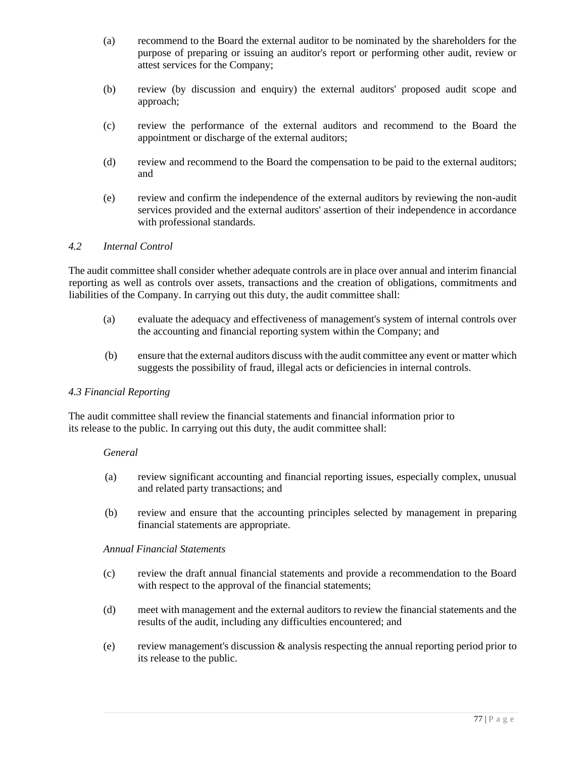(a) recommend to the Board the external auditor to be nominated by the shareholders for the purpose of preparing or issuing an auditor's report or performing other audit, review or attest services for the Company;

(b) review (by discussion and enquiry) the external auditors' proposed audit scope and approach;

(c) review the performance of the external auditors and recommend to the Board the appointment or discharge of the external auditors;

(d) review and recommend to the Board the compensation to be paid to the external auditors; and

(e) review and confirm the independence of the external auditors by reviewing the non-audit services provided and the external auditors' assertion of their independence in accordance with professional standards.

*4.2 Internal Control*

The audit committee shall consider whether adequate controls are in place over annual and interim financial reporting as well as controls over assets, transactions and the creation of obligations, commitments and liabilities of the Company. In carrying out this duty, the audit committee shall:

(a) evaluate the adequacy and effectiveness of management's system of internal controls over the accounting and financial reporting system within the Company; and

(b) ensure that the external auditors discuss with the audit committee any event or matter which suggests the possibility of fraud, illegal acts or deficiencies in internal controls.

*4.3 Financial Reporting*

The audit committee shall review the financial statements and financial information prior to its release to the public. In carrying out this duty, the audit committee shall:

*General*

(a) review significant accounting and financial reporting issues, especially complex, unusual and related party transactions; and

(b) review and ensure that the accounting principles selected by management in preparing financial statements are appropriate.

*Annual Financial Statements*

(c) review the draft annual financial statements and provide a recommendation to the Board with respect to the approval of the financial statements;

(d) meet with management and the external auditors to review the financial statements and the results of the audit, including any difficulties encountered; and

(e) review management's discussion & analysis respecting the annual reporting period prior to its release to the public.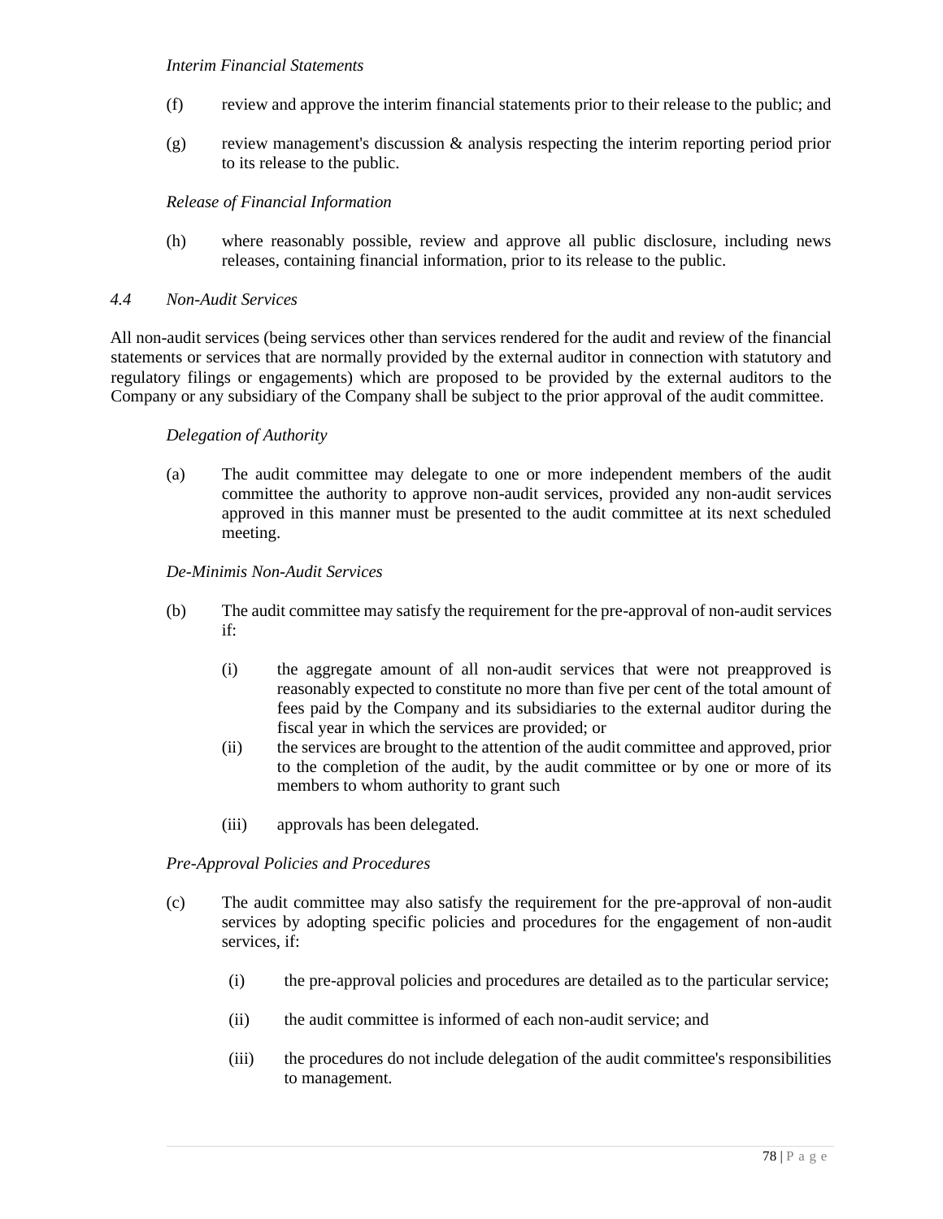*Interim Financial Statements*

(f) review and approve the interim financial statements prior to their release to the public; and

(g) review management's discussion & analysis respecting the interim reporting period prior to its release to the public.

*Release of Financial Information*

(h) where reasonably possible, review and approve all public disclosure, including news releases, containing financial information, prior to its release to the public.

*4.4 Non-Audit Services*

All non-audit services (being services other than services rendered for the audit and review of the financial statements or services that are normally provided by the external auditor in connection with statutory and regulatory filings or engagements) which are proposed to be provided by the external auditors to the Company or any subsidiary of the Company shall be subject to the prior approval of the audit committee.

*Delegation of Authority*

(a) The audit committee may delegate to one or more independent members of the audit committee the authority to approve non-audit services, provided any non-audit services approved in this manner must be presented to the audit committee at its next scheduled meeting.

*De-Minimis Non-Audit Services*

(b) The audit committee may satisfy the requirement for the pre-approval of non-audit services if:

(i) the aggregate amount of all non-audit services that were not preapproved is reasonably expected to constitute no more than five per cent of the total amount of fees paid by the Company and its subsidiaries to the external auditor during the fiscal year in which the services are provided; or

(ii) the services are brought to the attention of the audit committee and approved, prior to the completion of the audit, by the audit committee or by one or more of its members to whom authority to grant such

(iii) approvals has been delegated.

*Pre-Approval Policies and Procedures*

(c) The audit committee may also satisfy the requirement for the pre-approval of non-audit services by adopting specific policies and procedures for the engagement of non-audit services, if:

(i) the pre-approval policies and procedures are detailed as to the particular service;

(ii) the audit committee is informed of each non-audit service; and

(iii) the procedures do not include delegation of the audit committee's responsibilities to management.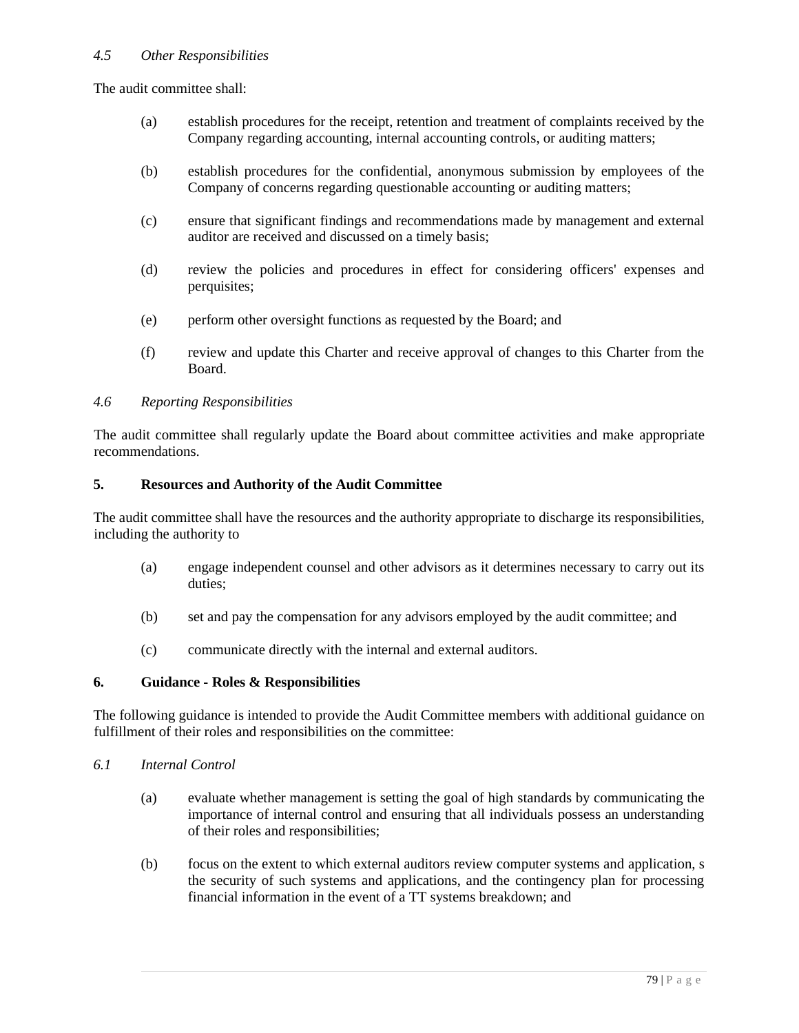*4.5 Other Responsibilities*

The audit committee shall:

(a) establish procedures for the receipt, retention and treatment of complaints received by the Company regarding accounting, internal accounting controls, or auditing matters;

(b) establish procedures for the confidential, anonymous submission by employees of the Company of concerns regarding questionable accounting or auditing matters;

(c) ensure that significant findings and recommendations made by management and external auditor are received and discussed on a timely basis;

(d) review the policies and procedures in effect for considering officers' expenses and perquisites;

(e) perform other oversight functions as requested by the Board; and

(f) review and update this Charter and receive approval of changes to this Charter from the Board.

*4.6 Reporting Responsibilities*

The audit committee shall regularly update the Board about committee activities and make appropriate recommendations.

**5. Resources and Authority of the Audit Committee**

The audit committee shall have the resources and the authority appropriate to discharge its responsibilities, including the authority to

(a) engage independent counsel and other advisors as it determines necessary to carry out its duties;

(b) set and pay the compensation for any advisors employed by the audit committee; and

(c) communicate directly with the internal and external auditors.

**6. Guidance - Roles & Responsibilities**

The following guidance is intended to provide the Audit Committee members with additional guidance on fulfillment of their roles and responsibilities on the committee:

*6.1 Internal Control*

(a) evaluate whether management is setting the goal of high standards by communicating the importance of internal control and ensuring that all individuals possess an understanding of their roles and responsibilities;

(b) focus on the extent to which external auditors review computer systems and application, s the security of such systems and applications, and the contingency plan for processing financial information in the event of a TT systems breakdown; and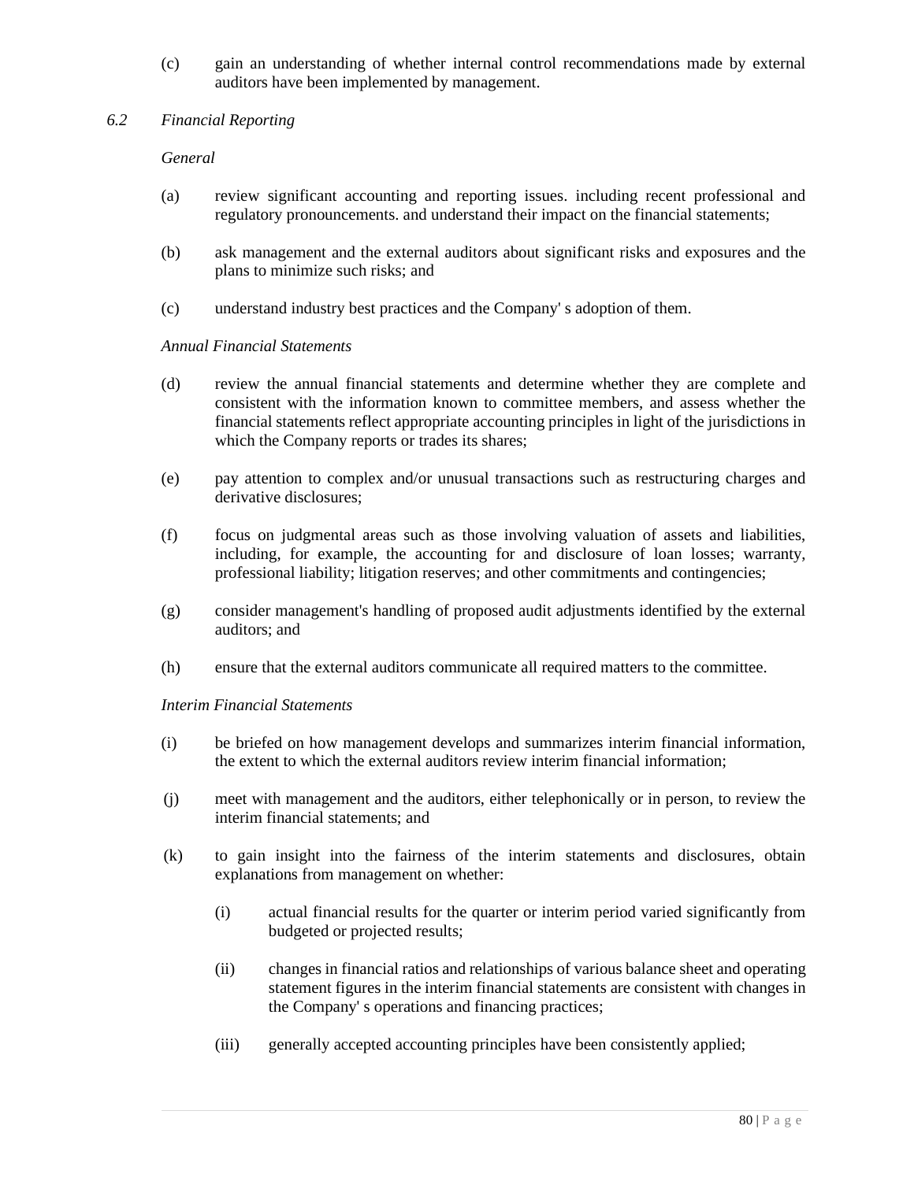(c) gain an understanding of whether internal control recommendations made by external auditors have been implemented by management.

*6.2 Financial Reporting*

*General*

(a) review significant accounting and reporting issues. including recent professional and regulatory pronouncements. and understand their impact on the financial statements;

(b) ask management and the external auditors about significant risks and exposures and the plans to minimize such risks; and

(c) understand industry best practices and the Company' s adoption of them.

*Annual Financial Statements*

(d) review the annual financial statements and determine whether they are complete and consistent with the information known to committee members, and assess whether the financial statements reflect appropriate accounting principles in light of the jurisdictions in which the Company reports or trades its shares;

(e) pay attention to complex and/or unusual transactions such as restructuring charges and derivative disclosures;

(f) focus on judgmental areas such as those involving valuation of assets and liabilities, including, for example, the accounting for and disclosure of loan losses; warranty, professional liability; litigation reserves; and other commitments and contingencies;

(g) consider management's handling of proposed audit adjustments identified by the external auditors; and

(h) ensure that the external auditors communicate all required matters to the committee.

*Interim Financial Statements*

(i) be briefed on how management develops and summarizes interim financial information, the extent to which the external auditors review interim financial information;

(j) meet with management and the auditors, either telephonically or in person, to review the interim financial statements; and

(k) to gain insight into the fairness of the interim statements and disclosures, obtain explanations from management on whether:

   (i) actual financial results for the quarter or interim period varied significantly from budgeted or projected results;

   (ii) changes in financial ratios and relationships of various balance sheet and operating statement figures in the interim financial statements are consistent with changes in the Company' s operations and financing practices;

   (iii) generally accepted accounting principles have been consistently applied;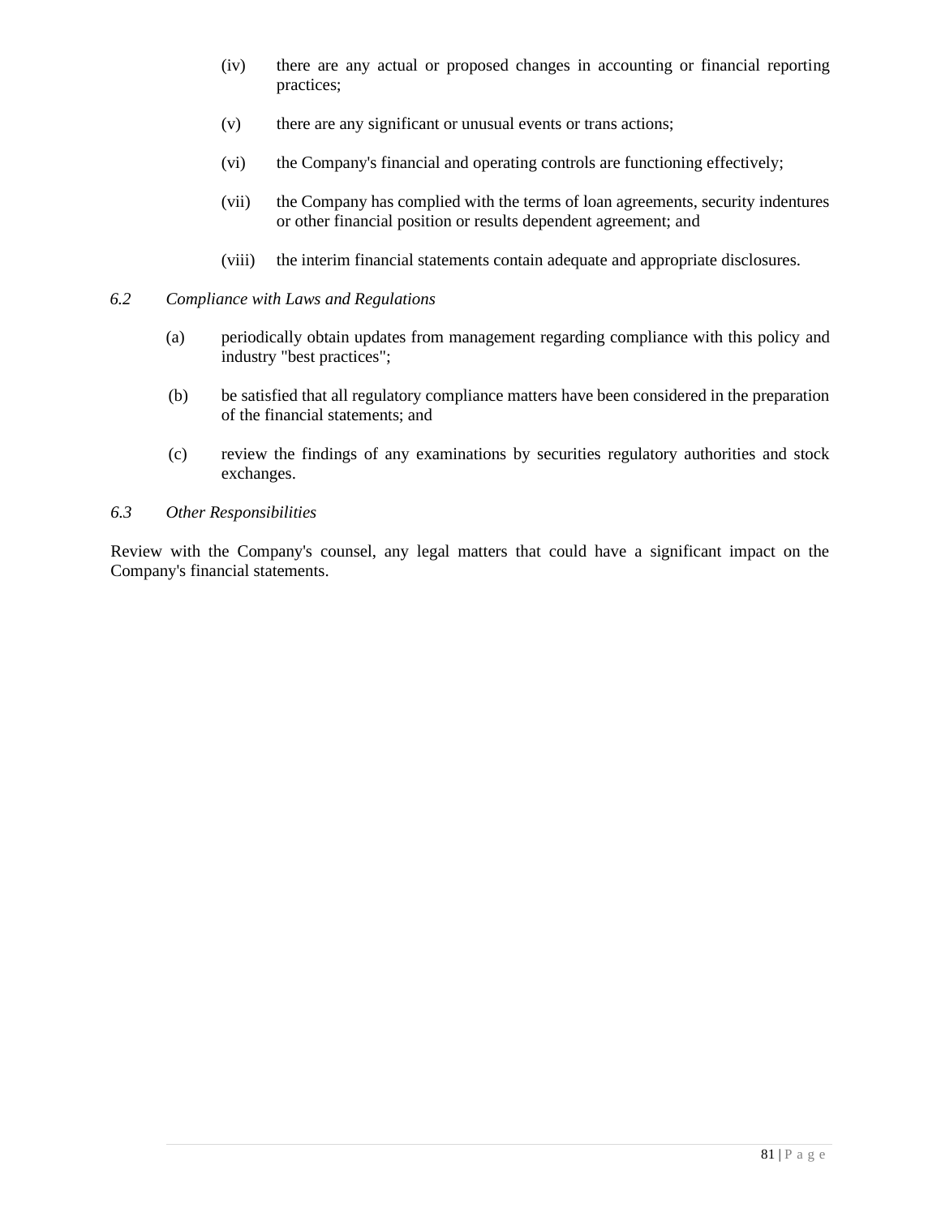(iv) there are any actual or proposed changes in accounting or financial reporting practices;

(v) there are any significant or unusual events or trans actions;

(vi) the Company's financial and operating controls are functioning effectively;

(vii) the Company has complied with the terms of loan agreements, security indentures or other financial position or results dependent agreement; and

(viii) the interim financial statements contain adequate and appropriate disclosures.

*6.2 Compliance with Laws and Regulations*

(a) periodically obtain updates from management regarding compliance with this policy and industry "best practices";

(b) be satisfied that all regulatory compliance matters have been considered in the preparation of the financial statements; and

(c) review the findings of any examinations by securities regulatory authorities and stock exchanges.

*6.3 Other Responsibilities*

Review with the Company's counsel, any legal matters that could have a significant impact on the Company's financial statements.